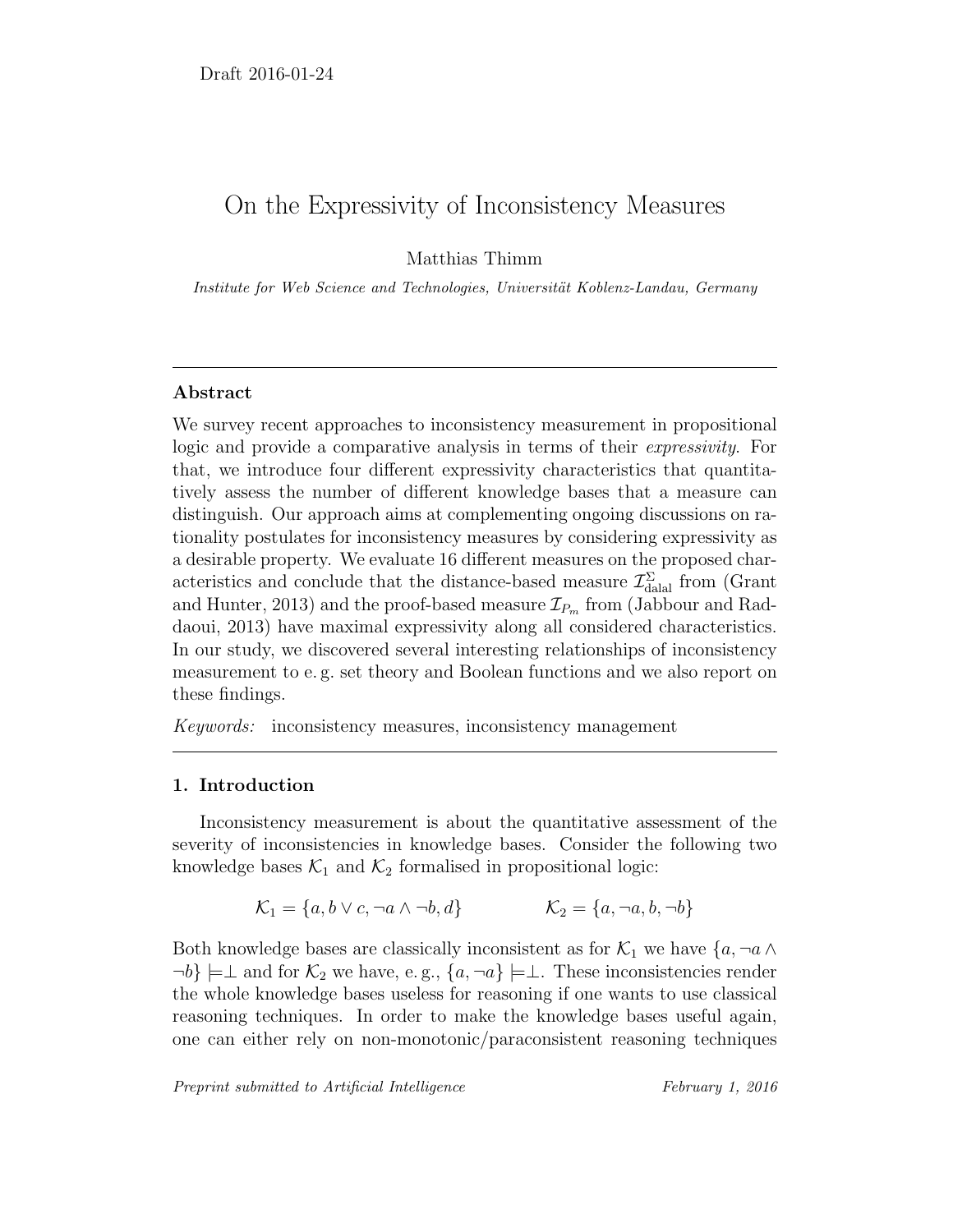Draft 2016-01-24

# On the Expressivity of Inconsistency Measures

Matthias Thimm

*Institute for Web Science and Technologies, Universität Koblenz-Landau, Germany*

---

### Abstract

We survey recent approaches to inconsistency measurement in propositional logic and provide a comparative analysis in terms of their *expressivity*. For that, we introduce four different expressivity characteristics that quantitatively assess the number of different knowledge bases that a measure can distinguish. Our approach aims at complementing ongoing discussions on rationality postulates for inconsistency measures by considering expressivity as a desirable property. We evaluate 16 different measures on the proposed characteristics and conclude that the distance-based measure $\mathcal{I}^{\Sigma}_{\text{dalal}}$ from (Grant and Hunter, 2013) and the proof-based measure $\mathcal{I}_{P_m}$ from (Jabbour and Raddaoui, 2013) have maximal expressivity along all considered characteristics. In our study, we discovered several interesting relationships of inconsistency measurement to e. g. set theory and Boolean functions and we also report on these findings.

*Keywords:* inconsistency measures, inconsistency management

---

## 1. Introduction

Inconsistency measurement is about the quantitative assessment of the severity of inconsistencies in knowledge bases. Consider the following two knowledge bases $\mathcal{K}_1$ and $\mathcal{K}_2$ formalised in propositional logic:

$$\mathcal{K}_1 = \{a, b \vee c, \neg a \wedge \neg b, d\} \qquad\qquad \mathcal{K}_2 = \{a, \neg a, b, \neg b\}$$

Both knowledge bases are classically inconsistent as for $\mathcal{K}_1$ we have $\{a, \neg a \wedge \neg b\} \models \perp$ and for $\mathcal{K}_2$ we have, e. g., $\{a, \neg a\} \models \perp$. These inconsistencies render the whole knowledge bases useless for reasoning if one wants to use classical reasoning techniques. In order to make the knowledge bases useful again, one can either rely on non-monotonic/paraconsistent reasoning techniques

*Preprint submitted to Artificial Intelligence* *February 1, 2016*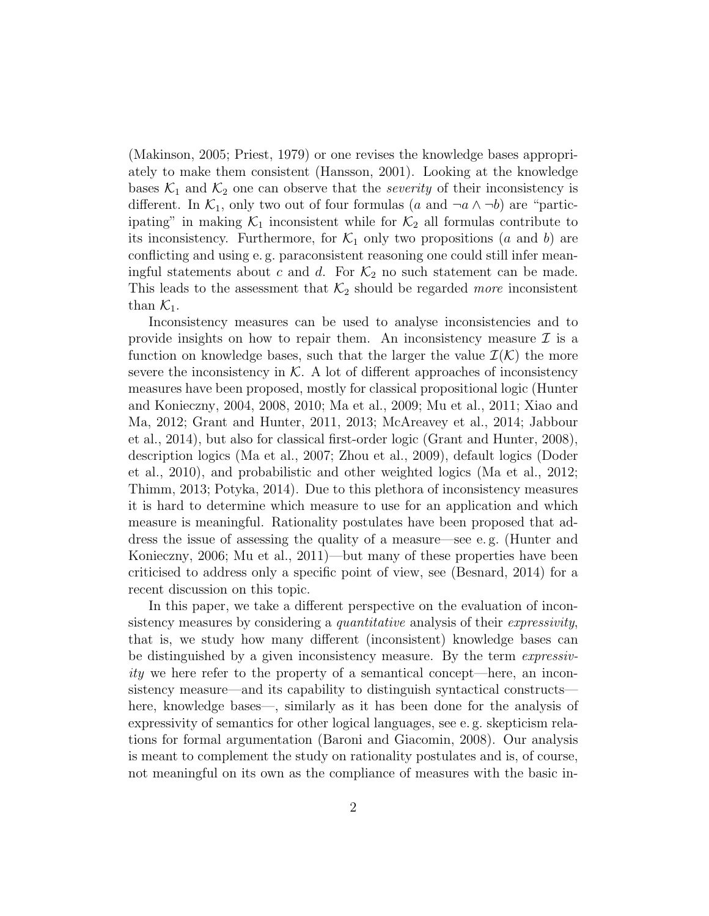(Makinson, 2005; Priest, 1979) or one revises the knowledge bases appropriately to make them consistent (Hansson, 2001). Looking at the knowledge bases $\mathcal{K}_1$ and $\mathcal{K}_2$ one can observe that the *severity* of their inconsistency is different. In $\mathcal{K}_1$, only two out of four formulas ($a$ and $\neg a \wedge \neg b$) are "participating" in making $\mathcal{K}_1$ inconsistent while for $\mathcal{K}_2$ all formulas contribute to its inconsistency. Furthermore, for $\mathcal{K}_1$ only two propositions ($a$ and $b$) are conflicting and using e. g. paraconsistent reasoning one could still infer meaningful statements about $c$ and $d$. For $\mathcal{K}_2$ no such statement can be made. This leads to the assessment that $\mathcal{K}_2$ should be regarded *more* inconsistent than $\mathcal{K}_1$.

Inconsistency measures can be used to analyse inconsistencies and to provide insights on how to repair them. An inconsistency measure $\mathcal{I}$ is a function on knowledge bases, such that the larger the value $\mathcal{I}(\mathcal{K})$ the more severe the inconsistency in $\mathcal{K}$. A lot of different approaches of inconsistency measures have been proposed, mostly for classical propositional logic (Hunter and Konieczny, 2004, 2008, 2010; Ma et al., 2009; Mu et al., 2011; Xiao and Ma, 2012; Grant and Hunter, 2011, 2013; McAreavey et al., 2014; Jabbour et al., 2014), but also for classical first-order logic (Grant and Hunter, 2008), description logics (Ma et al., 2007; Zhou et al., 2009), default logics (Doder et al., 2010), and probabilistic and other weighted logics (Ma et al., 2012; Thimm, 2013; Potyka, 2014). Due to this plethora of inconsistency measures it is hard to determine which measure to use for an application and which measure is meaningful. Rationality postulates have been proposed that address the issue of assessing the quality of a measure—see e. g. (Hunter and Konieczny, 2006; Mu et al., 2011)—but many of these properties have been criticised to address only a specific point of view, see (Besnard, 2014) for a recent discussion on this topic.

In this paper, we take a different perspective on the evaluation of inconsistency measures by considering a *quantitative* analysis of their *expressivity*, that is, we study how many different (inconsistent) knowledge bases can be distinguished by a given inconsistency measure. By the term *expressivity* we here refer to the property of a semantical concept—here, an inconsistency measure—and its capability to distinguish syntactical constructs—here, knowledge bases—, similarly as it has been done for the analysis of expressivity of semantics for other logical languages, see e. g. skepticism relations for formal argumentation (Baroni and Giacomin, 2008). Our analysis is meant to complement the study on rationality postulates and is, of course, not meaningful on its own as the compliance of measures with the basic in-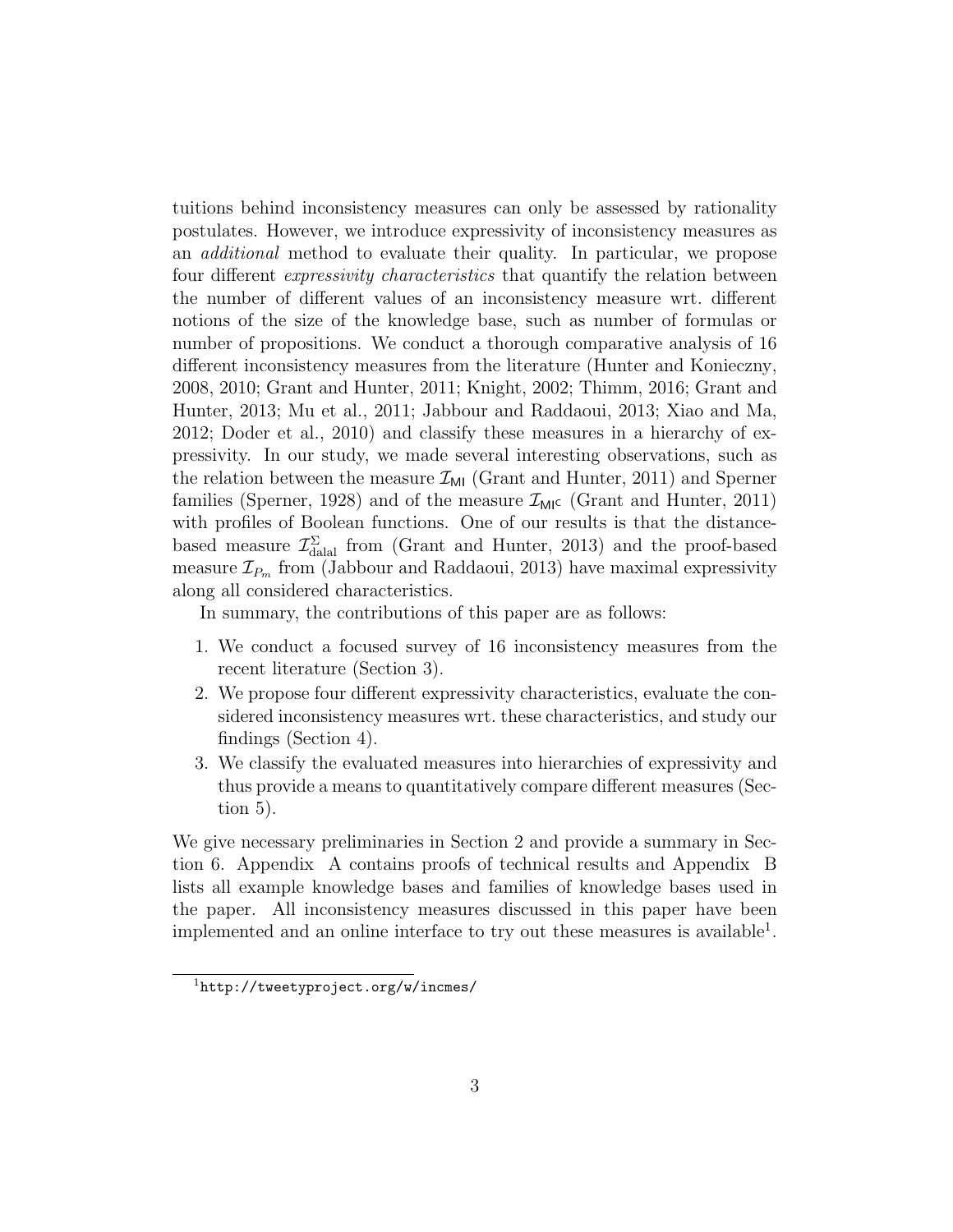tuitions behind inconsistency measures can only be assessed by rationality postulates. However, we introduce expressivity of inconsistency measures as an *additional* method to evaluate their quality. In particular, we propose four different *expressivity characteristics* that quantify the relation between the number of different values of an inconsistency measure wrt. different notions of the size of the knowledge base, such as number of formulas or number of propositions. We conduct a thorough comparative analysis of 16 different inconsistency measures from the literature (Hunter and Konieczny, 2008, 2010; Grant and Hunter, 2011; Knight, 2002; Thimm, 2016; Grant and Hunter, 2013; Mu et al., 2011; Jabbour and Raddaoui, 2013; Xiao and Ma, 2012; Doder et al., 2010) and classify these measures in a hierarchy of expressivity. In our study, we made several interesting observations, such as the relation between the measure $\mathcal{I}_{\mathsf{MI}}$ (Grant and Hunter, 2011) and Sperner families (Sperner, 1928) and of the measure $\mathcal{I}_{\mathsf{MI}^{\mathsf{C}}}$ (Grant and Hunter, 2011) with profiles of Boolean functions. One of our results is that the distance-based measure $\mathcal{I}^{\Sigma}_{\text{dalal}}$ from (Grant and Hunter, 2013) and the proof-based measure $\mathcal{I}_{P_m}$ from (Jabbour and Raddaoui, 2013) have maximal expressivity along all considered characteristics.

In summary, the contributions of this paper are as follows:

1. We conduct a focused survey of 16 inconsistency measures from the recent literature (Section 3).
2. We propose four different expressivity characteristics, evaluate the considered inconsistency measures wrt. these characteristics, and study our findings (Section 4).
3. We classify the evaluated measures into hierarchies of expressivity and thus provide a means to quantitatively compare different measures (Section 5).

We give necessary preliminaries in Section 2 and provide a summary in Section 6. Appendix A contains proofs of technical results and Appendix B lists all example knowledge bases and families of knowledge bases used in the paper. All inconsistency measures discussed in this paper have been implemented and an online interface to try out these measures is available[1].

[1] http://tweetyproject.org/w/incmes/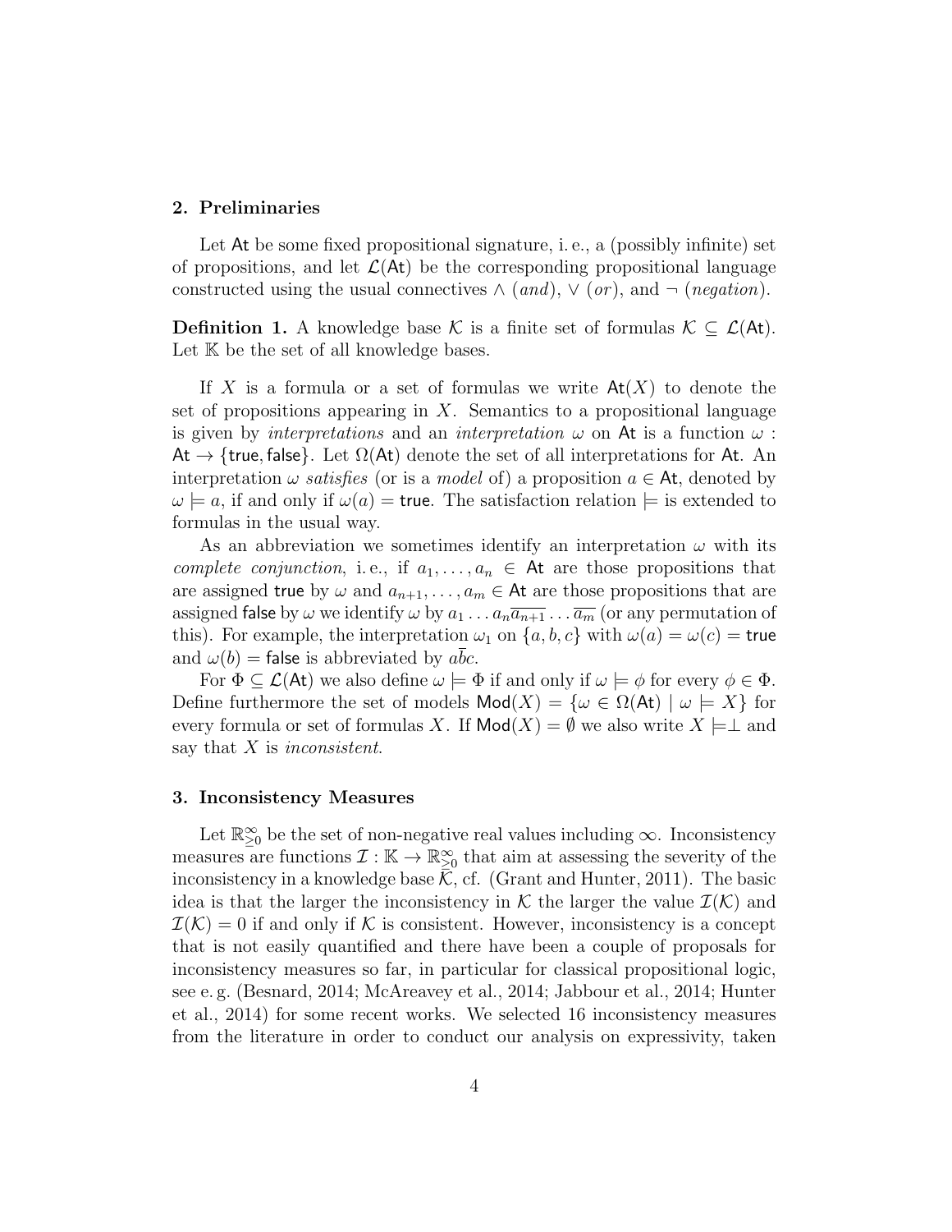## 2. Preliminaries

Let $\mathsf{At}$ be some fixed propositional signature, i. e., a (possibly infinite) set of propositions, and let $\mathcal{L}(\mathsf{At})$ be the corresponding propositional language constructed using the usual connectives $\wedge$ (*and*), $\vee$ (*or*), and $\neg$ (*negation*).

**Definition 1.** A knowledge base $\mathcal{K}$ is a finite set of formulas $\mathcal{K} \subseteq \mathcal{L}(\mathsf{At})$. Let $\mathbb{K}$ be the set of all knowledge bases.

If $X$ is a formula or a set of formulas we write $\mathsf{At}(X)$ to denote the set of propositions appearing in $X$. Semantics to a propositional language is given by *interpretations* and an *interpretation* $\omega$ on $\mathsf{At}$ is a function $\omega : \mathsf{At} \rightarrow \{\mathsf{true}, \mathsf{false}\}$. Let $\Omega(\mathsf{At})$ denote the set of all interpretations for $\mathsf{At}$. An interpretation $\omega$ *satisfies* (or is a *model* of) a proposition $a \in \mathsf{At}$, denoted by $\omega \models a$, if and only if $\omega(a) = \mathsf{true}$. The satisfaction relation $\models$ is extended to formulas in the usual way.

As an abbreviation we sometimes identify an interpretation $\omega$ with its *complete conjunction*, i. e., if $a_1, \ldots, a_n \in \mathsf{At}$ are those propositions that are assigned $\mathsf{true}$ by $\omega$ and $a_{n+1}, \ldots, a_m \in \mathsf{At}$ are those propositions that are assigned $\mathsf{false}$ by $\omega$ we identify $\omega$ by $a_1 \ldots a_n \overline{a_{n+1}} \ldots \overline{a_m}$ (or any permutation of this). For example, the interpretation $\omega_1$ on $\{a, b, c\}$ with $\omega(a) = \omega(c) = \mathsf{true}$ and $\omega(b) = \mathsf{false}$ is abbreviated by $a\overline{b}c$.

For $\Phi \subseteq \mathcal{L}(\mathsf{At})$ we also define $\omega \models \Phi$ if and only if $\omega \models \phi$ for every $\phi \in \Phi$. Define furthermore the set of models $\mathsf{Mod}(X) = \{\omega \in \Omega(\mathsf{At}) \mid \omega \models X\}$ for every formula or set of formulas $X$. If $\mathsf{Mod}(X) = \emptyset$ we also write $X \models \perp$ and say that $X$ is *inconsistent*.

## 3. Inconsistency Measures

Let $\mathbb{R}^{\infty}_{\geq 0}$ be the set of non-negative real values including $\infty$. Inconsistency measures are functions $\mathcal{I} : \mathbb{K} \rightarrow \mathbb{R}^{\infty}_{\geq 0}$ that aim at assessing the severity of the inconsistency in a knowledge base $\mathcal{K}$, cf. (Grant and Hunter, 2011). The basic idea is that the larger the inconsistency in $\mathcal{K}$ the larger the value $\mathcal{I}(\mathcal{K})$ and $\mathcal{I}(\mathcal{K}) = 0$ if and only if $\mathcal{K}$ is consistent. However, inconsistency is a concept that is not easily quantified and there have been a couple of proposals for inconsistency measures so far, in particular for classical propositional logic, see e. g. (Besnard, 2014; McAreavey et al., 2014; Jabbour et al., 2014; Hunter et al., 2014) for some recent works. We selected 16 inconsistency measures from the literature in order to conduct our analysis on expressivity, taken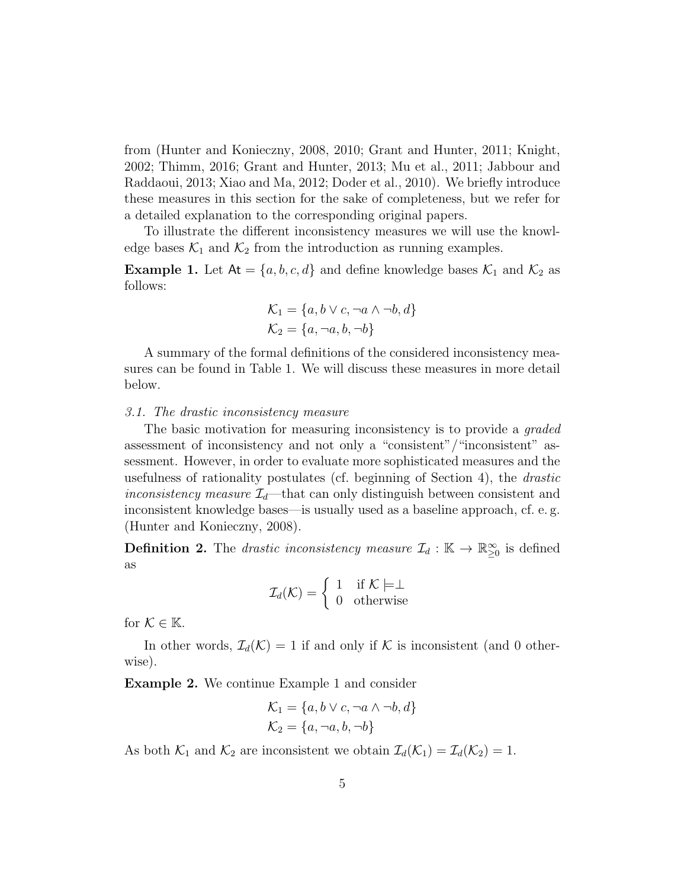from (Hunter and Konieczny, 2008, 2010; Grant and Hunter, 2011; Knight, 2002; Thimm, 2016; Grant and Hunter, 2013; Mu et al., 2011; Jabbour and Raddaoui, 2013; Xiao and Ma, 2012; Doder et al., 2010). We briefly introduce these measures in this section for the sake of completeness, but we refer for a detailed explanation to the corresponding original papers.

To illustrate the different inconsistency measures we will use the knowledge bases $\mathcal{K}_1$ and $\mathcal{K}_2$ from the introduction as running examples.

**Example 1.** Let $\mathsf{At} = \{a, b, c, d\}$ and define knowledge bases $\mathcal{K}_1$ and $\mathcal{K}_2$ as follows:

$$\mathcal{K}_1 = \{a, b \vee c, \neg a \wedge \neg b, d\}$$
$$\mathcal{K}_2 = \{a, \neg a, b, \neg b\}$$

A summary of the formal definitions of the considered inconsistency measures can be found in Table 1. We will discuss these measures in more detail below.

### 3.1. The drastic inconsistency measure

The basic motivation for measuring inconsistency is to provide a *graded* assessment of inconsistency and not only a "consistent"/"inconsistent" assessment. However, in order to evaluate more sophisticated measures and the usefulness of rationality postulates (cf. beginning of Section 4), the *drastic inconsistency measure* $\mathcal{I}_d$—that can only distinguish between consistent and inconsistent knowledge bases—is usually used as a baseline approach, cf. e. g. (Hunter and Konieczny, 2008).

**Definition 2.** The *drastic inconsistency measure* $\mathcal{I}_d : \mathbb{K} \to \mathbb{R}^{\infty}_{\geq 0}$ is defined as

$$\mathcal{I}_d(\mathcal{K}) = \begin{cases} 1 & \text{if } \mathcal{K} \models \perp \\ 0 & \text{otherwise} \end{cases}$$

for $\mathcal{K} \in \mathbb{K}$.

In other words, $\mathcal{I}_d(\mathcal{K}) = 1$ if and only if $\mathcal{K}$ is inconsistent (and 0 otherwise).

**Example 2.** We continue Example 1 and consider

$$\mathcal{K}_1 = \{a, b \vee c, \neg a \wedge \neg b, d\}$$
$$\mathcal{K}_2 = \{a, \neg a, b, \neg b\}$$

As both $\mathcal{K}_1$ and $\mathcal{K}_2$ are inconsistent we obtain $\mathcal{I}_d(\mathcal{K}_1) = \mathcal{I}_d(\mathcal{K}_2) = 1$.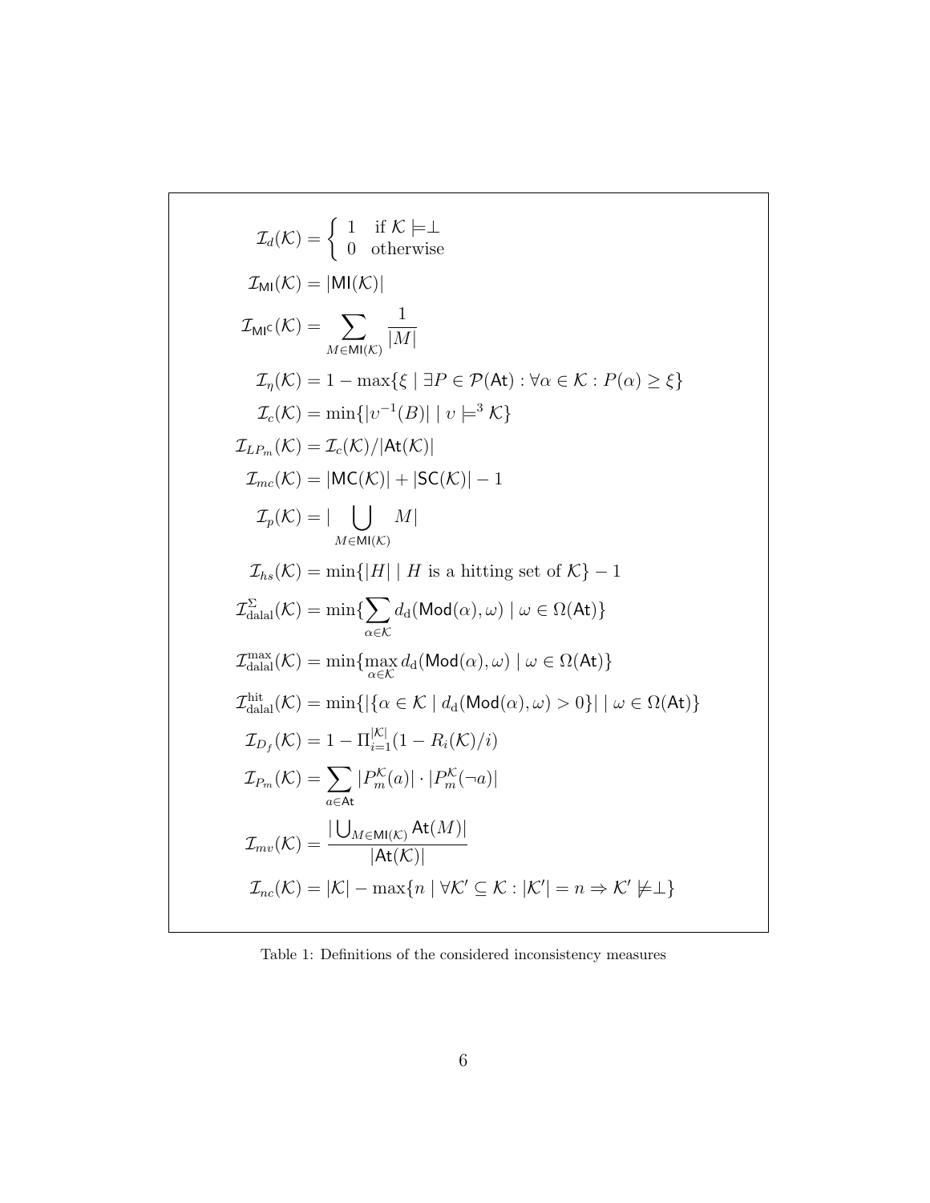$$\mathcal{I}_d(\mathcal{K}) = \begin{cases} 1 & \text{if } \mathcal{K} \models \perp \\ 0 & \text{otherwise} \end{cases}$$

$$\mathcal{I}_{\mathsf{MI}}(\mathcal{K}) = |\mathsf{MI}(\mathcal{K})|$$

$$\mathcal{I}_{\mathsf{MI}^{\mathsf{C}}}(\mathcal{K}) = \sum_{M \in \mathsf{MI}(\mathcal{K})} \frac{1}{|M|}$$

$$\mathcal{I}_\eta(\mathcal{K}) = 1 - \max\{\xi \mid \exists P \in \mathcal{P}(\mathsf{At}) : \forall \alpha \in \mathcal{K} : P(\alpha) \geq \xi\}$$

$$\mathcal{I}_c(\mathcal{K}) = \min\{|\upsilon^{-1}(B)| \mid \upsilon \models^3 \mathcal{K}\}$$

$$\mathcal{I}_{LP_m}(\mathcal{K}) = \mathcal{I}_c(\mathcal{K}) / |\mathsf{At}(\mathcal{K})|$$

$$\mathcal{I}_{mc}(\mathcal{K}) = |\mathsf{MC}(\mathcal{K})| + |\mathsf{SC}(\mathcal{K})| - 1$$

$$\mathcal{I}_p(\mathcal{K}) = |\bigcup_{M \in \mathsf{MI}(\mathcal{K})} M|$$

$$\mathcal{I}_{hs}(\mathcal{K}) = \min\{|H| \mid H \text{ is a hitting set of } \mathcal{K}\} - 1$$

$$\mathcal{I}^{\Sigma}_{\text{dalal}}(\mathcal{K}) = \min\{\sum_{\alpha \in \mathcal{K}} d_{\text{d}}(\mathsf{Mod}(\alpha), \omega) \mid \omega \in \Omega(\mathsf{At})\}$$

$$\mathcal{I}^{\max}_{\text{dalal}}(\mathcal{K}) = \min\{\max_{\alpha \in \mathcal{K}} d_{\text{d}}(\mathsf{Mod}(\alpha), \omega) \mid \omega \in \Omega(\mathsf{At})\}$$

$$\mathcal{I}^{\text{hit}}_{\text{dalal}}(\mathcal{K}) = \min\{|\{\alpha \in \mathcal{K} \mid d_{\text{d}}(\mathsf{Mod}(\alpha), \omega) > 0\}| \mid \omega \in \Omega(\mathsf{At})\}$$

$$\mathcal{I}_{D_f}(\mathcal{K}) = 1 - \Pi_{i=1}^{|\mathcal{K}|}(1 - R_i(\mathcal{K})/i)$$

$$\mathcal{I}_{P_m}(\mathcal{K}) = \sum_{a \in \mathsf{At}} |P^{\mathcal{K}}_m(a)| \cdot |P^{\mathcal{K}}_m(\neg a)|$$

$$\mathcal{I}_{mv}(\mathcal{K}) = \frac{|\bigcup_{M \in \mathsf{MI}(\mathcal{K})} \mathsf{At}(M)|}{|\mathsf{At}(\mathcal{K})|}$$

$$\mathcal{I}_{nc}(\mathcal{K}) = |\mathcal{K}| - \max\{n \mid \forall \mathcal{K}' \subseteq \mathcal{K} : |\mathcal{K}'| = n \Rightarrow \mathcal{K}' \not\models \perp\}$$

Table 1: Definitions of the considered inconsistency measures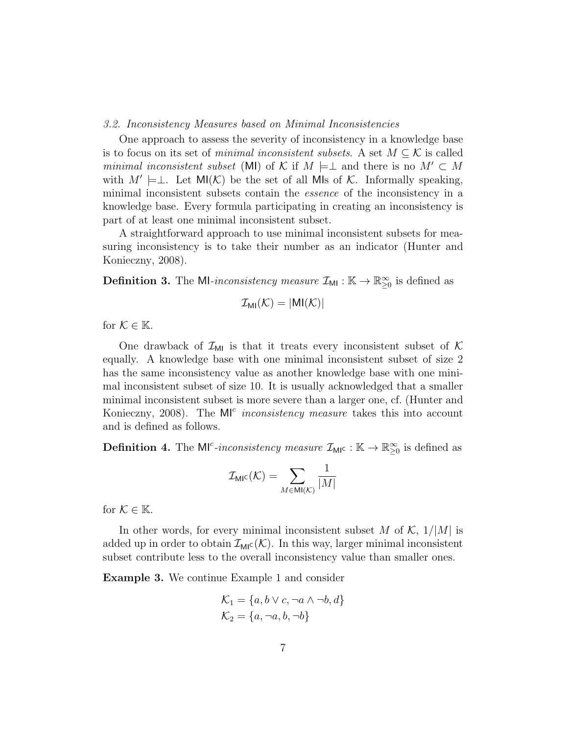### *3.2. Inconsistency Measures based on Minimal Inconsistencies*

One approach to assess the severity of inconsistency in a knowledge base is to focus on its set of *minimal inconsistent subsets*. A set $M \subseteq \mathcal{K}$ is called *minimal inconsistent subset* ($\mathsf{MI}$) of $\mathcal{K}$ if $M \models \perp$ and there is no $M' \subset M$ with $M' \models \perp$. Let $\mathsf{MI}(\mathcal{K})$ be the set of all $\mathsf{MI}$s of $\mathcal{K}$. Informally speaking, minimal inconsistent subsets contain the *essence* of the inconsistency in a knowledge base. Every formula participating in creating an inconsistency is part of at least one minimal inconsistent subset.

A straightforward approach to use minimal inconsistent subsets for measuring inconsistency is to take their number as an indicator (Hunter and Konieczny, 2008).

**Definition 3.** The $\mathsf{MI}$-*inconsistency measure* $\mathcal{I}_{\mathsf{MI}} : \mathbb{K} \rightarrow \mathbb{R}^{\infty}_{\geq 0}$ is defined as

$$\mathcal{I}_{\mathsf{MI}}(\mathcal{K}) = |\mathsf{MI}(\mathcal{K})|$$

for $\mathcal{K} \in \mathbb{K}$.

One drawback of $\mathcal{I}_{\mathsf{MI}}$ is that it treats every inconsistent subset of $\mathcal{K}$ equally. A knowledge base with one minimal inconsistent subset of size 2 has the same inconsistency value as another knowledge base with one minimal inconsistent subset of size 10. It is usually acknowledged that a smaller minimal inconsistent subset is more severe than a larger one, cf. (Hunter and Konieczny, 2008). The $\mathsf{MI}^c$ *inconsistency measure* takes this into account and is defined as follows.

**Definition 4.** The $\mathsf{MI}^c$-*inconsistency measure* $\mathcal{I}_{\mathsf{MI^c}} : \mathbb{K} \rightarrow \mathbb{R}^{\infty}_{\geq 0}$ is defined as

$$\mathcal{I}_{\mathsf{MI^c}}(\mathcal{K}) = \sum_{M \in \mathsf{MI}(\mathcal{K})} \frac{1}{|M|}$$

for $\mathcal{K} \in \mathbb{K}$.

In other words, for every minimal inconsistent subset $M$ of $\mathcal{K}$, $1/|M|$ is added up in order to obtain $\mathcal{I}_{\mathsf{MI^c}}(\mathcal{K})$. In this way, larger minimal inconsistent subset contribute less to the overall inconsistency value than smaller ones.

**Example 3.** We continue Example 1 and consider

$$\mathcal{K}_1 = \{a, b \vee c, \neg a \wedge \neg b, d\}$$
$$\mathcal{K}_2 = \{a, \neg a, b, \neg b\}$$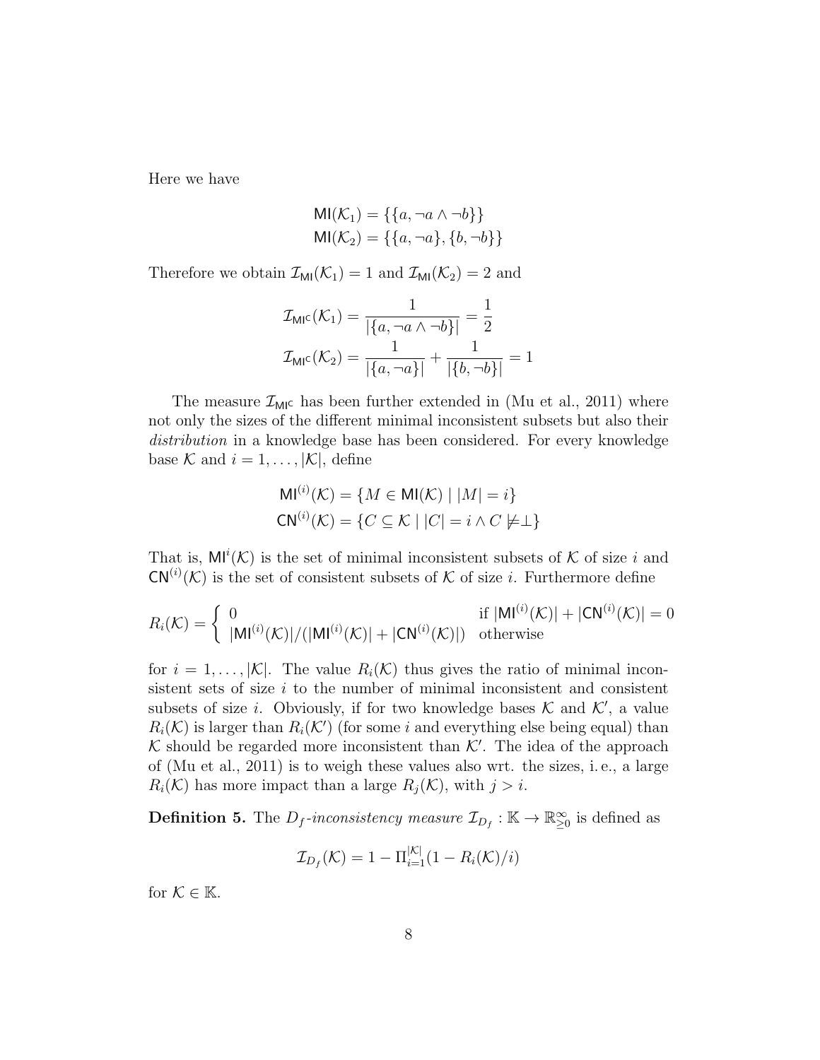Here we have

$$\mathsf{MI}(\mathcal{K}_1) = \{\{a, \neg a \wedge \neg b\}\}$$
$$\mathsf{MI}(\mathcal{K}_2) = \{\{a, \neg a\}, \{b, \neg b\}\}$$

Therefore we obtain $\mathcal{I}_{\mathsf{MI}}(\mathcal{K}_1) = 1$ and $\mathcal{I}_{\mathsf{MI}}(\mathcal{K}_2) = 2$ and

$$\mathcal{I}_{\mathsf{MI^C}}(\mathcal{K}_1) = \frac{1}{|\{a, \neg a \wedge \neg b\}|} = \frac{1}{2}$$
$$\mathcal{I}_{\mathsf{MI^C}}(\mathcal{K}_2) = \frac{1}{|\{a, \neg a\}|} + \frac{1}{|\{b, \neg b\}|} = 1$$

The measure $\mathcal{I}_{\mathsf{MI^C}}$ has been further extended in (Mu et al., 2011) where not only the sizes of the different minimal inconsistent subsets but also their *distribution* in a knowledge base has been considered. For every knowledge base $\mathcal{K}$ and $i = 1, \ldots, |\mathcal{K}|$, define

$$\mathsf{MI}^{(i)}(\mathcal{K}) = \{M \in \mathsf{MI}(\mathcal{K}) \mid |M| = i\}$$
$$\mathsf{CN}^{(i)}(\mathcal{K}) = \{C \subseteq \mathcal{K} \mid |C| = i \wedge C \not\models \perp\}$$

That is, $\mathsf{MI}^i(\mathcal{K})$ is the set of minimal inconsistent subsets of $\mathcal{K}$ of size $i$ and $\mathsf{CN}^{(i)}(\mathcal{K})$ is the set of consistent subsets of $\mathcal{K}$ of size $i$. Furthermore define

$$R_i(\mathcal{K}) = \begin{cases} 0 & \text{if } |\mathsf{MI}^{(i)}(\mathcal{K})| + |\mathsf{CN}^{(i)}(\mathcal{K})| = 0 \\ |\mathsf{MI}^{(i)}(\mathcal{K})|/(|\mathsf{MI}^{(i)}(\mathcal{K})| + |\mathsf{CN}^{(i)}(\mathcal{K})|) & \text{otherwise} \end{cases}$$

for $i = 1, \ldots, |\mathcal{K}|$. The value $R_i(\mathcal{K})$ thus gives the ratio of minimal inconsistent sets of size $i$ to the number of minimal inconsistent and consistent subsets of size $i$. Obviously, if for two knowledge bases $\mathcal{K}$ and $\mathcal{K}'$, a value $R_i(\mathcal{K})$ is larger than $R_i(\mathcal{K}')$ (for some $i$ and everything else being equal) than $\mathcal{K}$ should be regarded more inconsistent than $\mathcal{K}'$. The idea of the approach of (Mu et al., 2011) is to weigh these values also wrt. the sizes, i. e., a large $R_i(\mathcal{K})$ has more impact than a large $R_j(\mathcal{K})$, with $j > i$.

**Definition 5.** The *$D_f$-inconsistency measure* $\mathcal{I}_{D_f} : \mathbb{K} \to \mathbb{R}^{\infty}_{\geq 0}$ is defined as

$$\mathcal{I}_{D_f}(\mathcal{K}) = 1 - \Pi_{i=1}^{|\mathcal{K}|}(1 - R_i(\mathcal{K})/i)$$

for $\mathcal{K} \in \mathbb{K}$.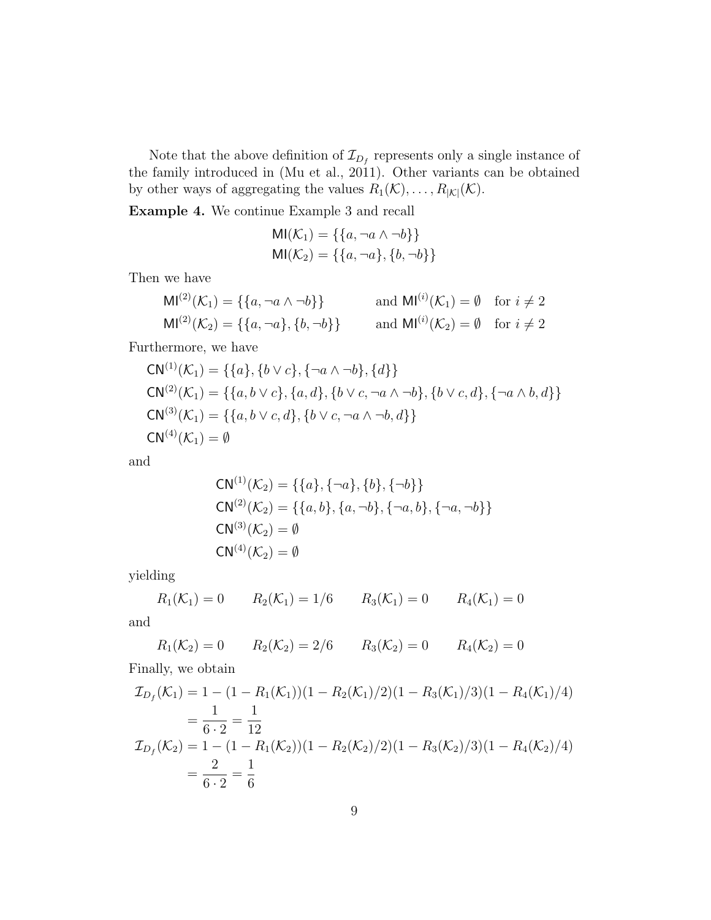Note that the above definition of $\mathcal{I}_{D_f}$ represents only a single instance of the family introduced in (Mu et al., 2011). Other variants can be obtained by other ways of aggregating the values $R_1(\mathcal{K}), \ldots, R_{|\mathcal{K}|}(\mathcal{K})$.

**Example 4.** We continue Example 3 and recall

$$\mathsf{MI}(\mathcal{K}_1) = \{\{a, \neg a \wedge \neg b\}\}$$
$$\mathsf{MI}(\mathcal{K}_2) = \{\{a, \neg a\}, \{b, \neg b\}\}$$

Then we have

$$\mathsf{MI}^{(2)}(\mathcal{K}_1) = \{\{a, \neg a \wedge \neg b\}\} \qquad \text{and } \mathsf{MI}^{(i)}(\mathcal{K}_1) = \emptyset \quad \text{for } i \neq 2$$
$$\mathsf{MI}^{(2)}(\mathcal{K}_2) = \{\{a, \neg a\}, \{b, \neg b\}\} \qquad \text{and } \mathsf{MI}^{(i)}(\mathcal{K}_2) = \emptyset \quad \text{for } i \neq 2$$

Furthermore, we have

$$\mathsf{CN}^{(1)}(\mathcal{K}_1) = \{\{a\}, \{b \vee c\}, \{\neg a \wedge \neg b\}, \{d\}\}$$
$$\mathsf{CN}^{(2)}(\mathcal{K}_1) = \{\{a, b \vee c\}, \{a, d\}, \{b \vee c, \neg a \wedge \neg b\}, \{b \vee c, d\}, \{\neg a \wedge b, d\}\}$$
$$\mathsf{CN}^{(3)}(\mathcal{K}_1) = \{\{a, b \vee c, d\}, \{b \vee c, \neg a \wedge \neg b, d\}\}$$
$$\mathsf{CN}^{(4)}(\mathcal{K}_1) = \emptyset$$

and

$$\mathsf{CN}^{(1)}(\mathcal{K}_2) = \{\{a\}, \{\neg a\}, \{b\}, \{\neg b\}\}$$
$$\mathsf{CN}^{(2)}(\mathcal{K}_2) = \{\{a, b\}, \{a, \neg b\}, \{\neg a, b\}, \{\neg a, \neg b\}\}$$
$$\mathsf{CN}^{(3)}(\mathcal{K}_2) = \emptyset$$
$$\mathsf{CN}^{(4)}(\mathcal{K}_2) = \emptyset$$

yielding

$$R_1(\mathcal{K}_1) = 0 \qquad R_2(\mathcal{K}_1) = 1/6 \qquad R_3(\mathcal{K}_1) = 0 \qquad R_4(\mathcal{K}_1) = 0$$

and

$$R_1(\mathcal{K}_2) = 0 \qquad R_2(\mathcal{K}_2) = 2/6 \qquad R_3(\mathcal{K}_2) = 0 \qquad R_4(\mathcal{K}_2) = 0$$

Finally, we obtain

$$\begin{aligned}
\mathcal{I}_{D_f}(\mathcal{K}_1) &= 1 - (1 - R_1(\mathcal{K}_1))(1 - R_2(\mathcal{K}_1)/2)(1 - R_3(\mathcal{K}_1)/3)(1 - R_4(\mathcal{K}_1)/4) \\
&= \frac{1}{6 \cdot 2} = \frac{1}{12} \\
\mathcal{I}_{D_f}(\mathcal{K}_2) &= 1 - (1 - R_1(\mathcal{K}_2))(1 - R_2(\mathcal{K}_2)/2)(1 - R_3(\mathcal{K}_2)/3)(1 - R_4(\mathcal{K}_2)/4) \\
&= \frac{2}{6 \cdot 2} = \frac{1}{6}
\end{aligned}$$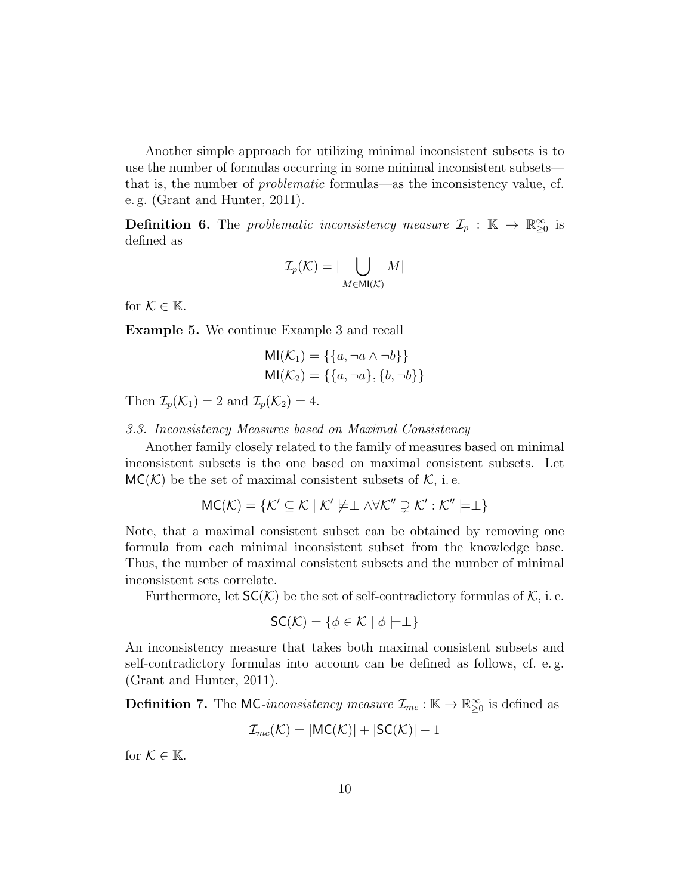Another simple approach for utilizing minimal inconsistent subsets is to use the number of formulas occurring in some minimal inconsistent subsets—that is, the number of *problematic* formulas—as the inconsistency value, cf. e. g. (Grant and Hunter, 2011).

**Definition 6.** The *problematic inconsistency measure* $\mathcal{I}_p : \mathbb{K} \to \mathbb{R}^{\infty}_{\geq 0}$ is defined as

$$\mathcal{I}_p(\mathcal{K}) = |\bigcup_{M \in \mathsf{MI}(\mathcal{K})} M|$$

for $\mathcal{K} \in \mathbb{K}$.

**Example 5.** We continue Example 3 and recall

$$\mathsf{MI}(\mathcal{K}_1) = \{\{a, \neg a \wedge \neg b\}\}$$
$$\mathsf{MI}(\mathcal{K}_2) = \{\{a, \neg a\}, \{b, \neg b\}\}$$

Then $\mathcal{I}_p(\mathcal{K}_1) = 2$ and $\mathcal{I}_p(\mathcal{K}_2) = 4$.

### 3.3. Inconsistency Measures based on Maximal Consistency

Another family closely related to the family of measures based on minimal inconsistent subsets is the one based on maximal consistent subsets. Let $\mathsf{MC}(\mathcal{K})$ be the set of maximal consistent subsets of $\mathcal{K}$, i. e.

$$\mathsf{MC}(\mathcal{K}) = \{\mathcal{K}' \subseteq \mathcal{K} \mid \mathcal{K}' \not\models \perp \wedge \forall \mathcal{K}'' \supsetneq \mathcal{K}' : \mathcal{K}'' \models \perp\}$$

Note, that a maximal consistent subset can be obtained by removing one formula from each minimal inconsistent subset from the knowledge base. Thus, the number of maximal consistent subsets and the number of minimal inconsistent sets correlate.

Furthermore, let $\mathsf{SC}(\mathcal{K})$ be the set of self-contradictory formulas of $\mathcal{K}$, i. e.

$$\mathsf{SC}(\mathcal{K}) = \{\phi \in \mathcal{K} \mid \phi \models \perp\}$$

An inconsistency measure that takes both maximal consistent subsets and self-contradictory formulas into account can be defined as follows, cf. e. g. (Grant and Hunter, 2011).

**Definition 7.** The $\mathsf{MC}$-*inconsistency measure* $\mathcal{I}_{mc} : \mathbb{K} \to \mathbb{R}^{\infty}_{\geq 0}$ is defined as

$$\mathcal{I}_{mc}(\mathcal{K}) = |\mathsf{MC}(\mathcal{K})| + |\mathsf{SC}(\mathcal{K})| - 1$$

for $\mathcal{K} \in \mathbb{K}$.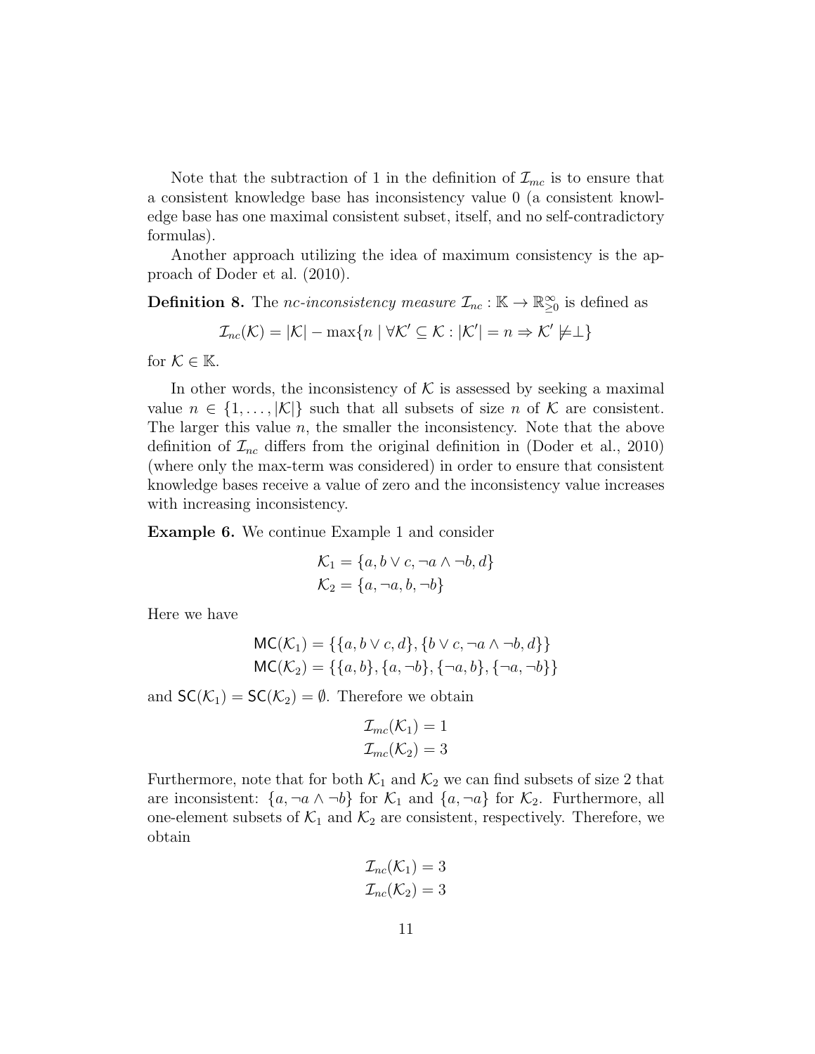Note that the subtraction of 1 in the definition of $\mathcal{I}_{mc}$ is to ensure that a consistent knowledge base has inconsistency value 0 (a consistent knowledge base has one maximal consistent subset, itself, and no self-contradictory formulas).

Another approach utilizing the idea of maximum consistency is the approach of Doder et al. (2010).

**Definition 8.** The *nc-inconsistency measure* $\mathcal{I}_{nc} : \mathbb{K} \to \mathbb{R}^{\infty}_{\geq 0}$ is defined as

$$\mathcal{I}_{nc}(\mathcal{K}) = |\mathcal{K}| - \max\{n \mid \forall \mathcal{K}' \subseteq \mathcal{K} : |\mathcal{K}'| = n \Rightarrow \mathcal{K}' \not\models \perp\}$$

for $\mathcal{K} \in \mathbb{K}$.

In other words, the inconsistency of $\mathcal{K}$ is assessed by seeking a maximal value $n \in \{1, \ldots, |\mathcal{K}|\}$ such that all subsets of size $n$ of $\mathcal{K}$ are consistent. The larger this value $n$, the smaller the inconsistency. Note that the above definition of $\mathcal{I}_{nc}$ differs from the original definition in (Doder et al., 2010) (where only the max-term was considered) in order to ensure that consistent knowledge bases receive a value of zero and the inconsistency value increases with increasing inconsistency.

**Example 6.** We continue Example 1 and consider

$$\mathcal{K}_1 = \{a, b \vee c, \neg a \wedge \neg b, d\}$$
$$\mathcal{K}_2 = \{a, \neg a, b, \neg b\}$$

Here we have

$$\mathsf{MC}(\mathcal{K}_1) = \{\{a, b \vee c, d\}, \{b \vee c, \neg a \wedge \neg b, d\}\}$$
$$\mathsf{MC}(\mathcal{K}_2) = \{\{a, b\}, \{a, \neg b\}, \{\neg a, b\}, \{\neg a, \neg b\}\}$$

and $\mathsf{SC}(\mathcal{K}_1) = \mathsf{SC}(\mathcal{K}_2) = \emptyset$. Therefore we obtain

$$\mathcal{I}_{mc}(\mathcal{K}_1) = 1$$
$$\mathcal{I}_{mc}(\mathcal{K}_2) = 3$$

Furthermore, note that for both $\mathcal{K}_1$ and $\mathcal{K}_2$ we can find subsets of size 2 that are inconsistent: $\{a, \neg a \wedge \neg b\}$ for $\mathcal{K}_1$ and $\{a, \neg a\}$ for $\mathcal{K}_2$. Furthermore, all one-element subsets of $\mathcal{K}_1$ and $\mathcal{K}_2$ are consistent, respectively. Therefore, we obtain

$$\mathcal{I}_{nc}(\mathcal{K}_1) = 3$$
$$\mathcal{I}_{nc}(\mathcal{K}_2) = 3$$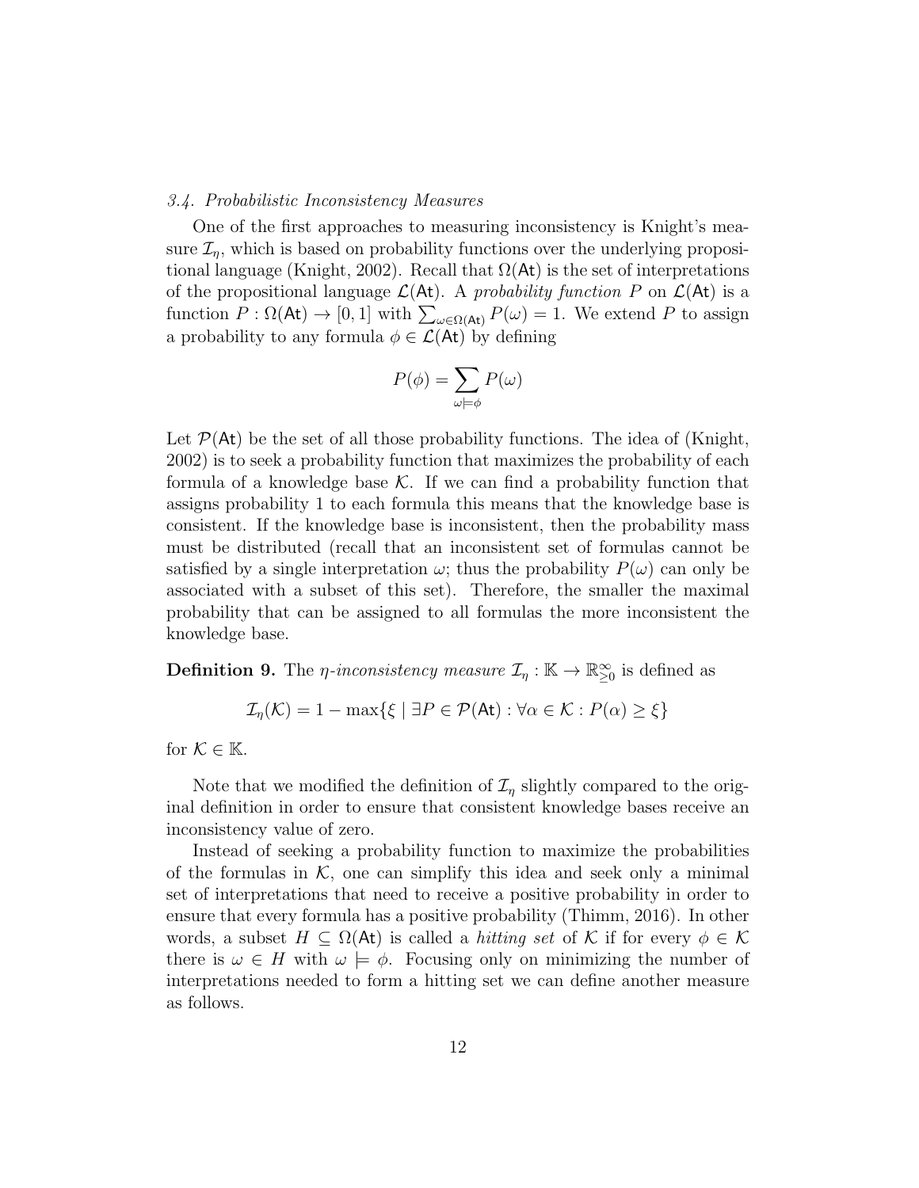### 3.4. Probabilistic Inconsistency Measures

One of the first approaches to measuring inconsistency is Knight's measure $\mathcal{I}_\eta$, which is based on probability functions over the underlying propositional language (Knight, 2002). Recall that $\Omega(\mathsf{At})$ is the set of interpretations of the propositional language $\mathcal{L}(\mathsf{At})$. A *probability function* $P$ on $\mathcal{L}(\mathsf{At})$ is a function $P : \Omega(\mathsf{At}) \to [0, 1]$ with $\sum_{\omega \in \Omega(\mathsf{At})} P(\omega) = 1$. We extend $P$ to assign a probability to any formula $\phi \in \mathcal{L}(\mathsf{At})$ by defining

$$P(\phi) = \sum_{\omega \models \phi} P(\omega)$$

Let $\mathcal{P}(\mathsf{At})$ be the set of all those probability functions. The idea of (Knight, 2002) is to seek a probability function that maximizes the probability of each formula of a knowledge base $\mathcal{K}$. If we can find a probability function that assigns probability 1 to each formula this means that the knowledge base is consistent. If the knowledge base is inconsistent, then the probability mass must be distributed (recall that an inconsistent set of formulas cannot be satisfied by a single interpretation $\omega$; thus the probability $P(\omega)$ can only be associated with a subset of this set). Therefore, the smaller the maximal probability that can be assigned to all formulas the more inconsistent the knowledge base.

**Definition 9.** The *$\eta$-inconsistency measure* $\mathcal{I}_\eta : \mathbb{K} \to \mathbb{R}^\infty_{\geq 0}$ is defined as

$$\mathcal{I}_\eta(\mathcal{K}) = 1 - \max\{\xi \mid \exists P \in \mathcal{P}(\mathsf{At}) : \forall \alpha \in \mathcal{K} : P(\alpha) \geq \xi\}$$

for $\mathcal{K} \in \mathbb{K}$.

Note that we modified the definition of $\mathcal{I}_\eta$ slightly compared to the original definition in order to ensure that consistent knowledge bases receive an inconsistency value of zero.

Instead of seeking a probability function to maximize the probabilities of the formulas in $\mathcal{K}$, one can simplify this idea and seek only a minimal set of interpretations that need to receive a positive probability in order to ensure that every formula has a positive probability (Thimm, 2016). In other words, a subset $H \subseteq \Omega(\mathsf{At})$ is called a *hitting set* of $\mathcal{K}$ if for every $\phi \in \mathcal{K}$ there is $\omega \in H$ with $\omega \models \phi$. Focusing only on minimizing the number of interpretations needed to form a hitting set we can define another measure as follows.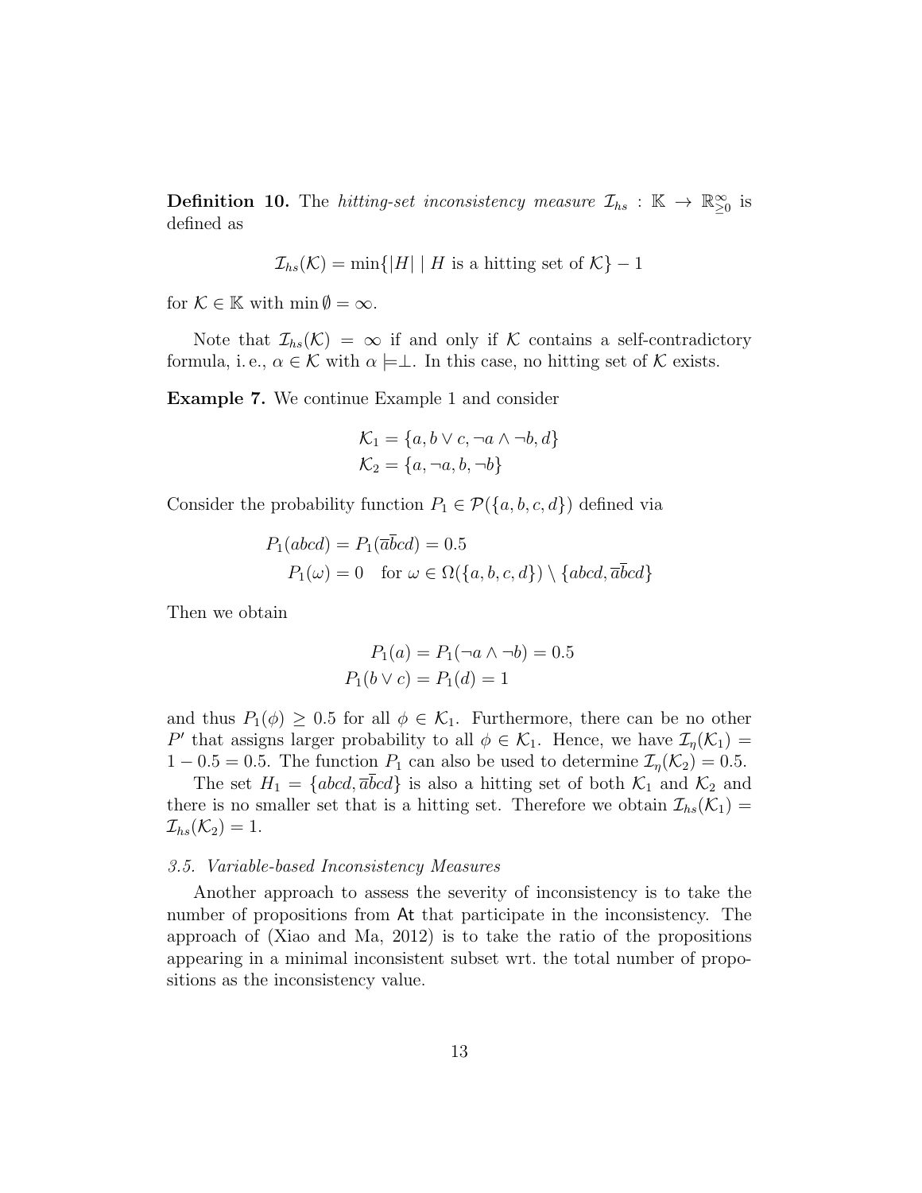**Definition 10.** The *hitting-set inconsistency measure* $\mathcal{I}_{hs} : \mathbb{K} \to \mathbb{R}^{\infty}_{\geq 0}$ is defined as

$$\mathcal{I}_{hs}(\mathcal{K}) = \min\{|H| \mid H \text{ is a hitting set of } \mathcal{K}\} - 1$$

for $\mathcal{K} \in \mathbb{K}$ with $\min \emptyset = \infty$.

Note that $\mathcal{I}_{hs}(\mathcal{K}) = \infty$ if and only if $\mathcal{K}$ contains a self-contradictory formula, i. e., $\alpha \in \mathcal{K}$ with $\alpha \models \perp$. In this case, no hitting set of $\mathcal{K}$ exists.

**Example 7.** We continue Example 1 and consider

$$\mathcal{K}_1 = \{a, b \vee c, \neg a \wedge \neg b, d\}$$
$$\mathcal{K}_2 = \{a, \neg a, b, \neg b\}$$

Consider the probability function $P_1 \in \mathcal{P}(\{a, b, c, d\})$ defined via

$$P_1(abcd) = P_1(\overline{a}\overline{b}cd) = 0.5$$
$$P_1(\omega) = 0 \quad \text{for } \omega \in \Omega(\{a, b, c, d\}) \setminus \{abcd, \overline{a}\overline{b}cd\}$$

Then we obtain

$$P_1(a) = P_1(\neg a \wedge \neg b) = 0.5$$
$$P_1(b \vee c) = P_1(d) = 1$$

and thus $P_1(\phi) \geq 0.5$ for all $\phi \in \mathcal{K}_1$. Furthermore, there can be no other $P'$ that assigns larger probability to all $\phi \in \mathcal{K}_1$. Hence, we have $\mathcal{I}_{\eta}(\mathcal{K}_1) = 1 - 0.5 = 0.5$. The function $P_1$ can also be used to determine $\mathcal{I}_{\eta}(\mathcal{K}_2) = 0.5$.

The set $H_1 = \{abcd, \overline{a}\overline{b}cd\}$ is also a hitting set of both $\mathcal{K}_1$ and $\mathcal{K}_2$ and there is no smaller set that is a hitting set. Therefore we obtain $\mathcal{I}_{hs}(\mathcal{K}_1) = \mathcal{I}_{hs}(\mathcal{K}_2) = 1$.

### *3.5. Variable-based Inconsistency Measures*

Another approach to assess the severity of inconsistency is to take the number of propositions from $\mathsf{At}$ that participate in the inconsistency. The approach of (Xiao and Ma, 2012) is to take the ratio of the propositions appearing in a minimal inconsistent subset wrt. the total number of propositions as the inconsistency value.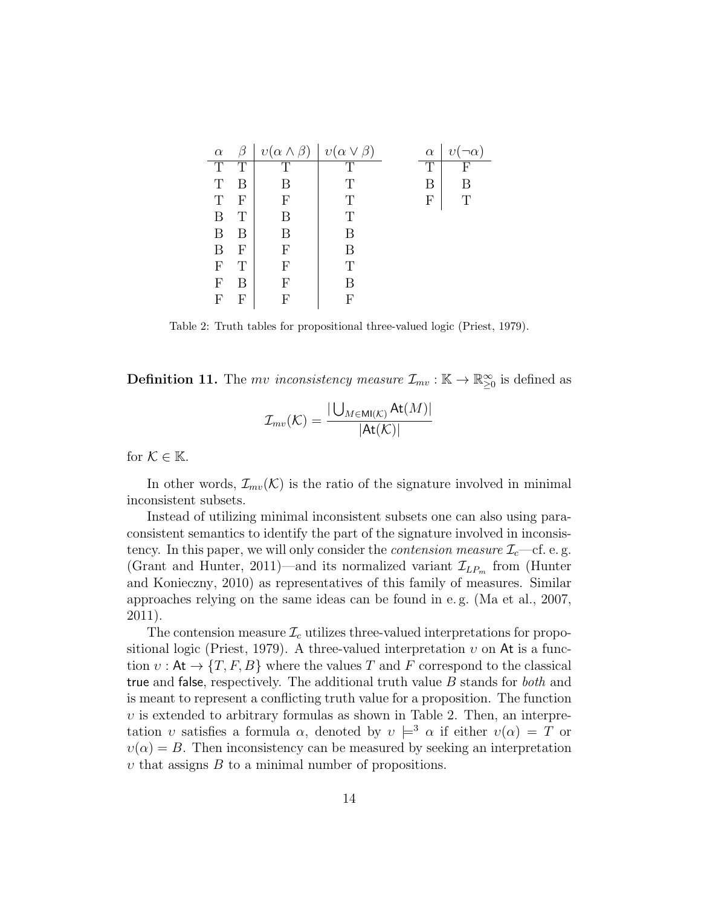| $\alpha$ | $\beta$ | $\upsilon(\alpha \wedge \beta)$ | $\upsilon(\alpha \vee \beta)$ |
|---|---|---|---|
| T | T | T | T |
| T | B | B | T |
| T | F | F | T |
| B | T | B | T |
| B | B | B | B |
| B | F | F | B |
| F | T | F | T |
| F | B | F | B |
| F | F | F | F |

| $\alpha$ | $\upsilon(\neg\alpha)$ |
|---|---|
| T | F |
| B | B |
| F | T |

Table 2: Truth tables for propositional three-valued logic (Priest, 1979).

**Definition 11.** The *mv inconsistency measure* $\mathcal{I}_{mv} : \mathbb{K} \to \mathbb{R}^{\infty}_{\geq 0}$ is defined as

$$\mathcal{I}_{mv}(\mathcal{K}) = \frac{|\bigcup_{M \in \mathsf{MI}(\mathcal{K})} \mathsf{At}(M)|}{|\mathsf{At}(\mathcal{K})|}$$

for $\mathcal{K} \in \mathbb{K}$.

In other words, $\mathcal{I}_{mv}(\mathcal{K})$ is the ratio of the signature involved in minimal inconsistent subsets.

Instead of utilizing minimal inconsistent subsets one can also using paraconsistent semantics to identify the part of the signature involved in inconsistency. In this paper, we will only consider the *contension measure* $\mathcal{I}_c$—cf. e. g. (Grant and Hunter, 2011)—and its normalized variant $\mathcal{I}_{LP_m}$ from (Hunter and Konieczny, 2010) as representatives of this family of measures. Similar approaches relying on the same ideas can be found in e. g. (Ma et al., 2007, 2011).

The contension measure $\mathcal{I}_c$ utilizes three-valued interpretations for propositional logic (Priest, 1979). A three-valued interpretation $\upsilon$ on $\mathsf{At}$ is a function $\upsilon : \mathsf{At} \to \{T, F, B\}$ where the values $T$ and $F$ correspond to the classical $\mathsf{true}$ and $\mathsf{false}$, respectively. The additional truth value $B$ stands for *both* and is meant to represent a conflicting truth value for a proposition. The function $\upsilon$ is extended to arbitrary formulas as shown in Table 2. Then, an interpretation $\upsilon$ satisfies a formula $\alpha$, denoted by $\upsilon \models^3 \alpha$ if either $\upsilon(\alpha) = T$ or $\upsilon(\alpha) = B$. Then inconsistency can be measured by seeking an interpretation $\upsilon$ that assigns $B$ to a minimal number of propositions.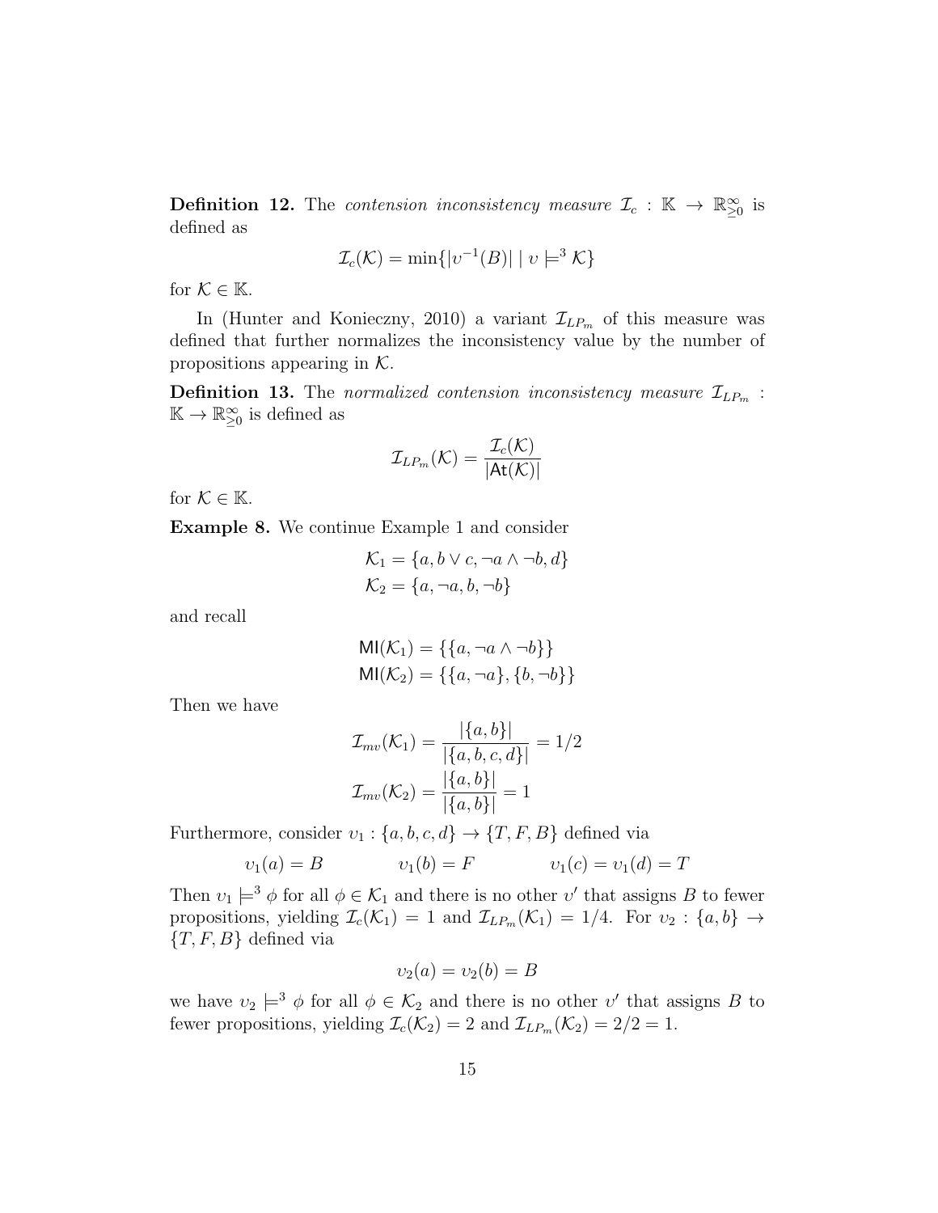**Definition 12.** The *contension inconsistency measure* $\mathcal{I}_c : \mathbb{K} \to \mathbb{R}^{\infty}_{\geq 0}$ is defined as

$$\mathcal{I}_c(\mathcal{K}) = \min\{|\upsilon^{-1}(B)| \mid \upsilon \models^3 \mathcal{K}\}$$

for $\mathcal{K} \in \mathbb{K}$.

In (Hunter and Konieczny, 2010) a variant $\mathcal{I}_{LP_m}$ of this measure was defined that further normalizes the inconsistency value by the number of propositions appearing in $\mathcal{K}$.

**Definition 13.** The *normalized contension inconsistency measure* $\mathcal{I}_{LP_m} : \mathbb{K} \to \mathbb{R}^{\infty}_{\geq 0}$ is defined as

$$\mathcal{I}_{LP_m}(\mathcal{K}) = \frac{\mathcal{I}_c(\mathcal{K})}{|\mathsf{At}(\mathcal{K})|}$$

for $\mathcal{K} \in \mathbb{K}$.

**Example 8.** We continue Example 1 and consider

$$\mathcal{K}_1 = \{a, b \vee c, \neg a \wedge \neg b, d\}$$
$$\mathcal{K}_2 = \{a, \neg a, b, \neg b\}$$

and recall

$$\mathsf{MI}(\mathcal{K}_1) = \{\{a, \neg a \wedge \neg b\}\}$$
$$\mathsf{MI}(\mathcal{K}_2) = \{\{a, \neg a\}, \{b, \neg b\}\}$$

Then we have

$$\mathcal{I}_{mv}(\mathcal{K}_1) = \frac{|\{a, b\}|}{|\{a, b, c, d\}|} = 1/2$$
$$\mathcal{I}_{mv}(\mathcal{K}_2) = \frac{|\{a, b\}|}{|\{a, b\}|} = 1$$

Furthermore, consider $\upsilon_1 : \{a, b, c, d\} \to \{T, F, B\}$ defined via

$$\upsilon_1(a) = B \qquad \upsilon_1(b) = F \qquad \upsilon_1(c) = \upsilon_1(d) = T$$

Then $\upsilon_1 \models^3 \phi$ for all $\phi \in \mathcal{K}_1$ and there is no other $\upsilon'$ that assigns $B$ to fewer propositions, yielding $\mathcal{I}_c(\mathcal{K}_1) = 1$ and $\mathcal{I}_{LP_m}(\mathcal{K}_1) = 1/4$. For $\upsilon_2 : \{a, b\} \to \{T, F, B\}$ defined via

$$\upsilon_2(a) = \upsilon_2(b) = B$$

we have $\upsilon_2 \models^3 \phi$ for all $\phi \in \mathcal{K}_2$ and there is no other $\upsilon'$ that assigns $B$ to fewer propositions, yielding $\mathcal{I}_c(\mathcal{K}_2) = 2$ and $\mathcal{I}_{LP_m}(\mathcal{K}_2) = 2/2 = 1$.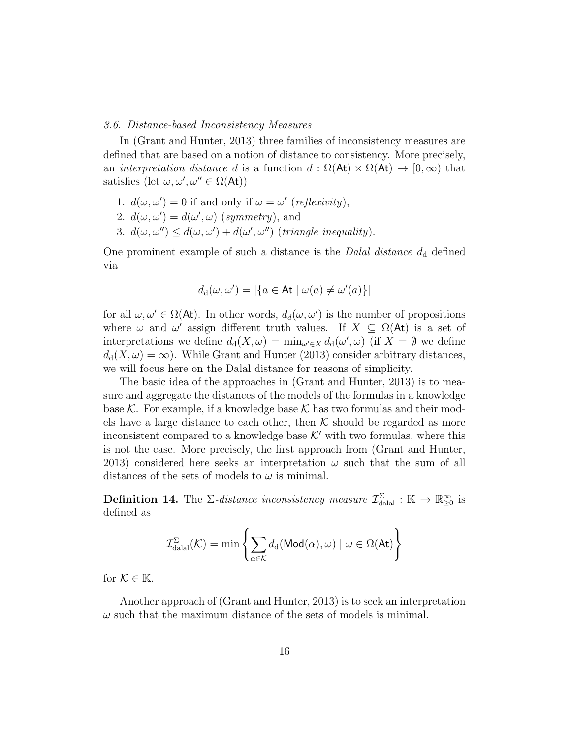### *3.6. Distance-based Inconsistency Measures*

In (Grant and Hunter, 2013) three families of inconsistency measures are defined that are based on a notion of distance to consistency. More precisely, an *interpretation distance* $d$ is a function $d : \Omega(\mathsf{At}) \times \Omega(\mathsf{At}) \to [0, \infty)$ that satisfies (let $\omega, \omega', \omega'' \in \Omega(\mathsf{At})$)

1. $d(\omega, \omega') = 0$ if and only if $\omega = \omega'$ (*reflexivity*),
2. $d(\omega, \omega') = d(\omega', \omega)$ (*symmetry*), and
3. $d(\omega, \omega'') \leq d(\omega, \omega') + d(\omega', \omega'')$ (*triangle inequality*).

One prominent example of such a distance is the *Dalal distance* $d_{\mathrm{d}}$ defined via

$$d_{\mathrm{d}}(\omega, \omega') = |\{a \in \mathsf{At} \mid \omega(a) \neq \omega'(a)\}|$$

for all $\omega, \omega' \in \Omega(\mathsf{At})$. In other words, $d_d(\omega, \omega')$ is the number of propositions where $\omega$ and $\omega'$ assign different truth values. If $X \subseteq \Omega(\mathsf{At})$ is a set of interpretations we define $d_{\mathrm{d}}(X, \omega) = \min_{\omega' \in X} d_{\mathrm{d}}(\omega', \omega)$ (if $X = \emptyset$ we define $d_{\mathrm{d}}(X, \omega) = \infty$). While Grant and Hunter (2013) consider arbitrary distances, we will focus here on the Dalal distance for reasons of simplicity.

The basic idea of the approaches in (Grant and Hunter, 2013) is to measure and aggregate the distances of the models of the formulas in a knowledge base $\mathcal{K}$. For example, if a knowledge base $\mathcal{K}$ has two formulas and their models have a large distance to each other, then $\mathcal{K}$ should be regarded as more inconsistent compared to a knowledge base $\mathcal{K}'$ with two formulas, where this is not the case. More precisely, the first approach from (Grant and Hunter, 2013) considered here seeks an interpretation $\omega$ such that the sum of all distances of the sets of models to $\omega$ is minimal.

**Definition 14.** The $\Sigma$-*distance inconsistency measure* $\mathcal{I}^{\Sigma}_{\mathrm{dalal}} : \mathbb{K} \to \mathbb{R}^{\infty}_{\geq 0}$ is defined as

$$\mathcal{I}^{\Sigma}_{\mathrm{dalal}}(\mathcal{K}) = \min \left\{ \sum_{\alpha \in \mathcal{K}} d_{\mathrm{d}}(\mathsf{Mod}(\alpha), \omega) \mid \omega \in \Omega(\mathsf{At}) \right\}$$

for $\mathcal{K} \in \mathbb{K}$.

Another approach of (Grant and Hunter, 2013) is to seek an interpretation $\omega$ such that the maximum distance of the sets of models is minimal.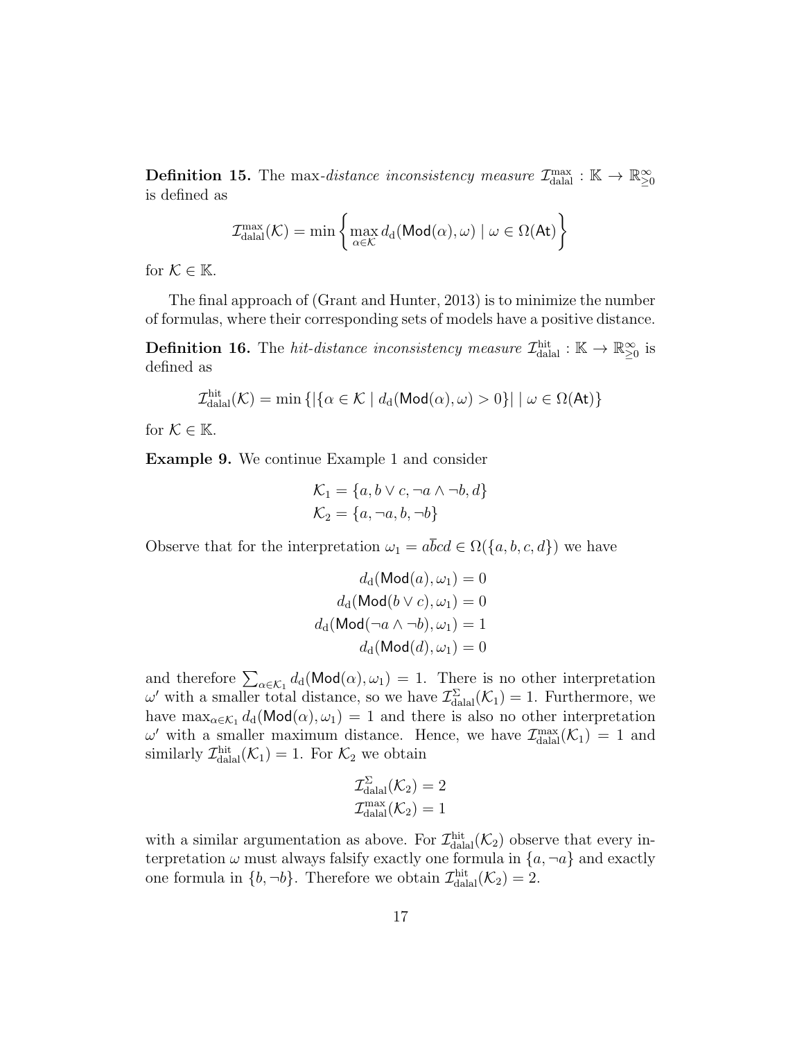**Definition 15.** The max-*distance inconsistency measure* $\mathcal{I}^{\max}_{\text{dalal}} : \mathbb{K} \to \mathbb{R}^{\infty}_{\geq 0}$ is defined as

$$\mathcal{I}^{\max}_{\text{dalal}}(\mathcal{K}) = \min \left\{ \max_{\alpha \in \mathcal{K}} d_{\text{d}}(\mathsf{Mod}(\alpha), \omega) \mid \omega \in \Omega(\mathsf{At}) \right\}$$

for $\mathcal{K} \in \mathbb{K}$.

The final approach of (Grant and Hunter, 2013) is to minimize the number of formulas, where their corresponding sets of models have a positive distance.

**Definition 16.** The *hit-distance inconsistency measure* $\mathcal{I}^{\text{hit}}_{\text{dalal}} : \mathbb{K} \to \mathbb{R}^{\infty}_{\geq 0}$ is defined as

$$\mathcal{I}^{\text{hit}}_{\text{dalal}}(\mathcal{K}) = \min \left\{ |\{\alpha \in \mathcal{K} \mid d_{\text{d}}(\mathsf{Mod}(\alpha), \omega) > 0\}| \mid \omega \in \Omega(\mathsf{At}) \right\}$$

for $\mathcal{K} \in \mathbb{K}$.

**Example 9.** We continue Example 1 and consider

$$\mathcal{K}_1 = \{a, b \vee c, \neg a \wedge \neg b, d\}$$
$$\mathcal{K}_2 = \{a, \neg a, b, \neg b\}$$

Observe that for the interpretation $\omega_1 = a\overline{b}cd \in \Omega(\{a, b, c, d\})$ we have

$$d_{\text{d}}(\mathsf{Mod}(a), \omega_1) = 0$$
$$d_{\text{d}}(\mathsf{Mod}(b \vee c), \omega_1) = 0$$
$$d_{\text{d}}(\mathsf{Mod}(\neg a \wedge \neg b), \omega_1) = 1$$
$$d_{\text{d}}(\mathsf{Mod}(d), \omega_1) = 0$$

and therefore $\sum_{\alpha \in \mathcal{K}_1} d_{\text{d}}(\mathsf{Mod}(\alpha), \omega_1) = 1$. There is no other interpretation $\omega'$ with a smaller total distance, so we have $\mathcal{I}^{\Sigma}_{\text{dalal}}(\mathcal{K}_1) = 1$. Furthermore, we have $\max_{\alpha \in \mathcal{K}_1} d_{\text{d}}(\mathsf{Mod}(\alpha), \omega_1) = 1$ and there is also no other interpretation $\omega'$ with a smaller maximum distance. Hence, we have $\mathcal{I}^{\max}_{\text{dalal}}(\mathcal{K}_1) = 1$ and similarly $\mathcal{I}^{\text{hit}}_{\text{dalal}}(\mathcal{K}_1) = 1$. For $\mathcal{K}_2$ we obtain

$$\mathcal{I}^{\Sigma}_{\text{dalal}}(\mathcal{K}_2) = 2$$
$$\mathcal{I}^{\max}_{\text{dalal}}(\mathcal{K}_2) = 1$$

with a similar argumentation as above. For $\mathcal{I}^{\text{hit}}_{\text{dalal}}(\mathcal{K}_2)$ observe that every interpretation $\omega$ must always falsify exactly one formula in $\{a, \neg a\}$ and exactly one formula in $\{b, \neg b\}$. Therefore we obtain $\mathcal{I}^{\text{hit}}_{\text{dalal}}(\mathcal{K}_2) = 2$.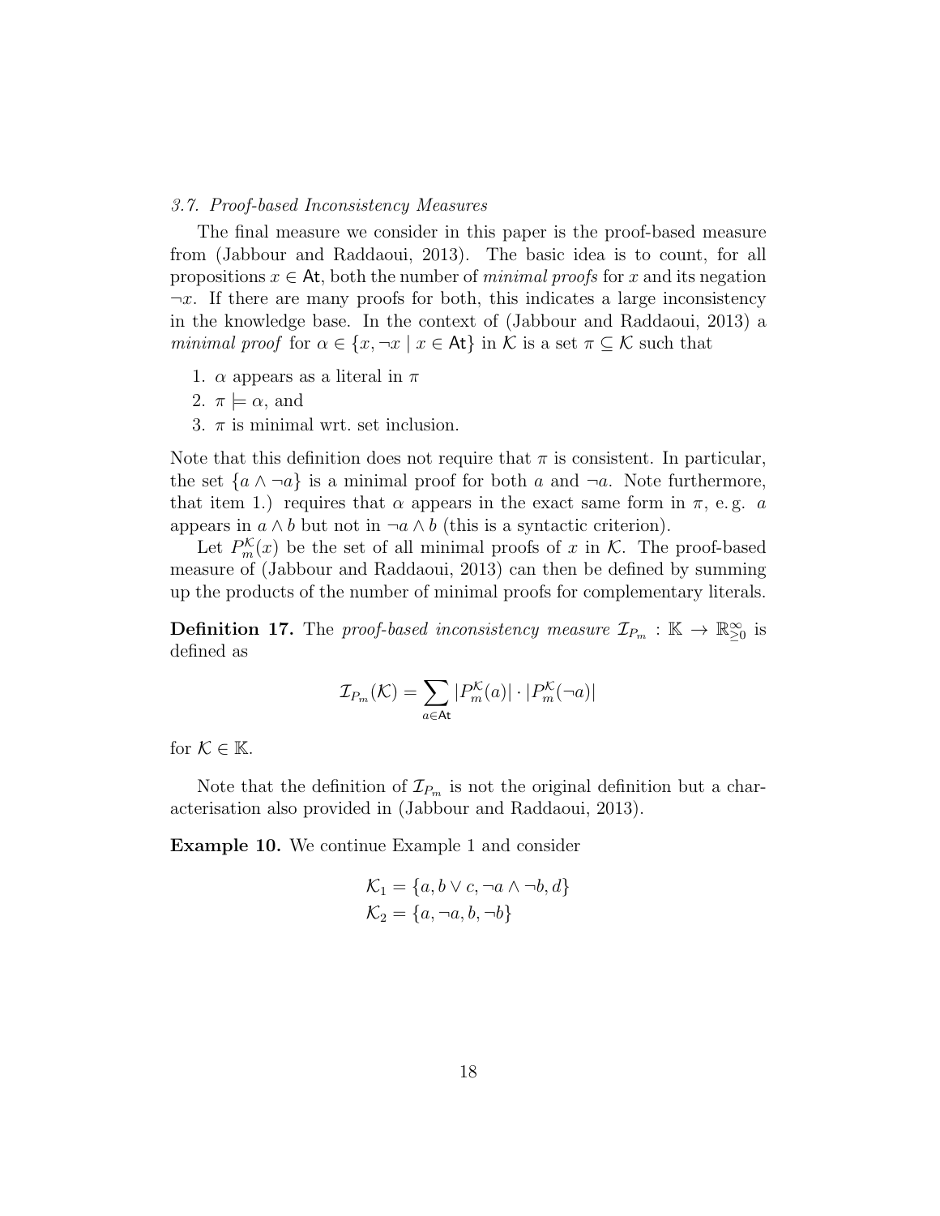### 3.7. Proof-based Inconsistency Measures

The final measure we consider in this paper is the proof-based measure from (Jabbour and Raddaoui, 2013). The basic idea is to count, for all propositions $x \in \mathsf{At}$, both the number of *minimal proofs* for $x$ and its negation $\neg x$. If there are many proofs for both, this indicates a large inconsistency in the knowledge base. In the context of (Jabbour and Raddaoui, 2013) a *minimal proof* for $\alpha \in \{x, \neg x \mid x \in \mathsf{At}\}$ in $\mathcal{K}$ is a set $\pi \subseteq \mathcal{K}$ such that

1. $\alpha$ appears as a literal in $\pi$
2. $\pi \models \alpha$, and
3. $\pi$ is minimal wrt. set inclusion.

Note that this definition does not require that $\pi$ is consistent. In particular, the set $\{a \wedge \neg a\}$ is a minimal proof for both $a$ and $\neg a$. Note furthermore, that item 1.) requires that $\alpha$ appears in the exact same form in $\pi$, e. g. $a$ appears in $a \wedge b$ but not in $\neg a \wedge b$ (this is a syntactic criterion).

Let $P_m^{\mathcal{K}}(x)$ be the set of all minimal proofs of $x$ in $\mathcal{K}$. The proof-based measure of (Jabbour and Raddaoui, 2013) can then be defined by summing up the products of the number of minimal proofs for complementary literals.

**Definition 17.** The *proof-based inconsistency measure* $\mathcal{I}_{P_m} : \mathbb{K} \to \mathbb{R}_{\geq 0}^{\infty}$ is defined as

$$\mathcal{I}_{P_m}(\mathcal{K}) = \sum_{a \in \mathsf{At}} |P_m^{\mathcal{K}}(a)| \cdot |P_m^{\mathcal{K}}(\neg a)|$$

for $\mathcal{K} \in \mathbb{K}$.

Note that the definition of $\mathcal{I}_{P_m}$ is not the original definition but a characterisation also provided in (Jabbour and Raddaoui, 2013).

**Example 10.** We continue Example 1 and consider

$$\mathcal{K}_1 = \{a, b \vee c, \neg a \wedge \neg b, d\}$$
$$\mathcal{K}_2 = \{a, \neg a, b, \neg b\}$$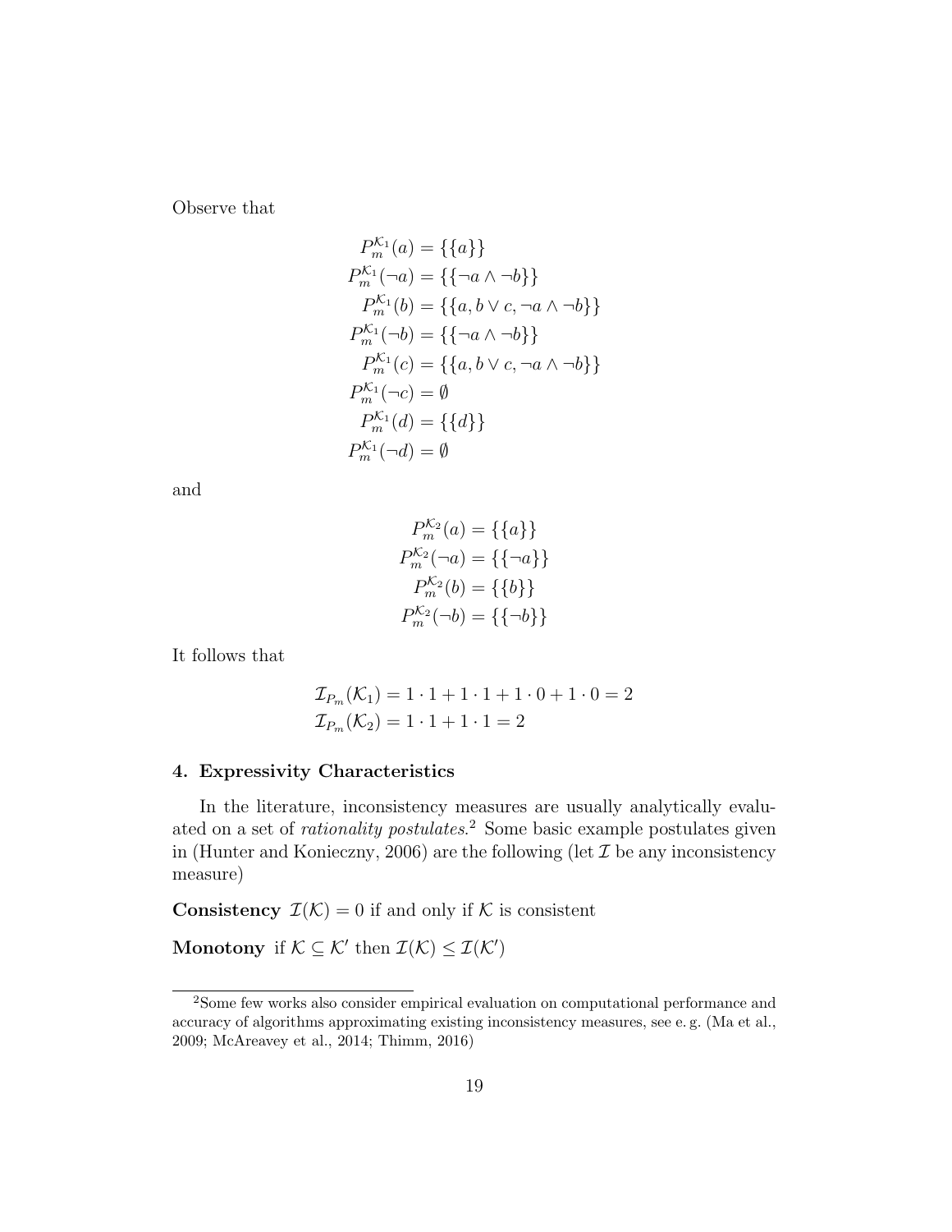Observe that

$$
\begin{aligned}
P_m^{\mathcal{K}_1}(a) &= \{\{a\}\} \\
P_m^{\mathcal{K}_1}(\neg a) &= \{\{\neg a \wedge \neg b\}\} \\
P_m^{\mathcal{K}_1}(b) &= \{\{a, b \vee c, \neg a \wedge \neg b\}\} \\
P_m^{\mathcal{K}_1}(\neg b) &= \{\{\neg a \wedge \neg b\}\} \\
P_m^{\mathcal{K}_1}(c) &= \{\{a, b \vee c, \neg a \wedge \neg b\}\} \\
P_m^{\mathcal{K}_1}(\neg c) &= \emptyset \\
P_m^{\mathcal{K}_1}(d) &= \{\{d\}\} \\
P_m^{\mathcal{K}_1}(\neg d) &= \emptyset
\end{aligned}
$$

and

$$
\begin{aligned}
P_m^{\mathcal{K}_2}(a) &= \{\{a\}\} \\
P_m^{\mathcal{K}_2}(\neg a) &= \{\{\neg a\}\} \\
P_m^{\mathcal{K}_2}(b) &= \{\{b\}\} \\
P_m^{\mathcal{K}_2}(\neg b) &= \{\{\neg b\}\}
\end{aligned}
$$

It follows that

$$
\begin{aligned}
\mathcal{I}_{P_m}(\mathcal{K}_1) &= 1 \cdot 1 + 1 \cdot 1 + 1 \cdot 0 + 1 \cdot 0 = 2 \\
\mathcal{I}_{P_m}(\mathcal{K}_2) &= 1 \cdot 1 + 1 \cdot 1 = 2
\end{aligned}
$$

## 4. Expressivity Characteristics

In the literature, inconsistency measures are usually analytically evaluated on a set of *rationality postulates*.[2] Some basic example postulates given in (Hunter and Konieczny, 2006) are the following (let $\mathcal{I}$ be any inconsistency measure)

**Consistency** $\mathcal{I}(\mathcal{K}) = 0$ if and only if $\mathcal{K}$ is consistent

**Monotony** if $\mathcal{K} \subseteq \mathcal{K}'$ then $\mathcal{I}(\mathcal{K}) \leq \mathcal{I}(\mathcal{K}')$

[2] Some few works also consider empirical evaluation on computational performance and accuracy of algorithms approximating existing inconsistency measures, see e. g. (Ma et al., 2009; McAreavey et al., 2014; Thimm, 2016)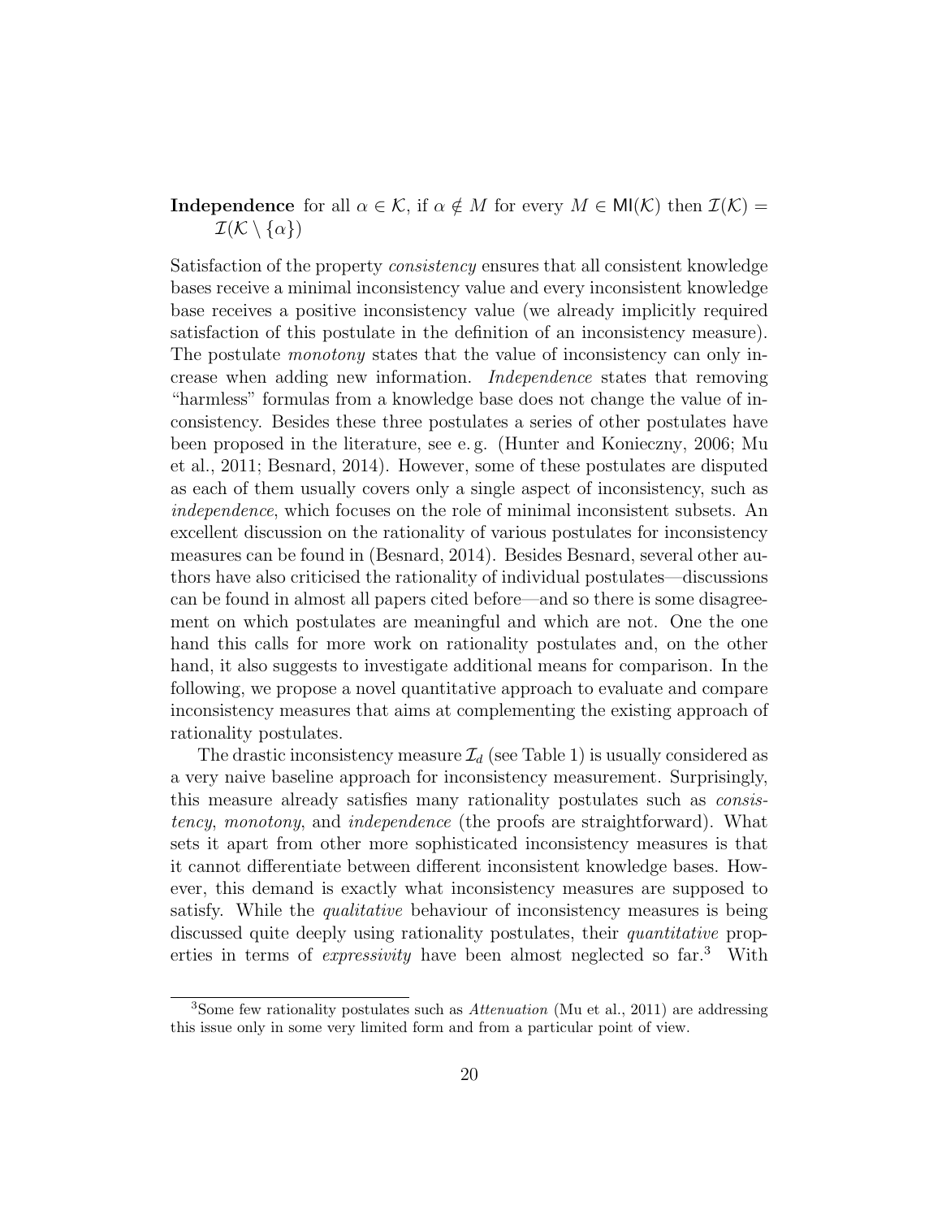**Independence** for all $\alpha \in \mathcal{K}$, if $\alpha \notin M$ for every $M \in \mathsf{MI}(\mathcal{K})$ then $\mathcal{I}(\mathcal{K}) = \mathcal{I}(\mathcal{K} \setminus \{\alpha\})$

Satisfaction of the property *consistency* ensures that all consistent knowledge bases receive a minimal inconsistency value and every inconsistent knowledge base receives a positive inconsistency value (we already implicitly required satisfaction of this postulate in the definition of an inconsistency measure). The postulate *monotony* states that the value of inconsistency can only increase when adding new information. *Independence* states that removing "harmless" formulas from a knowledge base does not change the value of inconsistency. Besides these three postulates a series of other postulates have been proposed in the literature, see e. g. (Hunter and Konieczny, 2006; Mu et al., 2011; Besnard, 2014). However, some of these postulates are disputed as each of them usually covers only a single aspect of inconsistency, such as *independence*, which focuses on the role of minimal inconsistent subsets. An excellent discussion on the rationality of various postulates for inconsistency measures can be found in (Besnard, 2014). Besides Besnard, several other authors have also criticised the rationality of individual postulates—discussions can be found in almost all papers cited before—and so there is some disagreement on which postulates are meaningful and which are not. One the one hand this calls for more work on rationality postulates and, on the other hand, it also suggests to investigate additional means for comparison. In the following, we propose a novel quantitative approach to evaluate and compare inconsistency measures that aims at complementing the existing approach of rationality postulates.

The drastic inconsistency measure $\mathcal{I}_d$ (see Table 1) is usually considered as a very naive baseline approach for inconsistency measurement. Surprisingly, this measure already satisfies many rationality postulates such as *consistency*, *monotony*, and *independence* (the proofs are straightforward). What sets it apart from other more sophisticated inconsistency measures is that it cannot differentiate between different inconsistent knowledge bases. However, this demand is exactly what inconsistency measures are supposed to satisfy. While the *qualitative* behaviour of inconsistency measures is being discussed quite deeply using rationality postulates, their *quantitative* properties in terms of *expressivity* have been almost neglected so far.[3] With

[3] Some few rationality postulates such as *Attenuation* (Mu et al., 2011) are addressing this issue only in some very limited form and from a particular point of view.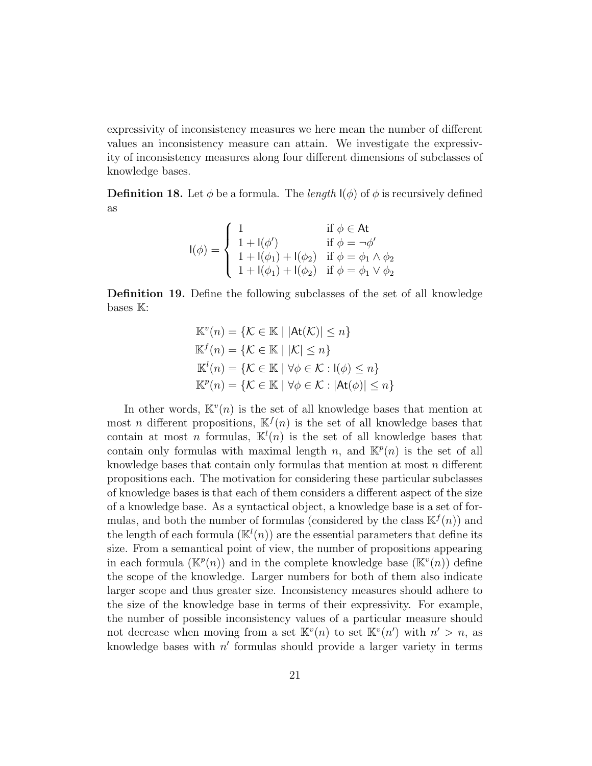expressivity of inconsistency measures we here mean the number of different values an inconsistency measure can attain. We investigate the expressivity of inconsistency measures along four different dimensions of subclasses of knowledge bases.

**Definition 18.** Let $\phi$ be a formula. The *length* $\mathsf{l}(\phi)$ of $\phi$ is recursively defined as

$$\mathsf{l}(\phi) = \begin{cases} 1 & \text{if } \phi \in \mathsf{At} \\ 1 + \mathsf{l}(\phi') & \text{if } \phi = \neg\phi' \\ 1 + \mathsf{l}(\phi_1) + \mathsf{l}(\phi_2) & \text{if } \phi = \phi_1 \wedge \phi_2 \\ 1 + \mathsf{l}(\phi_1) + \mathsf{l}(\phi_2) & \text{if } \phi = \phi_1 \vee \phi_2 \end{cases}$$

**Definition 19.** Define the following subclasses of the set of all knowledge bases $\mathbb{K}$:

$$\begin{aligned}
\mathbb{K}^v(n) &= \{\mathcal{K} \in \mathbb{K} \mid |\mathsf{At}(\mathcal{K})| \leq n\} \\
\mathbb{K}^f(n) &= \{\mathcal{K} \in \mathbb{K} \mid |\mathcal{K}| \leq n\} \\
\mathbb{K}^l(n) &= \{\mathcal{K} \in \mathbb{K} \mid \forall \phi \in \mathcal{K} : \mathsf{l}(\phi) \leq n\} \\
\mathbb{K}^p(n) &= \{\mathcal{K} \in \mathbb{K} \mid \forall \phi \in \mathcal{K} : |\mathsf{At}(\phi)| \leq n\}
\end{aligned}$$

In other words, $\mathbb{K}^v(n)$ is the set of all knowledge bases that mention at most $n$ different propositions, $\mathbb{K}^f(n)$ is the set of all knowledge bases that contain at most $n$ formulas, $\mathbb{K}^l(n)$ is the set of all knowledge bases that contain only formulas with maximal length $n$, and $\mathbb{K}^p(n)$ is the set of all knowledge bases that contain only formulas that mention at most $n$ different propositions each. The motivation for considering these particular subclasses of knowledge bases is that each of them considers a different aspect of the size of a knowledge base. As a syntactical object, a knowledge base is a set of formulas, and both the number of formulas (considered by the class $\mathbb{K}^f(n)$) and the length of each formula ($\mathbb{K}^l(n)$) are the essential parameters that define its size. From a semantical point of view, the number of propositions appearing in each formula ($\mathbb{K}^p(n)$) and in the complete knowledge base ($\mathbb{K}^v(n)$) define the scope of the knowledge. Larger numbers for both of them also indicate larger scope and thus greater size. Inconsistency measures should adhere to the size of the knowledge base in terms of their expressivity. For example, the number of possible inconsistency values of a particular measure should not decrease when moving from a set $\mathbb{K}^v(n)$ to set $\mathbb{K}^v(n')$ with $n' > n$, as knowledge bases with $n'$ formulas should provide a larger variety in terms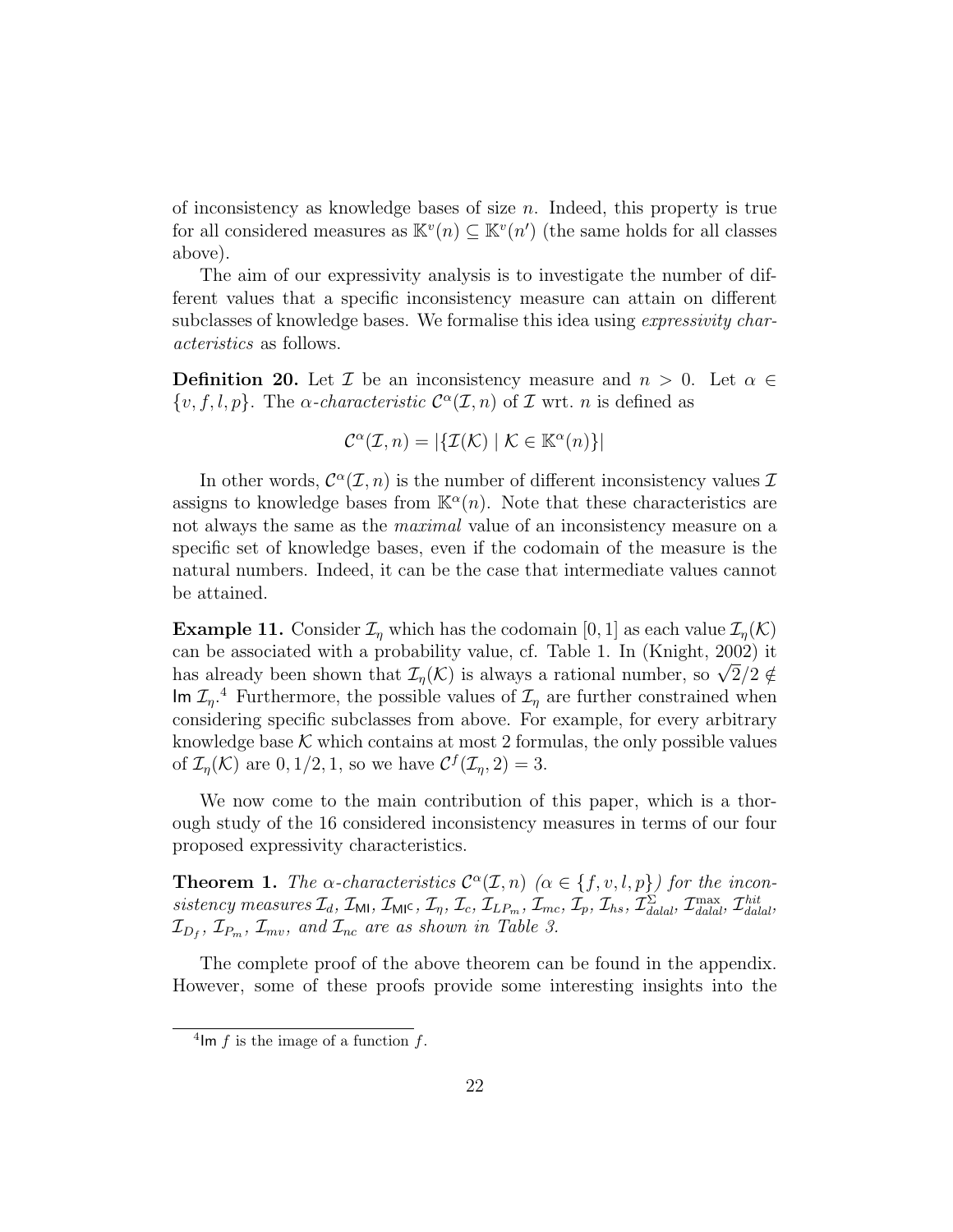of inconsistency as knowledge bases of size $n$. Indeed, this property is true for all considered measures as $\mathbb{K}^v(n) \subseteq \mathbb{K}^v(n')$ (the same holds for all classes above).

The aim of our expressivity analysis is to investigate the number of different values that a specific inconsistency measure can attain on different subclasses of knowledge bases. We formalise this idea using *expressivity characteristics* as follows.

**Definition 20.** Let $\mathcal{I}$ be an inconsistency measure and $n > 0$. Let $\alpha \in \{v, f, l, p\}$. The *$\alpha$-characteristic* $\mathcal{C}^\alpha(\mathcal{I}, n)$ of $\mathcal{I}$ wrt. $n$ is defined as

$$\mathcal{C}^\alpha(\mathcal{I}, n) = |\{\mathcal{I}(\mathcal{K}) \mid \mathcal{K} \in \mathbb{K}^\alpha(n)\}|$$

In other words, $\mathcal{C}^\alpha(\mathcal{I}, n)$ is the number of different inconsistency values $\mathcal{I}$ assigns to knowledge bases from $\mathbb{K}^\alpha(n)$. Note that these characteristics are not always the same as the *maximal* value of an inconsistency measure on a specific set of knowledge bases, even if the codomain of the measure is the natural numbers. Indeed, it can be the case that intermediate values cannot be attained.

**Example 11.** Consider $\mathcal{I}_\eta$ which has the codomain $[0, 1]$ as each value $\mathcal{I}_\eta(\mathcal{K})$ can be associated with a probability value, cf. Table 1. In (Knight, 2002) it has already been shown that $\mathcal{I}_\eta(\mathcal{K})$ is always a rational number, so $\sqrt{2}/2 \notin \mathsf{Im}\ \mathcal{I}_\eta$.[4] Furthermore, the possible values of $\mathcal{I}_\eta$ are further constrained when considering specific subclasses from above. For example, for every arbitrary knowledge base $\mathcal{K}$ which contains at most 2 formulas, the only possible values of $\mathcal{I}_\eta(\mathcal{K})$ are $0, 1/2, 1$, so we have $\mathcal{C}^f(\mathcal{I}_\eta, 2) = 3$.

We now come to the main contribution of this paper, which is a thorough study of the 16 considered inconsistency measures in terms of our four proposed expressivity characteristics.

**Theorem 1.** *The $\alpha$-characteristics $\mathcal{C}^\alpha(\mathcal{I}, n)$ ($\alpha \in \{f, v, l, p\}$) for the inconsistency measures $\mathcal{I}_d$, $\mathcal{I}_{\mathsf{MI}}$, $\mathcal{I}_{\mathsf{MI^C}}$, $\mathcal{I}_\eta$, $\mathcal{I}_c$, $\mathcal{I}_{LP_m}$, $\mathcal{I}_{mc}$, $\mathcal{I}_p$, $\mathcal{I}_{hs}$, $\mathcal{I}^{\Sigma}_{dalal}$, $\mathcal{I}^{\max}_{dalal}$, $\mathcal{I}^{hit}_{dalal}$, $\mathcal{I}_{D_f}$, $\mathcal{I}_{P_m}$, $\mathcal{I}_{mv}$, and $\mathcal{I}_{nc}$ are as shown in Table 3.*

The complete proof of the above theorem can be found in the appendix. However, some of these proofs provide some interesting insights into the

[4] $\mathsf{Im}\ f$ is the image of a function $f$.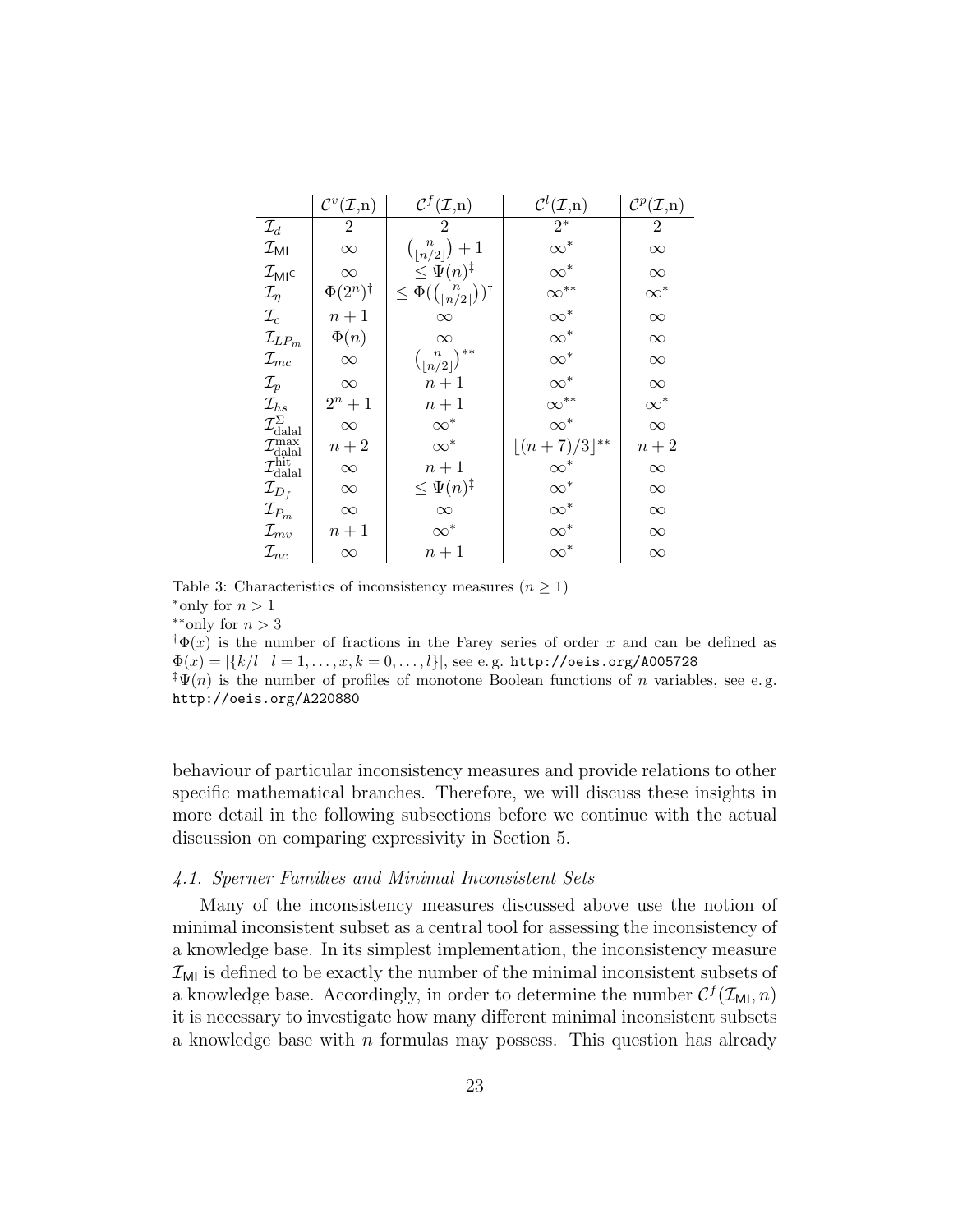| | $\mathcal{C}^v(\mathcal{I},\text{n})$ | $\mathcal{C}^f(\mathcal{I},\text{n})$ | $\mathcal{C}^l(\mathcal{I},\text{n})$ | $\mathcal{C}^p(\mathcal{I},\text{n})$ |
|---|---|---|---|---|
| $\mathcal{I}_d$ | $2$ | $2$ | $2^*$ | $2$ |
| $\mathcal{I}_{\mathsf{MI}}$ | $\infty$ | $\binom{n}{\lfloor n/2 \rfloor}+1$ | $\infty^*$ | $\infty$ |
| $\mathcal{I}_{\mathsf{MI}^\mathsf{C}}$ | $\infty$ | $\leq \Psi(n)^\ddagger$ | $\infty^*$ | $\infty$ |
| $\mathcal{I}_\eta$ | $\Phi(2^n)^\dagger$ | $\leq \Phi(\binom{n}{\lfloor n/2 \rfloor})^\dagger$ | $\infty^{**}$ | $\infty^*$ |
| $\mathcal{I}_c$ | $n+1$ | $\infty$ | $\infty^*$ | $\infty$ |
| $\mathcal{I}_{LP_m}$ | $\Phi(n)$ | $\infty$ | $\infty^*$ | $\infty$ |
| $\mathcal{I}_{mc}$ | $\infty$ | $\binom{n}{\lfloor n/2 \rfloor}^{**}$ | $\infty^*$ | $\infty$ |
| $\mathcal{I}_p$ | $\infty$ | $n+1$ | $\infty^*$ | $\infty$ |
| $\mathcal{I}_{hs}$ | $2^n+1$ | $n+1$ | $\infty^{**}$ | $\infty^*$ |
| $\mathcal{I}^{\Sigma}_{\text{dalal}}$ | $\infty$ | $\infty^*$ | $\infty^*$ | $\infty$ |
| $\mathcal{I}^{\max}_{\text{dalal}}$ | $n+2$ | $\infty^*$ | $\lfloor (n+7)/3 \rfloor^{**}$ | $n+2$ |
| $\mathcal{I}^{\text{hit}}_{\text{dalal}}$ | $\infty$ | $n+1$ | $\infty^*$ | $\infty$ |
| $\mathcal{I}_{D_f}$ | $\infty$ | $\leq \Psi(n)^\ddagger$ | $\infty^*$ | $\infty$ |
| $\mathcal{I}_{P_m}$ | $\infty$ | $\infty$ | $\infty^*$ | $\infty$ |
| $\mathcal{I}_{mv}$ | $n+1$ | $\infty^*$ | $\infty^*$ | $\infty$ |
| $\mathcal{I}_{nc}$ | $\infty$ | $n+1$ | $\infty^*$ | $\infty$ |

Table 3: Characteristics of inconsistency measures ($n \geq 1$)

$^*$only for $n > 1$

$^{**}$only for $n > 3$

$^\dagger\Phi(x)$ is the number of fractions in the Farey series of order $x$ and can be defined as $\Phi(x) = |\{k/l \mid l = 1, \ldots, x, k = 0, \ldots, l\}|$, see e. g. http://oeis.org/A005728

$^\ddagger\Psi(n)$ is the number of profiles of monotone Boolean functions of $n$ variables, see e. g. http://oeis.org/A220880

behaviour of particular inconsistency measures and provide relations to other specific mathematical branches. Therefore, we will discuss these insights in more detail in the following subsections before we continue with the actual discussion on comparing expressivity in Section 5.

### 4.1. Sperner Families and Minimal Inconsistent Sets

Many of the inconsistency measures discussed above use the notion of minimal inconsistent subset as a central tool for assessing the inconsistency of a knowledge base. In its simplest implementation, the inconsistency measure $\mathcal{I}_{\mathsf{MI}}$ is defined to be exactly the number of the minimal inconsistent subsets of a knowledge base. Accordingly, in order to determine the number $\mathcal{C}^f(\mathcal{I}_{\mathsf{MI}}, n)$ it is necessary to investigate how many different minimal inconsistent subsets a knowledge base with $n$ formulas may possess. This question has already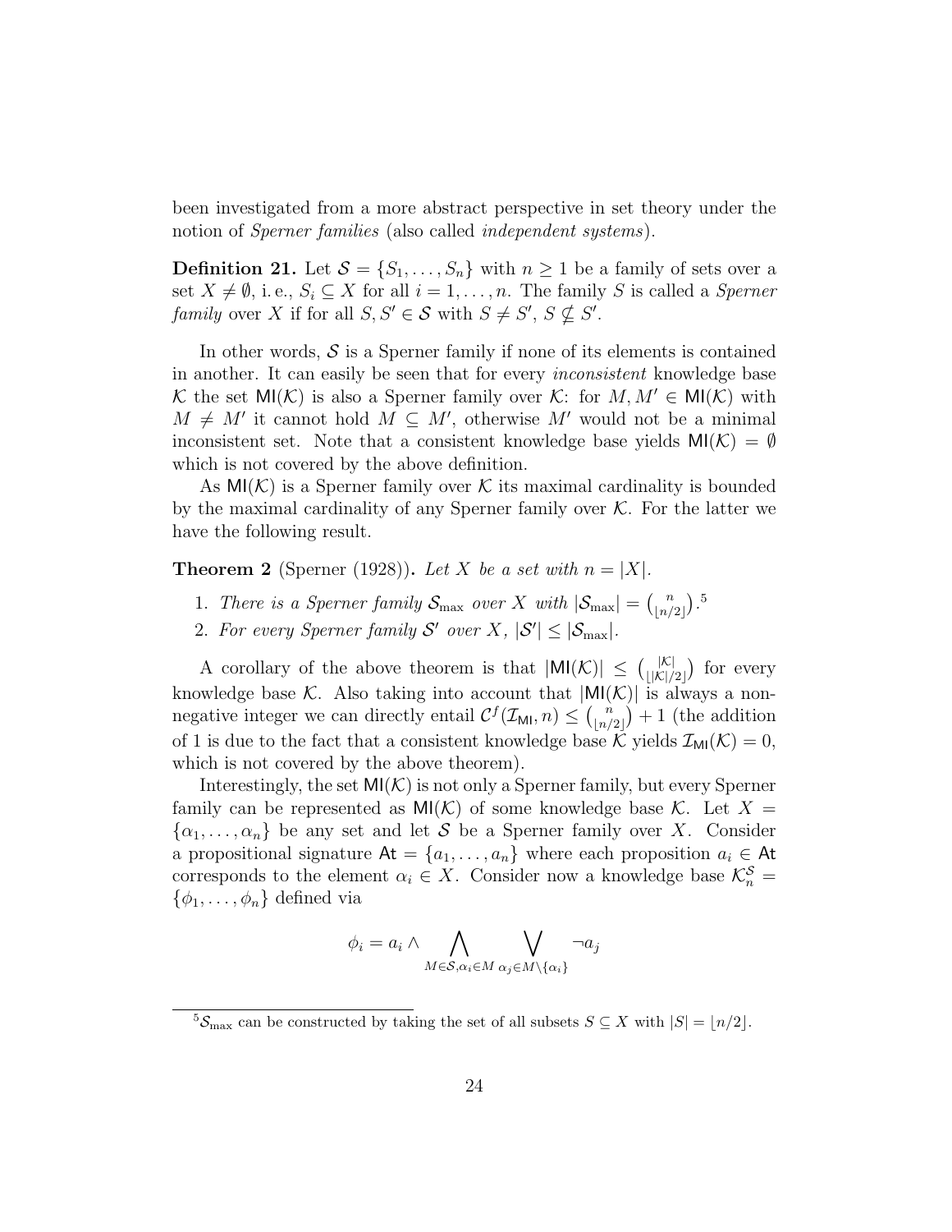been investigated from a more abstract perspective in set theory under the notion of *Sperner families* (also called *independent systems*).

**Definition 21.** Let $\mathcal{S} = \{S_1, \ldots, S_n\}$ with $n \geq 1$ be a family of sets over a set $X \neq \emptyset$, i. e., $S_i \subseteq X$ for all $i = 1, \ldots, n$. The family $S$ is called a *Sperner family* over $X$ if for all $S, S' \in \mathcal{S}$ with $S \neq S'$, $S \nsubseteq S'$.

In other words, $\mathcal{S}$ is a Sperner family if none of its elements is contained in another. It can easily be seen that for every *inconsistent* knowledge base $\mathcal{K}$ the set $\mathsf{MI}(\mathcal{K})$ is also a Sperner family over $\mathcal{K}$: for $M, M' \in \mathsf{MI}(\mathcal{K})$ with $M \neq M'$ it cannot hold $M \subseteq M'$, otherwise $M'$ would not be a minimal inconsistent set. Note that a consistent knowledge base yields $\mathsf{MI}(\mathcal{K}) = \emptyset$ which is not covered by the above definition.

As $\mathsf{MI}(\mathcal{K})$ is a Sperner family over $\mathcal{K}$ its maximal cardinality is bounded by the maximal cardinality of any Sperner family over $\mathcal{K}$. For the latter we have the following result.

**Theorem 2** (Sperner (1928))**.** *Let $X$ be a set with $n = |X|$.*

1. *There is a Sperner family $\mathcal{S}_{\max}$ over $X$ with $|\mathcal{S}_{\max}| = \binom{n}{\lfloor n/2 \rfloor}$.*[5]
2. *For every Sperner family $\mathcal{S}'$ over $X$, $|\mathcal{S}'| \leq |\mathcal{S}_{\max}|$.*

A corollary of the above theorem is that $|\mathsf{MI}(\mathcal{K})| \leq \binom{|\mathcal{K}|}{\lfloor |\mathcal{K}|/2 \rfloor}$ for every knowledge base $\mathcal{K}$. Also taking into account that $|\mathsf{MI}(\mathcal{K})|$ is always a non-negative integer we can directly entail $\mathcal{C}^f(\mathcal{I}_{\mathsf{MI}}, n) \leq \binom{n}{\lfloor n/2 \rfloor} + 1$ (the addition of 1 is due to the fact that a consistent knowledge base $\mathcal{K}$ yields $\mathcal{I}_{\mathsf{MI}}(\mathcal{K}) = 0$, which is not covered by the above theorem).

Interestingly, the set $\mathsf{MI}(\mathcal{K})$ is not only a Sperner family, but every Sperner family can be represented as $\mathsf{MI}(\mathcal{K})$ of some knowledge base $\mathcal{K}$. Let $X = \{\alpha_1, \ldots, \alpha_n\}$ be any set and let $\mathcal{S}$ be a Sperner family over $X$. Consider a propositional signature $\mathsf{At} = \{a_1, \ldots, a_n\}$ where each proposition $a_i \in \mathsf{At}$ corresponds to the element $\alpha_i \in X$. Consider now a knowledge base $\mathcal{K}_n^{\mathcal{S}} = \{\phi_1, \ldots, \phi_n\}$ defined via

$$\phi_i = a_i \wedge \bigwedge_{M \in \mathcal{S}, \alpha_i \in M} \bigvee_{\alpha_j \in M \setminus \{\alpha_i\}} \neg a_j$$

[5] $\mathcal{S}_{\max}$ can be constructed by taking the set of all subsets $S \subseteq X$ with $|S| = \lfloor n/2 \rfloor$.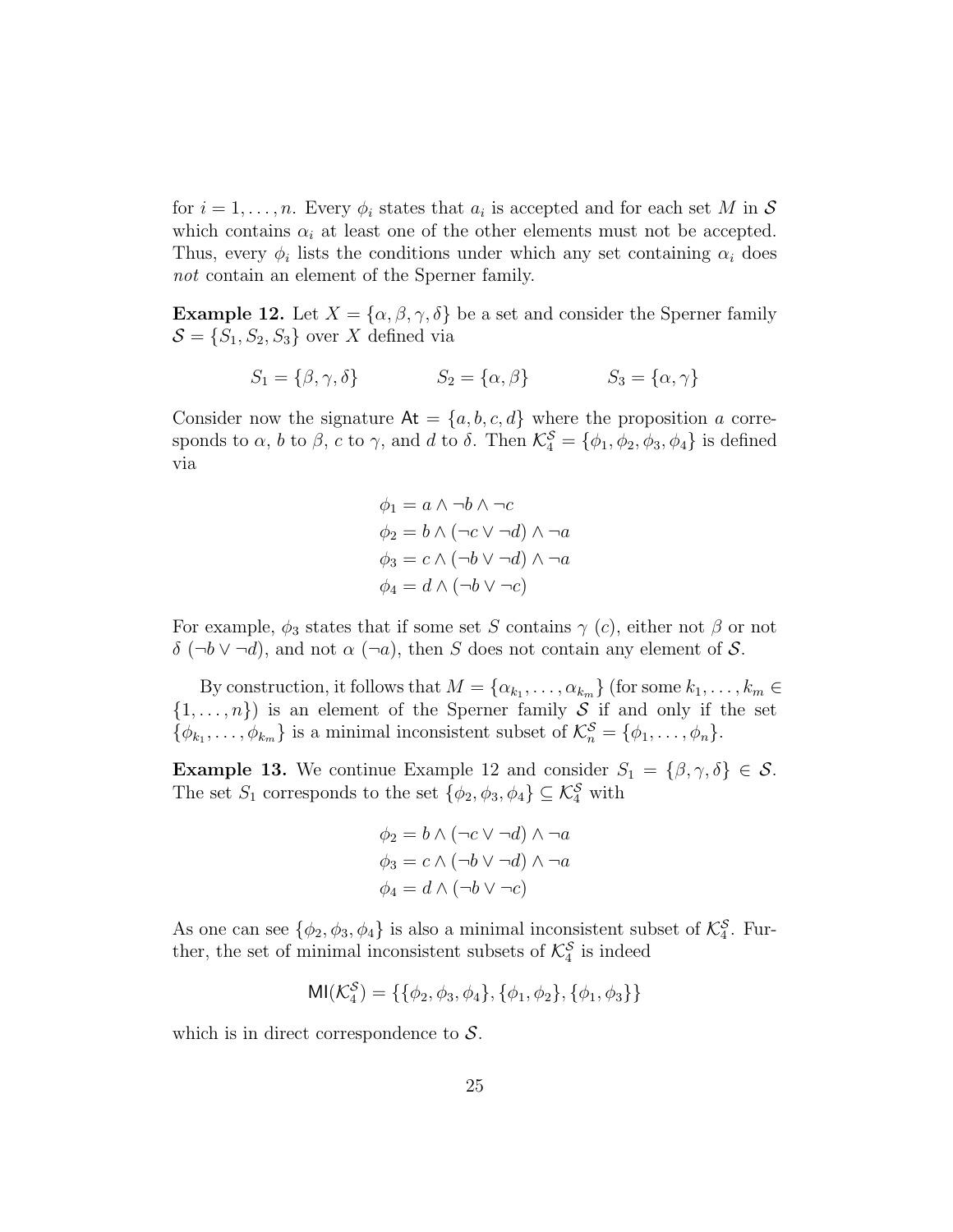for $i = 1, \ldots, n$. Every $\phi_i$ states that $a_i$ is accepted and for each set $M$ in $\mathcal{S}$ which contains $\alpha_i$ at least one of the other elements must not be accepted. Thus, every $\phi_i$ lists the conditions under which any set containing $\alpha_i$ does *not* contain an element of the Sperner family.

**Example 12.** Let $X = \{\alpha, \beta, \gamma, \delta\}$ be a set and consider the Sperner family $\mathcal{S} = \{S_1, S_2, S_3\}$ over $X$ defined via

$$S_1 = \{\beta, \gamma, \delta\} \qquad S_2 = \{\alpha, \beta\} \qquad S_3 = \{\alpha, \gamma\}$$

Consider now the signature $\mathsf{At} = \{a, b, c, d\}$ where the proposition $a$ corresponds to $\alpha$, $b$ to $\beta$, $c$ to $\gamma$, and $d$ to $\delta$. Then $\mathcal{K}_4^{\mathcal{S}} = \{\phi_1, \phi_2, \phi_3, \phi_4\}$ is defined via

$$\begin{aligned}
\phi_1 &= a \wedge \neg b \wedge \neg c \\
\phi_2 &= b \wedge (\neg c \vee \neg d) \wedge \neg a \\
\phi_3 &= c \wedge (\neg b \vee \neg d) \wedge \neg a \\
\phi_4 &= d \wedge (\neg b \vee \neg c)
\end{aligned}$$

For example, $\phi_3$ states that if some set $S$ contains $\gamma$ ($c$), either not $\beta$ or not $\delta$ ($\neg b \vee \neg d$), and not $\alpha$ ($\neg a$), then $S$ does not contain any element of $\mathcal{S}$.

By construction, it follows that $M = \{\alpha_{k_1}, \ldots, \alpha_{k_m}\}$ (for some $k_1, \ldots, k_m \in \{1, \ldots, n\}$) is an element of the Sperner family $\mathcal{S}$ if and only if the set $\{\phi_{k_1}, \ldots, \phi_{k_m}\}$ is a minimal inconsistent subset of $\mathcal{K}_n^{\mathcal{S}} = \{\phi_1, \ldots, \phi_n\}$.

**Example 13.** We continue Example 12 and consider $S_1 = \{\beta, \gamma, \delta\} \in \mathcal{S}$. The set $S_1$ corresponds to the set $\{\phi_2, \phi_3, \phi_4\} \subseteq \mathcal{K}_4^{\mathcal{S}}$ with

$$\begin{aligned}
\phi_2 &= b \wedge (\neg c \vee \neg d) \wedge \neg a \\
\phi_3 &= c \wedge (\neg b \vee \neg d) \wedge \neg a \\
\phi_4 &= d \wedge (\neg b \vee \neg c)
\end{aligned}$$

As one can see $\{\phi_2, \phi_3, \phi_4\}$ is also a minimal inconsistent subset of $\mathcal{K}_4^{\mathcal{S}}$. Further, the set of minimal inconsistent subsets of $\mathcal{K}_4^{\mathcal{S}}$ is indeed

$$\mathsf{MI}(\mathcal{K}_4^{\mathcal{S}}) = \{\{\phi_2, \phi_3, \phi_4\}, \{\phi_1, \phi_2\}, \{\phi_1, \phi_3\}\}$$

which is in direct correspondence to $\mathcal{S}$.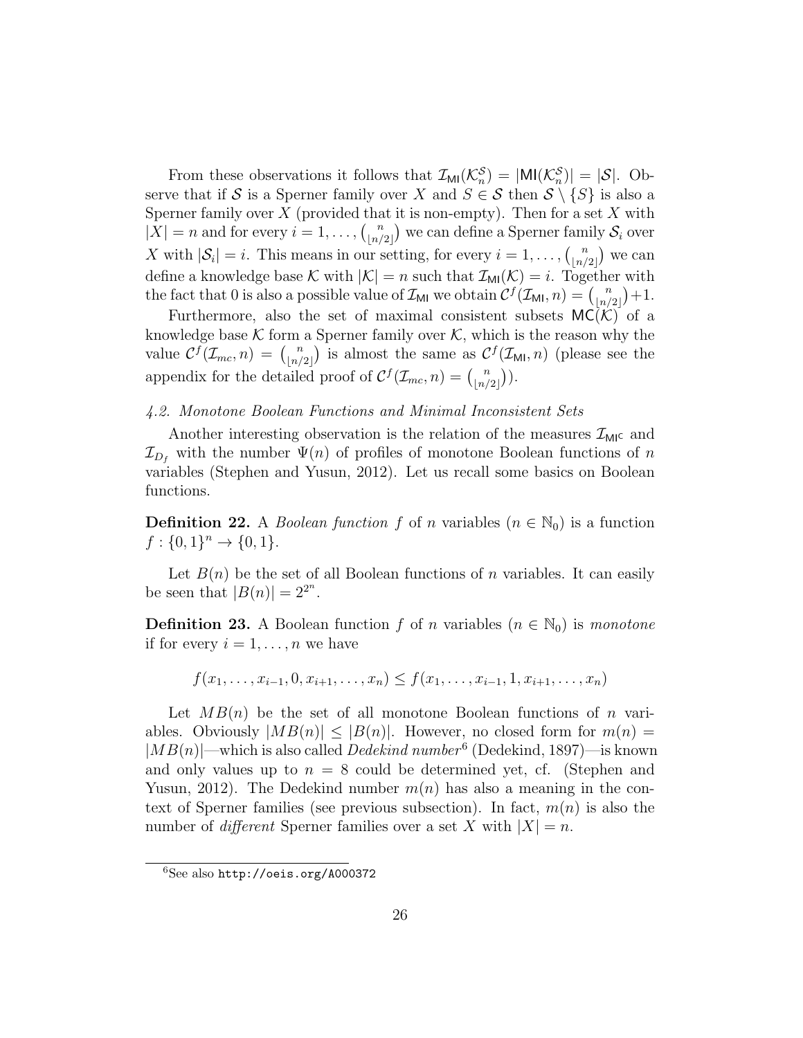From these observations it follows that $\mathcal{I}_{\mathsf{MI}}(\mathcal{K}_n^{\mathcal{S}}) = |\mathsf{MI}(\mathcal{K}_n^{\mathcal{S}})| = |\mathcal{S}|$. Observe that if $\mathcal{S}$ is a Sperner family over $X$ and $S \in \mathcal{S}$ then $\mathcal{S} \setminus \{S\}$ is also a Sperner family over $X$ (provided that it is non-empty). Then for a set $X$ with $|X| = n$ and for every $i = 1, \ldots, \binom{n}{\lfloor n/2 \rfloor}$ we can define a Sperner family $\mathcal{S}_i$ over $X$ with $|\mathcal{S}_i| = i$. This means in our setting, for every $i = 1, \ldots, \binom{n}{\lfloor n/2 \rfloor}$ we can define a knowledge base $\mathcal{K}$ with $|\mathcal{K}| = n$ such that $\mathcal{I}_{\mathsf{MI}}(\mathcal{K}) = i$. Together with the fact that 0 is also a possible value of $\mathcal{I}_{\mathsf{MI}}$ we obtain $\mathcal{C}^f(\mathcal{I}_{\mathsf{MI}}, n) = \binom{n}{\lfloor n/2 \rfloor} + 1$.

Furthermore, also the set of maximal consistent subsets $\mathsf{MC}(\mathcal{K})$ of a knowledge base $\mathcal{K}$ form a Sperner family over $\mathcal{K}$, which is the reason why the value $\mathcal{C}^f(\mathcal{I}_{mc}, n) = \binom{n}{\lfloor n/2 \rfloor}$ is almost the same as $\mathcal{C}^f(\mathcal{I}_{\mathsf{MI}}, n)$ (please see the appendix for the detailed proof of $\mathcal{C}^f(\mathcal{I}_{mc}, n) = \binom{n}{\lfloor n/2 \rfloor}$).

### *4.2. Monotone Boolean Functions and Minimal Inconsistent Sets*

Another interesting observation is the relation of the measures $\mathcal{I}_{\mathsf{MI}^{\mathsf{C}}}$ and $\mathcal{I}_{D_f}$ with the number $\Psi(n)$ of profiles of monotone Boolean functions of $n$ variables (Stephen and Yusun, 2012). Let us recall some basics on Boolean functions.

**Definition 22.** A *Boolean function* $f$ of $n$ variables ($n \in \mathbb{N}_0$) is a function $f : \{0, 1\}^n \to \{0, 1\}$.

Let $B(n)$ be the set of all Boolean functions of $n$ variables. It can easily be seen that $|B(n)| = 2^{2^n}$.

**Definition 23.** A Boolean function $f$ of $n$ variables ($n \in \mathbb{N}_0$) is *monotone* if for every $i = 1, \ldots, n$ we have

$$f(x_1, \ldots, x_{i-1}, 0, x_{i+1}, \ldots, x_n) \leq f(x_1, \ldots, x_{i-1}, 1, x_{i+1}, \ldots, x_n)$$

Let $MB(n)$ be the set of all monotone Boolean functions of $n$ variables. Obviously $|MB(n)| \leq |B(n)|$. However, no closed form for $m(n) = |MB(n)|$—which is also called *Dedekind number*[6] (Dedekind, 1897)—is known and only values up to $n = 8$ could be determined yet, cf. (Stephen and Yusun, 2012). The Dedekind number $m(n)$ has also a meaning in the context of Sperner families (see previous subsection). In fact, $m(n)$ is also the number of *different* Sperner families over a set $X$ with $|X| = n$.

[6] See also http://oeis.org/A000372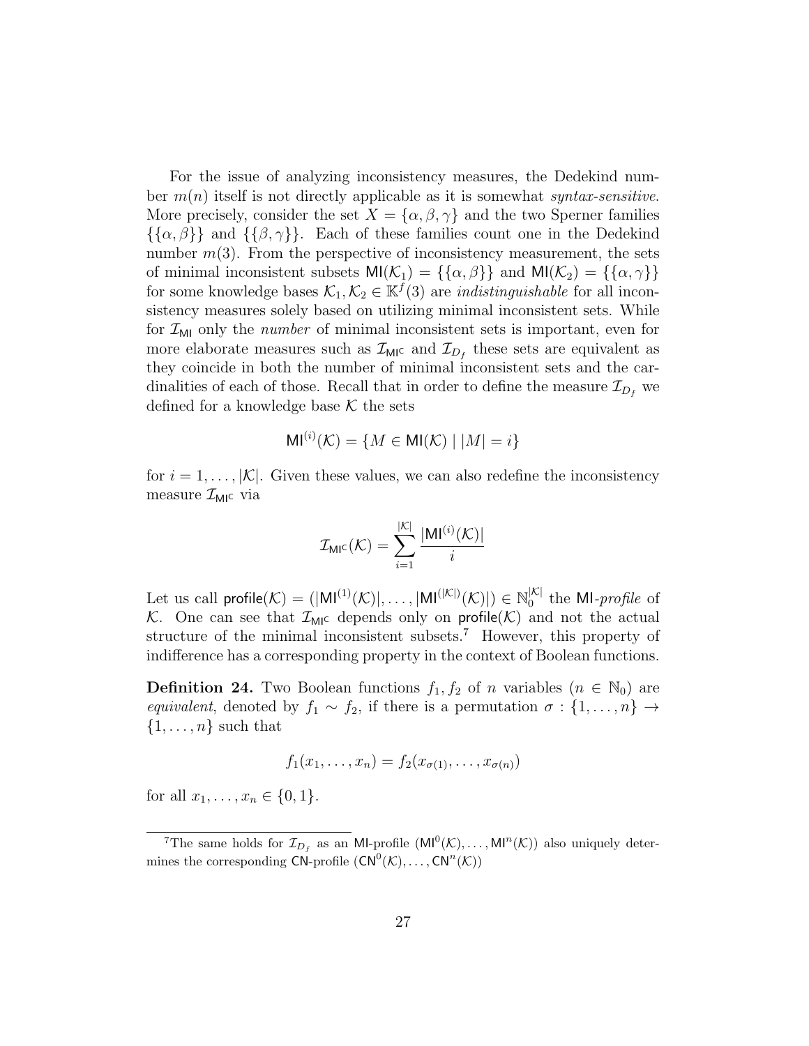For the issue of analyzing inconsistency measures, the Dedekind number $m(n)$ itself is not directly applicable as it is somewhat *syntax-sensitive*. More precisely, consider the set $X = \{\alpha, \beta, \gamma\}$ and the two Sperner families $\{\{\alpha, \beta\}\}$ and $\{\{\beta, \gamma\}\}$. Each of these families count one in the Dedekind number $m(3)$. From the perspective of inconsistency measurement, the sets of minimal inconsistent subsets $\mathsf{MI}(\mathcal{K}_1) = \{\{\alpha, \beta\}\}$ and $\mathsf{MI}(\mathcal{K}_2) = \{\{\alpha, \gamma\}\}$ for some knowledge bases $\mathcal{K}_1, \mathcal{K}_2 \in \mathbb{K}^f(3)$ are *indistinguishable* for all inconsistency measures solely based on utilizing minimal inconsistent sets. While for $\mathcal{I}_{\mathsf{MI}}$ only the *number* of minimal inconsistent sets is important, even for more elaborate measures such as $\mathcal{I}_{\mathsf{MI}^\mathsf{C}}$ and $\mathcal{I}_{D_f}$ these sets are equivalent as they coincide in both the number of minimal inconsistent sets and the cardinalities of each of those. Recall that in order to define the measure $\mathcal{I}_{D_f}$ we defined for a knowledge base $\mathcal{K}$ the sets

$$\mathsf{MI}^{(i)}(\mathcal{K}) = \{M \in \mathsf{MI}(\mathcal{K}) \mid |M| = i\}$$

for $i = 1, \ldots, |\mathcal{K}|$. Given these values, we can also redefine the inconsistency measure $\mathcal{I}_{\mathsf{MI}^\mathsf{C}}$ via

$$\mathcal{I}_{\mathsf{MI}^\mathsf{C}}(\mathcal{K}) = \sum_{i=1}^{|\mathcal{K}|} \frac{|\mathsf{MI}^{(i)}(\mathcal{K})|}{i}$$

Let us call $\mathsf{profile}(\mathcal{K}) = (|\mathsf{MI}^{(1)}(\mathcal{K})|, \ldots, |\mathsf{MI}^{(|\mathcal{K}|)}(\mathcal{K})|) \in \mathbb{N}_0^{|\mathcal{K}|}$ the $\mathsf{MI}$-*profile* of $\mathcal{K}$. One can see that $\mathcal{I}_{\mathsf{MI}^\mathsf{C}}$ depends only on $\mathsf{profile}(\mathcal{K})$ and not the actual structure of the minimal inconsistent subsets.[7] However, this property of indifference has a corresponding property in the context of Boolean functions.

**Definition 24.** Two Boolean functions $f_1, f_2$ of $n$ variables ($n \in \mathbb{N}_0$) are *equivalent*, denoted by $f_1 \sim f_2$, if there is a permutation $\sigma : \{1, \ldots, n\} \to \{1, \ldots, n\}$ such that

$$f_1(x_1, \ldots, x_n) = f_2(x_{\sigma(1)}, \ldots, x_{\sigma(n)})$$

for all $x_1, \ldots, x_n \in \{0, 1\}$.

[7] The same holds for $\mathcal{I}_{D_f}$ as an $\mathsf{MI}$-profile $(\mathsf{MI}^0(\mathcal{K}), \ldots, \mathsf{MI}^n(\mathcal{K}))$ also uniquely determines the corresponding $\mathsf{CN}$-profile $(\mathsf{CN}^0(\mathcal{K}), \ldots, \mathsf{CN}^n(\mathcal{K}))$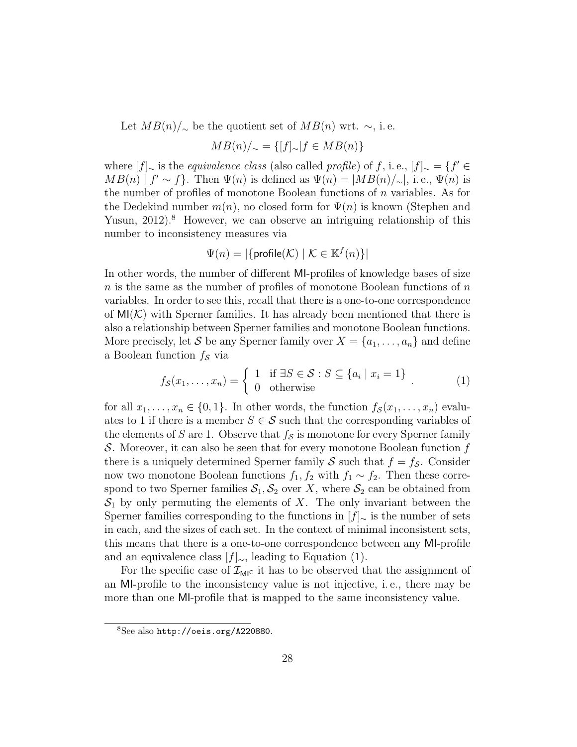Let $MB(n)/_{\sim}$ be the quotient set of $MB(n)$ wrt. $\sim$, i. e.

$$MB(n)/_{\sim} = \{[f]_{\sim} | f \in MB(n)\}$$

where $[f]_{\sim}$ is the *equivalence class* (also called *profile*) of $f$, i. e., $[f]_{\sim} = \{f' \in MB(n) \mid f' \sim f\}$. Then $\Psi(n)$ is defined as $\Psi(n) = |MB(n)/_{\sim}|$, i. e., $\Psi(n)$ is the number of profiles of monotone Boolean functions of $n$ variables. As for the Dedekind number $m(n)$, no closed form for $\Psi(n)$ is known (Stephen and Yusun, 2012).[8] However, we can observe an intriguing relationship of this number to inconsistency measures via

$$\Psi(n) = |\{\mathsf{profile}(\mathcal{K}) \mid \mathcal{K} \in \mathbb{K}^f(n)\}|$$

In other words, the number of different $\mathsf{MI}$-profiles of knowledge bases of size $n$ is the same as the number of profiles of monotone Boolean functions of $n$ variables. In order to see this, recall that there is a one-to-one correspondence of $\mathsf{MI}(\mathcal{K})$ with Sperner families. It has already been mentioned that there is also a relationship between Sperner families and monotone Boolean functions. More precisely, let $\mathcal{S}$ be any Sperner family over $X = \{a_1, \ldots, a_n\}$ and define a Boolean function $f_{\mathcal{S}}$ via

$$f_{\mathcal{S}}(x_1, \ldots, x_n) = \begin{cases} 1 & \text{if } \exists S \in \mathcal{S} : S \subseteq \{a_i \mid x_i = 1\} \\ 0 & \text{otherwise} \end{cases} . \tag{1}$$

for all $x_1, \ldots, x_n \in \{0, 1\}$. In other words, the function $f_{\mathcal{S}}(x_1, \ldots, x_n)$ evaluates to 1 if there is a member $S \in \mathcal{S}$ such that the corresponding variables of the elements of $S$ are 1. Observe that $f_{\mathcal{S}}$ is monotone for every Sperner family $\mathcal{S}$. Moreover, it can also be seen that for every monotone Boolean function $f$ there is a uniquely determined Sperner family $\mathcal{S}$ such that $f = f_{\mathcal{S}}$. Consider now two monotone Boolean functions $f_1, f_2$ with $f_1 \sim f_2$. Then these correspond to two Sperner families $\mathcal{S}_1, \mathcal{S}_2$ over $X$, where $\mathcal{S}_2$ can be obtained from $\mathcal{S}_1$ by only permuting the elements of $X$. The only invariant between the Sperner families corresponding to the functions in $[f]_{\sim}$ is the number of sets in each, and the sizes of each set. In the context of minimal inconsistent sets, this means that there is a one-to-one correspondence between any $\mathsf{MI}$-profile and an equivalence class $[f]_{\sim}$, leading to Equation (1).

For the specific case of $\mathcal{I}_{\mathsf{MI^C}}$ it has to be observed that the assignment of an $\mathsf{MI}$-profile to the inconsistency value is not injective, i. e., there may be more than one $\mathsf{MI}$-profile that is mapped to the same inconsistency value.

[8] See also `http://oeis.org/A220880`.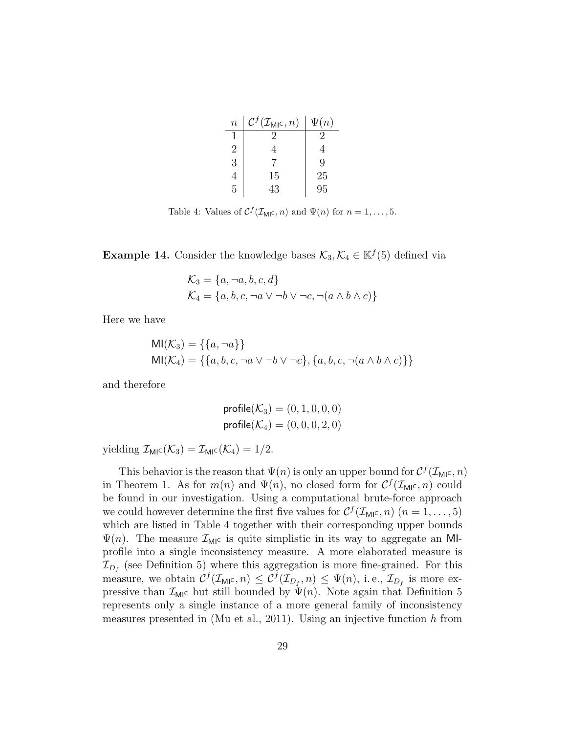| $n$ | $\mathcal{C}^f(\mathcal{I}_{\mathsf{MI^c}}, n)$ | $\Psi(n)$ |
|---|---|---|
| 1 | 2 | 2 |
| 2 | 4 | 4 |
| 3 | 7 | 9 |
| 4 | 15 | 25 |
| 5 | 43 | 95 |

Table 4: Values of $\mathcal{C}^f(\mathcal{I}_{\mathsf{MI^c}}, n)$ and $\Psi(n)$ for $n = 1, \ldots, 5$.

**Example 14.** Consider the knowledge bases $\mathcal{K}_3, \mathcal{K}_4 \in \mathbb{K}^f(5)$ defined via

$$\mathcal{K}_3 = \{a, \neg a, b, c, d\}$$
$$\mathcal{K}_4 = \{a, b, c, \neg a \vee \neg b \vee \neg c, \neg(a \wedge b \wedge c)\}$$

Here we have

$$\mathsf{MI}(\mathcal{K}_3) = \{\{a, \neg a\}\}$$
$$\mathsf{MI}(\mathcal{K}_4) = \{\{a, b, c, \neg a \vee \neg b \vee \neg c\}, \{a, b, c, \neg(a \wedge b \wedge c)\}\}$$

and therefore

$$\mathsf{profile}(\mathcal{K}_3) = (0, 1, 0, 0, 0)$$
$$\mathsf{profile}(\mathcal{K}_4) = (0, 0, 0, 2, 0)$$

yielding $\mathcal{I}_{\mathsf{MI^c}}(\mathcal{K}_3) = \mathcal{I}_{\mathsf{MI^c}}(\mathcal{K}_4) = 1/2$.

This behavior is the reason that $\Psi(n)$ is only an upper bound for $\mathcal{C}^f(\mathcal{I}_{\mathsf{MI^c}}, n)$ in Theorem 1. As for $m(n)$ and $\Psi(n)$, no closed form for $\mathcal{C}^f(\mathcal{I}_{\mathsf{MI^c}}, n)$ could be found in our investigation. Using a computational brute-force approach we could however determine the first five values for $\mathcal{C}^f(\mathcal{I}_{\mathsf{MI^c}}, n)$ $(n = 1, \ldots, 5)$ which are listed in Table 4 together with their corresponding upper bounds $\Psi(n)$. The measure $\mathcal{I}_{\mathsf{MI^c}}$ is quite simplistic in its way to aggregate an $\mathsf{MI}$-profile into a single inconsistency measure. A more elaborated measure is $\mathcal{I}_{D_f}$ (see Definition 5) where this aggregation is more fine-grained. For this measure, we obtain $\mathcal{C}^f(\mathcal{I}_{\mathsf{MI^c}}, n) \leq \mathcal{C}^f(\mathcal{I}_{D_f}, n) \leq \Psi(n)$, i. e., $\mathcal{I}_{D_f}$ is more expressive than $\mathcal{I}_{\mathsf{MI^c}}$ but still bounded by $\Psi(n)$. Note again that Definition 5 represents only a single instance of a more general family of inconsistency measures presented in (Mu et al., 2011). Using an injective function $h$ from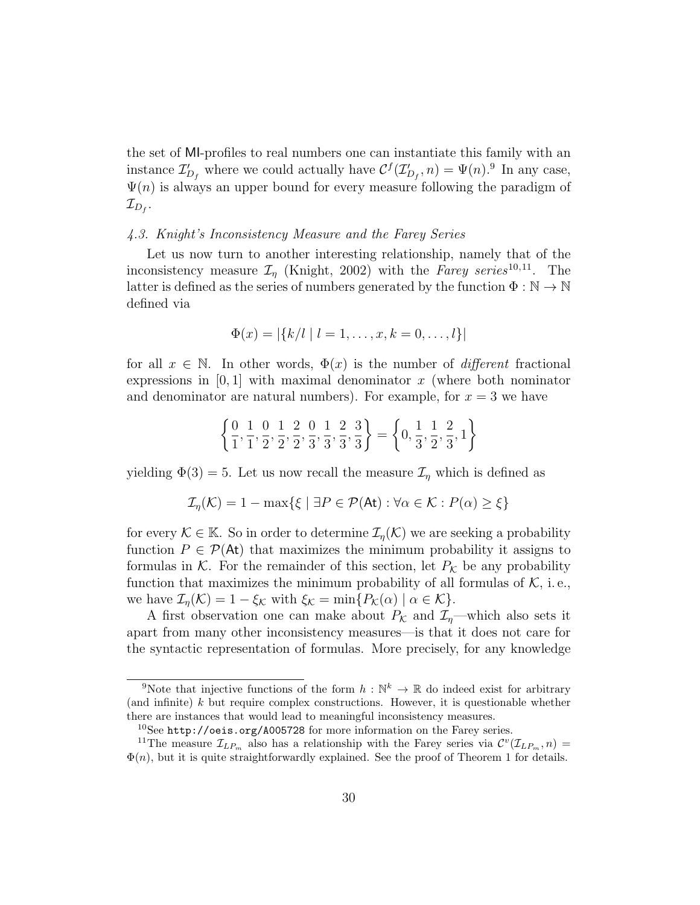the set of MI-profiles to real numbers one can instantiate this family with an instance $\mathcal{I}'_{D_f}$ where we could actually have $\mathcal{C}^f(\mathcal{I}'_{D_f}, n) = \Psi(n)$.[9] In any case, $\Psi(n)$ is always an upper bound for every measure following the paradigm of $\mathcal{I}_{D_f}$.

### 4.3. Knight's Inconsistency Measure and the Farey Series

Let us now turn to another interesting relationship, namely that of the inconsistency measure $\mathcal{I}_\eta$ (Knight, 2002) with the *Farey series*[10,11]. The latter is defined as the series of numbers generated by the function $\Phi : \mathbb{N} \to \mathbb{N}$ defined via

$$\Phi(x) = |\{k/l \mid l = 1, \ldots, x, k = 0, \ldots, l\}|$$

for all $x \in \mathbb{N}$. In other words, $\Phi(x)$ is the number of *different* fractional expressions in $[0, 1]$ with maximal denominator $x$ (where both nominator and denominator are natural numbers). For example, for $x = 3$ we have

$$\left\{\frac{0}{1}, \frac{1}{1}, \frac{0}{2}, \frac{1}{2}, \frac{2}{2}, \frac{0}{3}, \frac{1}{3}, \frac{2}{3}, \frac{3}{3}\right\} = \left\{0, \frac{1}{3}, \frac{1}{2}, \frac{2}{3}, 1\right\}$$

yielding $\Phi(3) = 5$. Let us now recall the measure $\mathcal{I}_\eta$ which is defined as

$$\mathcal{I}_\eta(\mathcal{K}) = 1 - \max\{\xi \mid \exists P \in \mathcal{P}(\mathsf{At}) : \forall \alpha \in \mathcal{K} : P(\alpha) \geq \xi\}$$

for every $\mathcal{K} \in \mathbb{K}$. So in order to determine $\mathcal{I}_\eta(\mathcal{K})$ we are seeking a probability function $P \in \mathcal{P}(\mathsf{At})$ that maximizes the minimum probability it assigns to formulas in $\mathcal{K}$. For the remainder of this section, let $P_\mathcal{K}$ be any probability function that maximizes the minimum probability of all formulas of $\mathcal{K}$, i. e., we have $\mathcal{I}_\eta(\mathcal{K}) = 1 - \xi_\mathcal{K}$ with $\xi_\mathcal{K} = \min\{P_\mathcal{K}(\alpha) \mid \alpha \in \mathcal{K}\}$.

A first observation one can make about $P_\mathcal{K}$ and $\mathcal{I}_\eta$—which also sets it apart from many other inconsistency measures—is that it does not care for the syntactic representation of formulas. More precisely, for any knowledge

---

[9] Note that injective functions of the form $h : \mathbb{N}^k \to \mathbb{R}$ do indeed exist for arbitrary (and infinite) $k$ but require complex constructions. However, it is questionable whether there are instances that would lead to meaningful inconsistency measures.

[10] See `http://oeis.org/A005728` for more information on the Farey series.

[11] The measure $\mathcal{I}_{LP_m}$ also has a relationship with the Farey series via $\mathcal{C}^v(\mathcal{I}_{LP_m}, n) = \Phi(n)$, but it is quite straightforwardly explained. See the proof of Theorem 1 for details.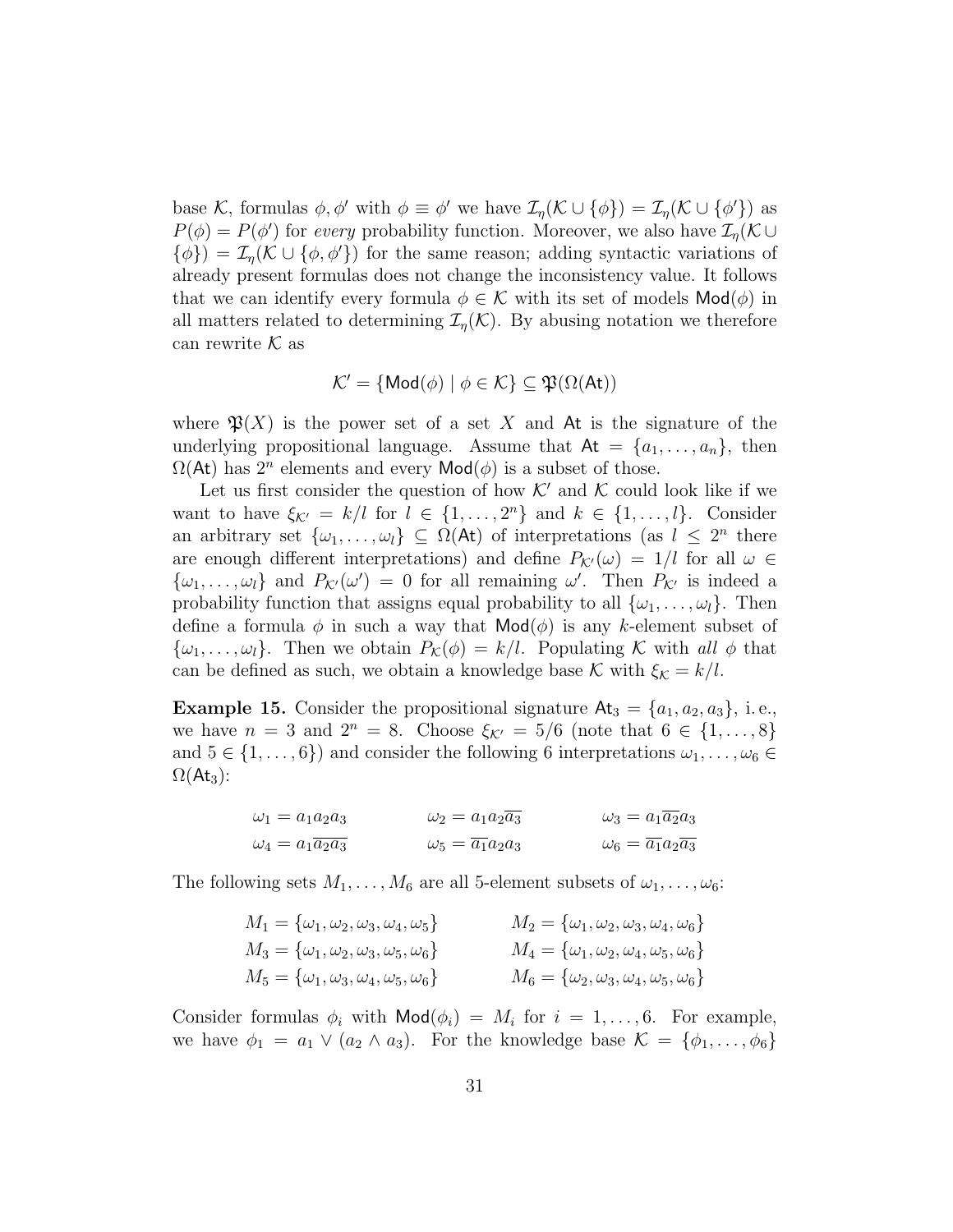base $\mathcal{K}$, formulas $\phi, \phi'$ with $\phi \equiv \phi'$ we have $\mathcal{I}_\eta(\mathcal{K} \cup \{\phi\}) = \mathcal{I}_\eta(\mathcal{K} \cup \{\phi'\})$ as $P(\phi) = P(\phi')$ for *every* probability function. Moreover, we also have $\mathcal{I}_\eta(\mathcal{K} \cup \{\phi\}) = \mathcal{I}_\eta(\mathcal{K} \cup \{\phi, \phi'\})$ for the same reason; adding syntactic variations of already present formulas does not change the inconsistency value. It follows that we can identify every formula $\phi \in \mathcal{K}$ with its set of models $\mathsf{Mod}(\phi)$ in all matters related to determining $\mathcal{I}_\eta(\mathcal{K})$. By abusing notation we therefore can rewrite $\mathcal{K}$ as

$$\mathcal{K}' = \{\mathsf{Mod}(\phi) \mid \phi \in \mathcal{K}\} \subseteq \mathfrak{P}(\Omega(\mathsf{At}))$$

where $\mathfrak{P}(X)$ is the power set of a set $X$ and $\mathsf{At}$ is the signature of the underlying propositional language. Assume that $\mathsf{At} = \{a_1, \ldots, a_n\}$, then $\Omega(\mathsf{At})$ has $2^n$ elements and every $\mathsf{Mod}(\phi)$ is a subset of those.

Let us first consider the question of how $\mathcal{K}'$ and $\mathcal{K}$ could look like if we want to have $\xi_{\mathcal{K}'} = k/l$ for $l \in \{1, \ldots, 2^n\}$ and $k \in \{1, \ldots, l\}$. Consider an arbitrary set $\{\omega_1, \ldots, \omega_l\} \subseteq \Omega(\mathsf{At})$ of interpretations (as $l \leq 2^n$ there are enough different interpretations) and define $P_{\mathcal{K}'}(\omega) = 1/l$ for all $\omega \in \{\omega_1, \ldots, \omega_l\}$ and $P_{\mathcal{K}'}(\omega') = 0$ for all remaining $\omega'$. Then $P_{\mathcal{K}'}$ is indeed a probability function that assigns equal probability to all $\{\omega_1, \ldots, \omega_l\}$. Then define a formula $\phi$ in such a way that $\mathsf{Mod}(\phi)$ is any $k$-element subset of $\{\omega_1, \ldots, \omega_l\}$. Then we obtain $P_{\mathcal{K}}(\phi) = k/l$. Populating $\mathcal{K}$ with *all* $\phi$ that can be defined as such, we obtain a knowledge base $\mathcal{K}$ with $\xi_{\mathcal{K}} = k/l$.

**Example 15.** Consider the propositional signature $\mathsf{At}_3 = \{a_1, a_2, a_3\}$, i.e., we have $n = 3$ and $2^n = 8$. Choose $\xi_{\mathcal{K}'} = 5/6$ (note that $6 \in \{1, \ldots, 8\}$ and $5 \in \{1, \ldots, 6\}$) and consider the following 6 interpretations $\omega_1, \ldots, \omega_6 \in \Omega(\mathsf{At}_3)$:

$$\omega_1 = a_1a_2a_3 \qquad \omega_2 = a_1a_2\overline{a_3} \qquad \omega_3 = a_1\overline{a_2}a_3$$
$$\omega_4 = a_1\overline{a_2}\overline{a_3} \qquad \omega_5 = \overline{a_1}a_2a_3 \qquad \omega_6 = \overline{a_1}a_2\overline{a_3}$$

The following sets $M_1, \ldots, M_6$ are all 5-element subsets of $\omega_1, \ldots, \omega_6$:

$$M_1 = \{\omega_1, \omega_2, \omega_3, \omega_4, \omega_5\} \qquad M_2 = \{\omega_1, \omega_2, \omega_3, \omega_4, \omega_6\}$$
$$M_3 = \{\omega_1, \omega_2, \omega_3, \omega_5, \omega_6\} \qquad M_4 = \{\omega_1, \omega_2, \omega_4, \omega_5, \omega_6\}$$
$$M_5 = \{\omega_1, \omega_3, \omega_4, \omega_5, \omega_6\} \qquad M_6 = \{\omega_2, \omega_3, \omega_4, \omega_5, \omega_6\}$$

Consider formulas $\phi_i$ with $\mathsf{Mod}(\phi_i) = M_i$ for $i = 1, \ldots, 6$. For example, we have $\phi_1 = a_1 \vee (a_2 \wedge a_3)$. For the knowledge base $\mathcal{K} = \{\phi_1, \ldots, \phi_6\}$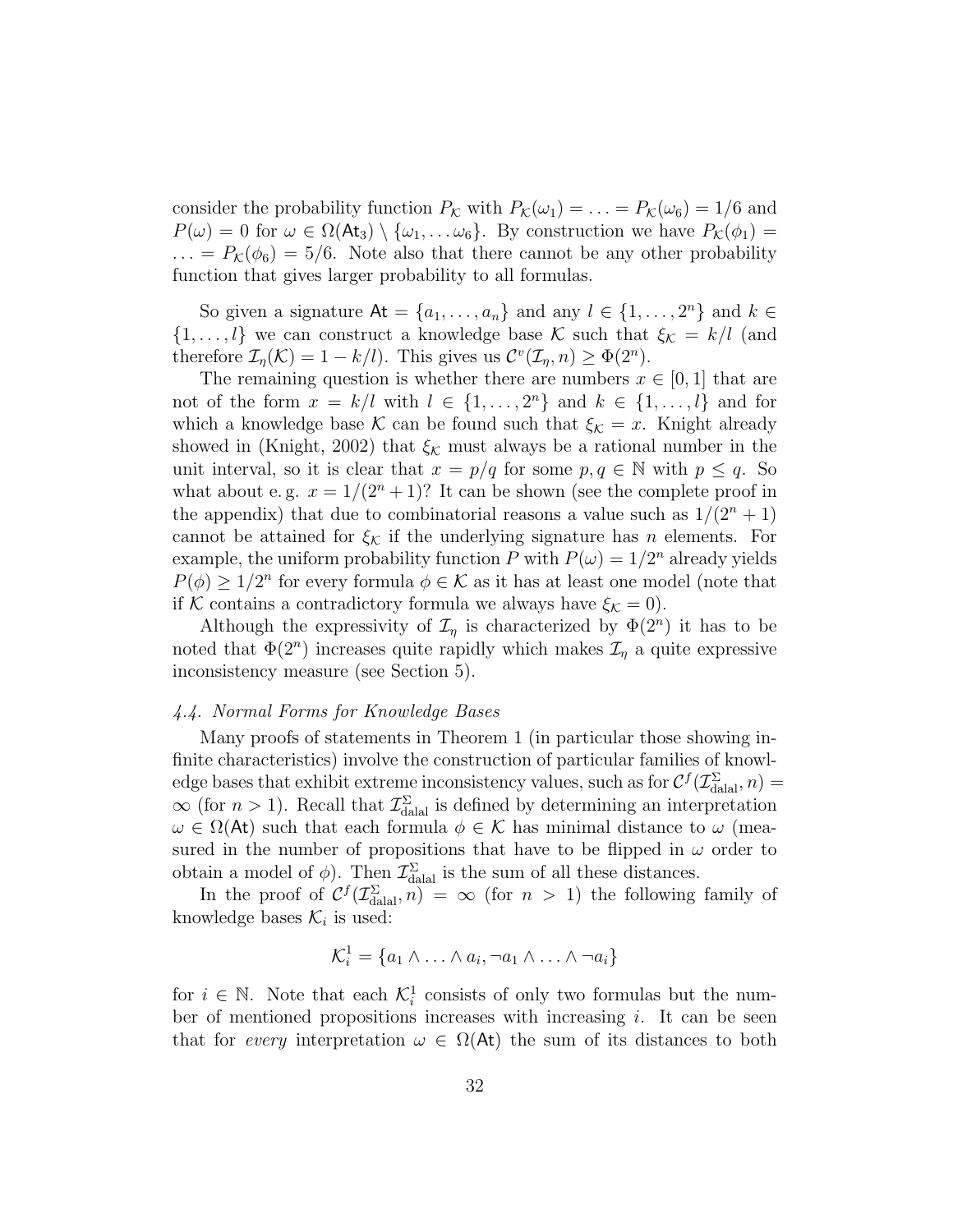consider the probability function $P_{\mathcal{K}}$ with $P_{\mathcal{K}}(\omega_1) = \ldots = P_{\mathcal{K}}(\omega_6) = 1/6$ and $P(\omega) = 0$ for $\omega \in \Omega(\mathsf{At}_3) \setminus \{\omega_1, \ldots \omega_6\}$. By construction we have $P_{\mathcal{K}}(\phi_1) = \ldots = P_{\mathcal{K}}(\phi_6) = 5/6$. Note also that there cannot be any other probability function that gives larger probability to all formulas.

So given a signature $\mathsf{At} = \{a_1, \ldots, a_n\}$ and any $l \in \{1, \ldots, 2^n\}$ and $k \in \{1, \ldots, l\}$ we can construct a knowledge base $\mathcal{K}$ such that $\xi_{\mathcal{K}} = k/l$ (and therefore $\mathcal{I}_\eta(\mathcal{K}) = 1 - k/l$). This gives us $\mathcal{C}^v(\mathcal{I}_\eta, n) \geq \Phi(2^n)$.

The remaining question is whether there are numbers $x \in [0, 1]$ that are not of the form $x = k/l$ with $l \in \{1, \ldots, 2^n\}$ and $k \in \{1, \ldots, l\}$ and for which a knowledge base $\mathcal{K}$ can be found such that $\xi_{\mathcal{K}} = x$. Knight already showed in (Knight, 2002) that $\xi_{\mathcal{K}}$ must always be a rational number in the unit interval, so it is clear that $x = p/q$ for some $p, q \in \mathbb{N}$ with $p \leq q$. So what about e. g. $x = 1/(2^n + 1)$? It can be shown (see the complete proof in the appendix) that due to combinatorial reasons a value such as $1/(2^n + 1)$ cannot be attained for $\xi_{\mathcal{K}}$ if the underlying signature has $n$ elements. For example, the uniform probability function $P$ with $P(\omega) = 1/2^n$ already yields $P(\phi) \geq 1/2^n$ for every formula $\phi \in \mathcal{K}$ as it has at least one model (note that if $\mathcal{K}$ contains a contradictory formula we always have $\xi_{\mathcal{K}} = 0$).

Although the expressivity of $\mathcal{I}_\eta$ is characterized by $\Phi(2^n)$ it has to be noted that $\Phi(2^n)$ increases quite rapidly which makes $\mathcal{I}_\eta$ a quite expressive inconsistency measure (see Section 5).

### *4.4. Normal Forms for Knowledge Bases*

Many proofs of statements in Theorem 1 (in particular those showing infinite characteristics) involve the construction of particular families of knowledge bases that exhibit extreme inconsistency values, such as for $\mathcal{C}^f(\mathcal{I}^{\Sigma}_{\mathrm{dalal}}, n) = \infty$ (for $n > 1$). Recall that $\mathcal{I}^{\Sigma}_{\mathrm{dalal}}$ is defined by determining an interpretation $\omega \in \Omega(\mathsf{At})$ such that each formula $\phi \in \mathcal{K}$ has minimal distance to $\omega$ (measured in the number of propositions that have to be flipped in $\omega$ order to obtain a model of $\phi$). Then $\mathcal{I}^{\Sigma}_{\mathrm{dalal}}$ is the sum of all these distances.

In the proof of $\mathcal{C}^f(\mathcal{I}^{\Sigma}_{\mathrm{dalal}}, n) = \infty$ (for $n > 1$) the following family of knowledge bases $\mathcal{K}_i$ is used:

$$\mathcal{K}^1_i = \{a_1 \wedge \ldots \wedge a_i, \neg a_1 \wedge \ldots \wedge \neg a_i\}$$

for $i \in \mathbb{N}$. Note that each $\mathcal{K}^1_i$ consists of only two formulas but the number of mentioned propositions increases with increasing $i$. It can be seen that for *every* interpretation $\omega \in \Omega(\mathsf{At})$ the sum of its distances to both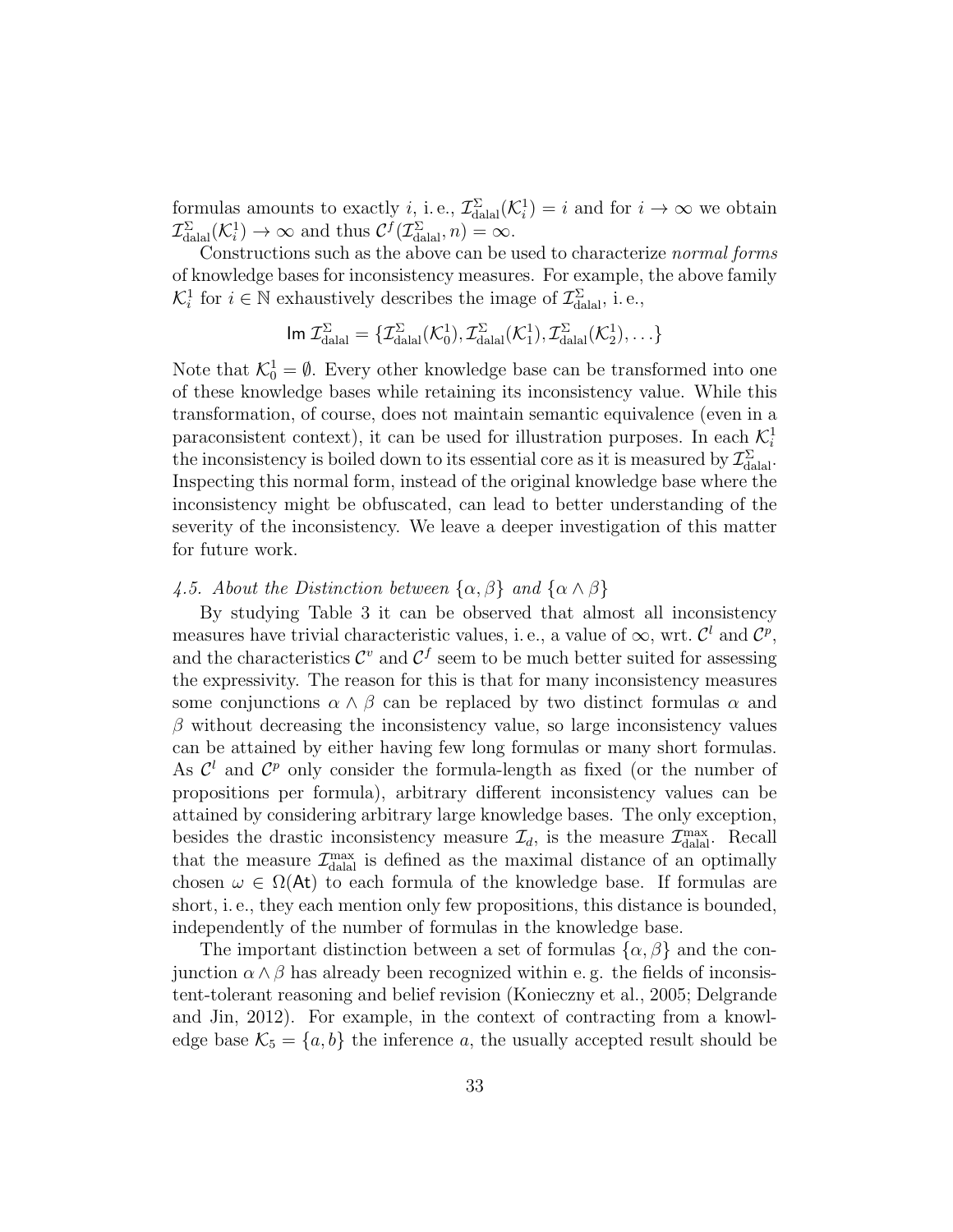formulas amounts to exactly $i$, i. e., $\mathcal{I}^{\Sigma}_{\text{dalal}}(\mathcal{K}^1_i) = i$ and for $i \to \infty$ we obtain $\mathcal{I}^{\Sigma}_{\text{dalal}}(\mathcal{K}^1_i) \to \infty$ and thus $\mathcal{C}^f(\mathcal{I}^{\Sigma}_{\text{dalal}}, n) = \infty$.

Constructions such as the above can be used to characterize *normal forms* of knowledge bases for inconsistency measures. For example, the above family $\mathcal{K}^1_i$ for $i \in \mathbb{N}$ exhaustively describes the image of $\mathcal{I}^{\Sigma}_{\text{dalal}}$, i. e.,

$$\mathsf{Im}\ \mathcal{I}^{\Sigma}_{\text{dalal}} = \{\mathcal{I}^{\Sigma}_{\text{dalal}}(\mathcal{K}^1_0), \mathcal{I}^{\Sigma}_{\text{dalal}}(\mathcal{K}^1_1), \mathcal{I}^{\Sigma}_{\text{dalal}}(\mathcal{K}^1_2), \ldots\}$$

Note that $\mathcal{K}^1_0 = \emptyset$. Every other knowledge base can be transformed into one of these knowledge bases while retaining its inconsistency value. While this transformation, of course, does not maintain semantic equivalence (even in a paraconsistent context), it can be used for illustration purposes. In each $\mathcal{K}^1_i$ the inconsistency is boiled down to its essential core as it is measured by $\mathcal{I}^{\Sigma}_{\text{dalal}}$. Inspecting this normal form, instead of the original knowledge base where the inconsistency might be obfuscated, can lead to better understanding of the severity of the inconsistency. We leave a deeper investigation of this matter for future work.

### *4.5. About the Distinction between $\{\alpha, \beta\}$ and $\{\alpha \wedge \beta\}$*

By studying Table 3 it can be observed that almost all inconsistency measures have trivial characteristic values, i. e., a value of $\infty$, wrt. $\mathcal{C}^l$ and $\mathcal{C}^p$, and the characteristics $\mathcal{C}^v$ and $\mathcal{C}^f$ seem to be much better suited for assessing the expressivity. The reason for this is that for many inconsistency measures some conjunctions $\alpha \wedge \beta$ can be replaced by two distinct formulas $\alpha$ and $\beta$ without decreasing the inconsistency value, so large inconsistency values can be attained by either having few long formulas or many short formulas. As $\mathcal{C}^l$ and $\mathcal{C}^p$ only consider the formula-length as fixed (or the number of propositions per formula), arbitrary different inconsistency values can be attained by considering arbitrary large knowledge bases. The only exception, besides the drastic inconsistency measure $\mathcal{I}_d$, is the measure $\mathcal{I}^{\max}_{\text{dalal}}$. Recall that the measure $\mathcal{I}^{\max}_{\text{dalal}}$ is defined as the maximal distance of an optimally chosen $\omega \in \Omega(\mathsf{At})$ to each formula of the knowledge base. If formulas are short, i. e., they each mention only few propositions, this distance is bounded, independently of the number of formulas in the knowledge base.

The important distinction between a set of formulas $\{\alpha, \beta\}$ and the conjunction $\alpha \wedge \beta$ has already been recognized within e. g. the fields of inconsistent-tolerant reasoning and belief revision (Konieczny et al., 2005; Delgrande and Jin, 2012). For example, in the context of contracting from a knowledge base $\mathcal{K}_5 = \{a, b\}$ the inference $a$, the usually accepted result should be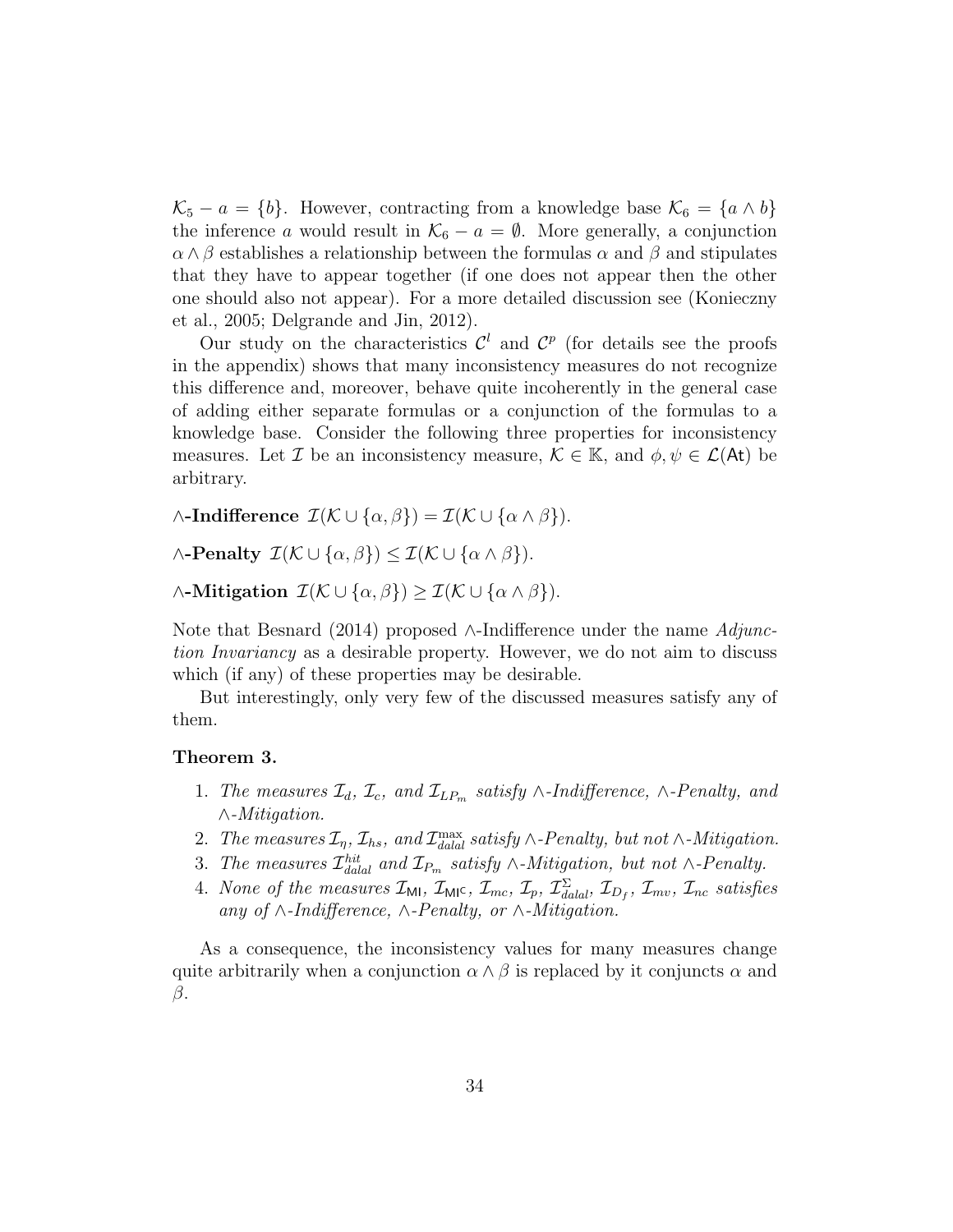$\mathcal{K}_5 - a = \{b\}$. However, contracting from a knowledge base $\mathcal{K}_6 = \{a \wedge b\}$ the inference $a$ would result in $\mathcal{K}_6 - a = \emptyset$. More generally, a conjunction $\alpha \wedge \beta$ establishes a relationship between the formulas $\alpha$ and $\beta$ and stipulates that they have to appear together (if one does not appear then the other one should also not appear). For a more detailed discussion see (Konieczny et al., 2005; Delgrande and Jin, 2012).

Our study on the characteristics $\mathcal{C}^l$ and $\mathcal{C}^p$ (for details see the proofs in the appendix) shows that many inconsistency measures do not recognize this difference and, moreover, behave quite incoherently in the general case of adding either separate formulas or a conjunction of the formulas to a knowledge base. Consider the following three properties for inconsistency measures. Let $\mathcal{I}$ be an inconsistency measure, $\mathcal{K} \in \mathbb{K}$, and $\phi, \psi \in \mathcal{L}(\mathsf{At})$ be arbitrary.

**$\wedge$-Indifference** $\mathcal{I}(\mathcal{K} \cup \{\alpha, \beta\}) = \mathcal{I}(\mathcal{K} \cup \{\alpha \wedge \beta\})$.

**$\wedge$-Penalty** $\mathcal{I}(\mathcal{K} \cup \{\alpha, \beta\}) \leq \mathcal{I}(\mathcal{K} \cup \{\alpha \wedge \beta\})$.

**$\wedge$-Mitigation** $\mathcal{I}(\mathcal{K} \cup \{\alpha, \beta\}) \geq \mathcal{I}(\mathcal{K} \cup \{\alpha \wedge \beta\})$.

Note that Besnard (2014) proposed $\wedge$-Indifference under the name *Adjunction Invariancy* as a desirable property. However, we do not aim to discuss which (if any) of these properties may be desirable.

But interestingly, only very few of the discussed measures satisfy any of them.

**Theorem 3.**

1. *The measures $\mathcal{I}_d$, $\mathcal{I}_c$, and $\mathcal{I}_{LP_m}$ satisfy $\wedge$-Indifference, $\wedge$-Penalty, and $\wedge$-Mitigation.*
2. *The measures $\mathcal{I}_\eta$, $\mathcal{I}_{hs}$, and $\mathcal{I}^{\max}_{dalal}$ satisfy $\wedge$-Penalty, but not $\wedge$-Mitigation.*
3. *The measures $\mathcal{I}^{hit}_{dalal}$ and $\mathcal{I}_{P_m}$ satisfy $\wedge$-Mitigation, but not $\wedge$-Penalty.*
4. *None of the measures $\mathcal{I}_{\mathsf{MI}}$, $\mathcal{I}_{\mathsf{MI^C}}$, $\mathcal{I}_{mc}$, $\mathcal{I}_p$, $\mathcal{I}^{\Sigma}_{dalal}$, $\mathcal{I}_{D_f}$, $\mathcal{I}_{mv}$, $\mathcal{I}_{nc}$ satisfies any of $\wedge$-Indifference, $\wedge$-Penalty, or $\wedge$-Mitigation.*

As a consequence, the inconsistency values for many measures change quite arbitrarily when a conjunction $\alpha \wedge \beta$ is replaced by it conjuncts $\alpha$ and $\beta$.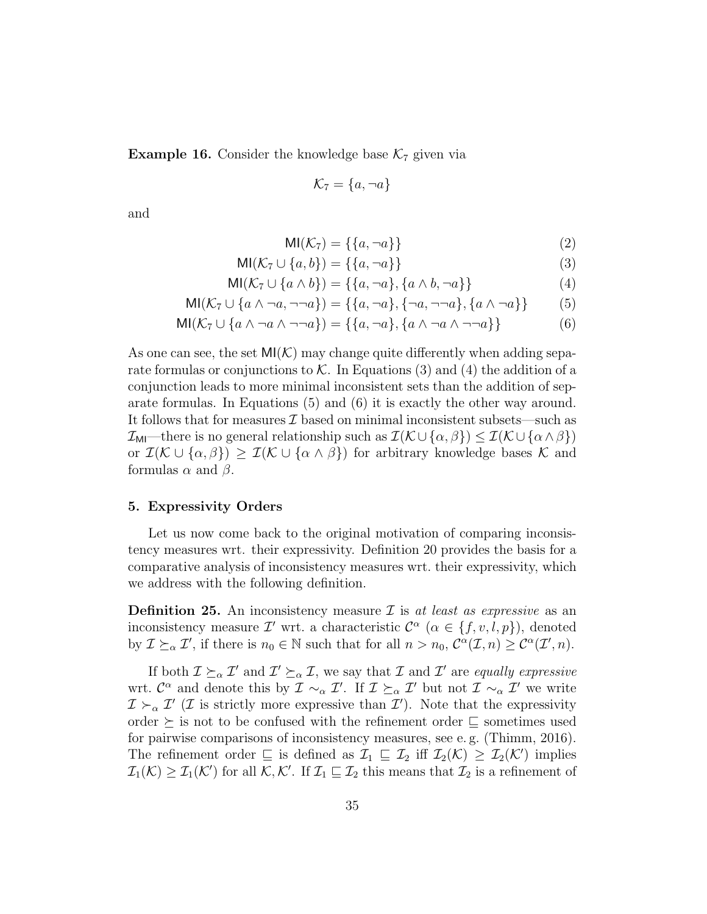**Example 16.** Consider the knowledge base $\mathcal{K}_7$ given via

$$\mathcal{K}_7 = \{a, \neg a\}$$

and

$$\mathsf{MI}(\mathcal{K}_7) = \{\{a, \neg a\}\} \tag{2}$$

$$\mathsf{MI}(\mathcal{K}_7 \cup \{a, b\}) = \{\{a, \neg a\}\} \tag{3}$$

$$\mathsf{MI}(\mathcal{K}_7 \cup \{a \wedge b\}) = \{\{a, \neg a\}, \{a \wedge b, \neg a\}\} \tag{4}$$

$$\mathsf{MI}(\mathcal{K}_7 \cup \{a \wedge \neg a, \neg\neg a\}) = \{\{a, \neg a\}, \{\neg a, \neg\neg a\}, \{a \wedge \neg a\}\} \tag{5}$$

$$\mathsf{MI}(\mathcal{K}_7 \cup \{a \wedge \neg a \wedge \neg\neg a\}) = \{\{a, \neg a\}, \{a \wedge \neg a \wedge \neg\neg a\}\} \tag{6}$$

As one can see, the set $\mathsf{MI}(\mathcal{K})$ may change quite differently when adding separate formulas or conjunctions to $\mathcal{K}$. In Equations (3) and (4) the addition of a conjunction leads to more minimal inconsistent sets than the addition of separate formulas. In Equations (5) and (6) it is exactly the other way around. It follows that for measures $\mathcal{I}$ based on minimal inconsistent subsets—such as $\mathcal{I}_{\mathsf{MI}}$—there is no general relationship such as $\mathcal{I}(\mathcal{K} \cup \{\alpha, \beta\}) \leq \mathcal{I}(\mathcal{K} \cup \{\alpha \wedge \beta\})$ or $\mathcal{I}(\mathcal{K} \cup \{\alpha, \beta\}) \geq \mathcal{I}(\mathcal{K} \cup \{\alpha \wedge \beta\})$ for arbitrary knowledge bases $\mathcal{K}$ and formulas $\alpha$ and $\beta$.

## 5. Expressivity Orders

Let us now come back to the original motivation of comparing inconsistency measures wrt. their expressivity. Definition 20 provides the basis for a comparative analysis of inconsistency measures wrt. their expressivity, which we address with the following definition.

**Definition 25.** An inconsistency measure $\mathcal{I}$ is *at least as expressive* as an inconsistency measure $\mathcal{I}'$ wrt. a characteristic $\mathcal{C}^\alpha$ ($\alpha \in \{f, v, l, p\}$), denoted by $\mathcal{I} \succeq_\alpha \mathcal{I}'$, if there is $n_0 \in \mathbb{N}$ such that for all $n > n_0$, $\mathcal{C}^\alpha(\mathcal{I}, n) \geq \mathcal{C}^\alpha(\mathcal{I}', n)$.

If both $\mathcal{I} \succeq_\alpha \mathcal{I}'$ and $\mathcal{I}' \succeq_\alpha \mathcal{I}$, we say that $\mathcal{I}$ and $\mathcal{I}'$ are *equally expressive* wrt. $\mathcal{C}^\alpha$ and denote this by $\mathcal{I} \sim_\alpha \mathcal{I}'$. If $\mathcal{I} \succeq_\alpha \mathcal{I}'$ but not $\mathcal{I} \sim_\alpha \mathcal{I}'$ we write $\mathcal{I} \succ_\alpha \mathcal{I}'$ ($\mathcal{I}$ is strictly more expressive than $\mathcal{I}'$). Note that the expressivity order $\succeq$ is not to be confused with the refinement order $\sqsubseteq$ sometimes used for pairwise comparisons of inconsistency measures, see e. g. (Thimm, 2016). The refinement order $\sqsubseteq$ is defined as $\mathcal{I}_1 \sqsubseteq \mathcal{I}_2$ iff $\mathcal{I}_2(\mathcal{K}) \geq \mathcal{I}_2(\mathcal{K}')$ implies $\mathcal{I}_1(\mathcal{K}) \geq \mathcal{I}_1(\mathcal{K}')$ for all $\mathcal{K}, \mathcal{K}'$. If $\mathcal{I}_1 \sqsubseteq \mathcal{I}_2$ this means that $\mathcal{I}_2$ is a refinement of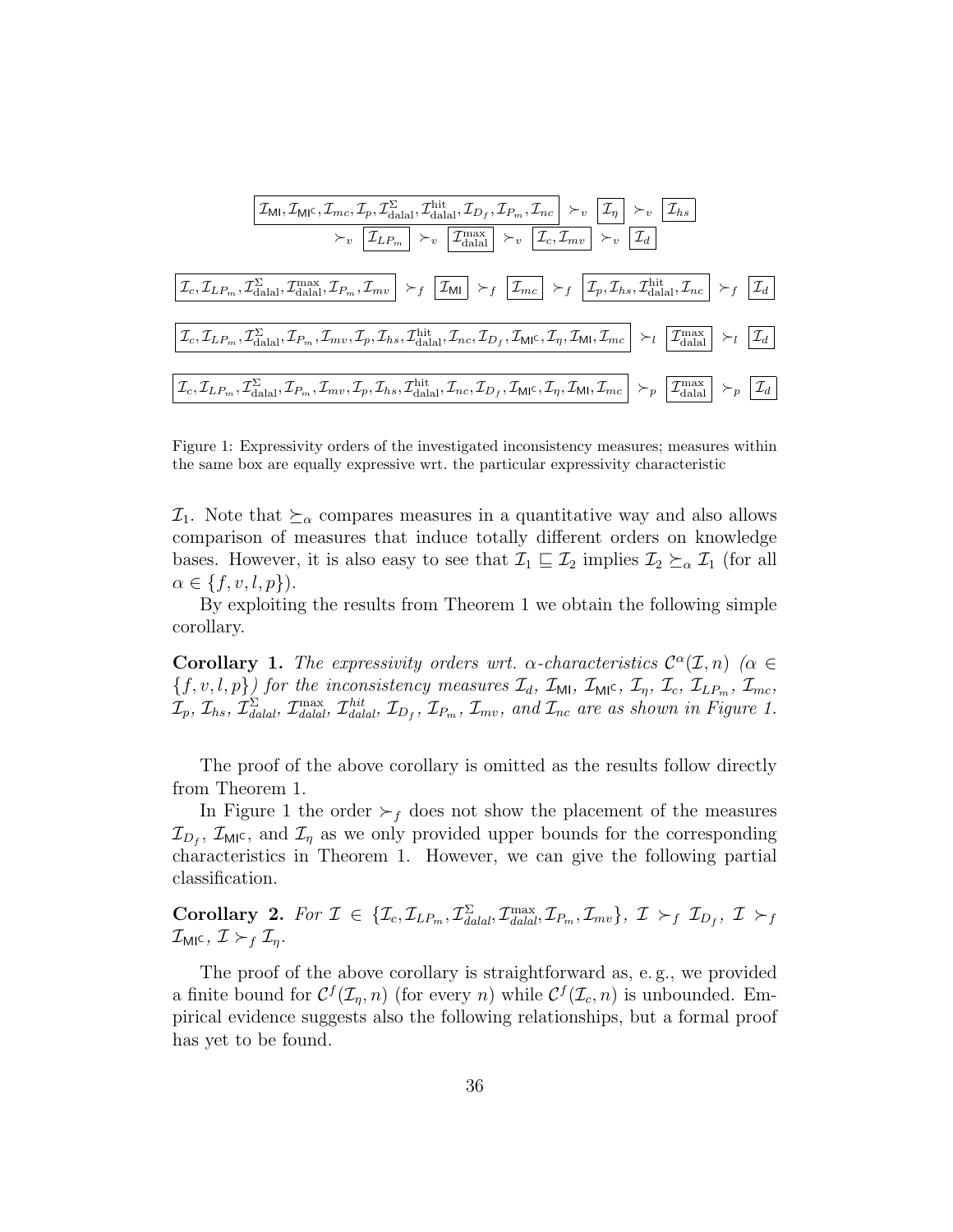$$\boxed{\mathcal{I}_{\mathsf{MI}}, \mathcal{I}_{\mathsf{MI}^{\mathsf{C}}}, \mathcal{I}_{mc}, \mathcal{I}_{p}, \mathcal{I}_{\text{dalal}}^{\Sigma}, \mathcal{I}_{\text{dalal}}^{\text{hit}}, \mathcal{I}_{D_f}, \mathcal{I}_{P_m}, \mathcal{I}_{nc}} \succ_v \boxed{\mathcal{I}_{\eta}} \succ_v \boxed{\mathcal{I}_{hs}} \succ_v \boxed{\mathcal{I}_{LP_m}} \succ_v \boxed{\mathcal{I}_{\text{dalal}}^{\max}} \succ_v \boxed{\mathcal{I}_{c}, \mathcal{I}_{mv}} \succ_v \boxed{\mathcal{I}_{d}}$$

$$\boxed{\mathcal{I}_{c}, \mathcal{I}_{LP_m}, \mathcal{I}_{\text{dalal}}^{\Sigma}, \mathcal{I}_{\text{dalal}}^{\max}, \mathcal{I}_{P_m}, \mathcal{I}_{mv}} \succ_f \boxed{\mathcal{I}_{\mathsf{MI}}} \succ_f \boxed{\mathcal{I}_{mc}} \succ_f \boxed{\mathcal{I}_{p}, \mathcal{I}_{hs}, \mathcal{I}_{\text{dalal}}^{\text{hit}}, \mathcal{I}_{nc}} \succ_f \boxed{\mathcal{I}_{d}}$$

$$\boxed{\mathcal{I}_{c}, \mathcal{I}_{LP_m}, \mathcal{I}_{\text{dalal}}^{\Sigma}, \mathcal{I}_{P_m}, \mathcal{I}_{mv}, \mathcal{I}_{p}, \mathcal{I}_{hs}, \mathcal{I}_{\text{dalal}}^{\text{hit}}, \mathcal{I}_{nc}, \mathcal{I}_{D_f}, \mathcal{I}_{\mathsf{MI}^{\mathsf{C}}}, \mathcal{I}_{\eta}, \mathcal{I}_{\mathsf{MI}}, \mathcal{I}_{mc}} \succ_l \boxed{\mathcal{I}_{\text{dalal}}^{\max}} \succ_l \boxed{\mathcal{I}_{d}}$$

$$\boxed{\mathcal{I}_{c}, \mathcal{I}_{LP_m}, \mathcal{I}_{\text{dalal}}^{\Sigma}, \mathcal{I}_{P_m}, \mathcal{I}_{mv}, \mathcal{I}_{p}, \mathcal{I}_{hs}, \mathcal{I}_{\text{dalal}}^{\text{hit}}, \mathcal{I}_{nc}, \mathcal{I}_{D_f}, \mathcal{I}_{\mathsf{MI}^{\mathsf{C}}}, \mathcal{I}_{\eta}, \mathcal{I}_{\mathsf{MI}}, \mathcal{I}_{mc}} \succ_p \boxed{\mathcal{I}_{\text{dalal}}^{\max}} \succ_p \boxed{\mathcal{I}_{d}}$$

Figure 1: Expressivity orders of the investigated inconsistency measures; measures within the same box are equally expressive wrt. the particular expressivity characteristic

$\mathcal{I}_1$. Note that $\succeq_\alpha$ compares measures in a quantitative way and also allows comparison of measures that induce totally different orders on knowledge bases. However, it is also easy to see that $\mathcal{I}_1 \sqsubseteq \mathcal{I}_2$ implies $\mathcal{I}_2 \succeq_\alpha \mathcal{I}_1$ (for all $\alpha \in \{f, v, l, p\}$).

By exploiting the results from Theorem 1 we obtain the following simple corollary.

**Corollary 1.** *The expressivity orders wrt. $\alpha$-characteristics $\mathcal{C}^\alpha(\mathcal{I}, n)$ ($\alpha \in \{f, v, l, p\}$) for the inconsistency measures $\mathcal{I}_d$, $\mathcal{I}_{\mathsf{MI}}$, $\mathcal{I}_{\mathsf{MI}^{\mathsf{C}}}$, $\mathcal{I}_\eta$, $\mathcal{I}_c$, $\mathcal{I}_{LP_m}$, $\mathcal{I}_{mc}$, $\mathcal{I}_p$, $\mathcal{I}_{hs}$, $\mathcal{I}_{dalal}^{\Sigma}$, $\mathcal{I}_{dalal}^{\max}$, $\mathcal{I}_{dalal}^{hit}$, $\mathcal{I}_{D_f}$, $\mathcal{I}_{P_m}$, $\mathcal{I}_{mv}$, and $\mathcal{I}_{nc}$ are as shown in Figure 1.*

The proof of the above corollary is omitted as the results follow directly from Theorem 1.

In Figure 1 the order $\succ_f$ does not show the placement of the measures $\mathcal{I}_{D_f}$, $\mathcal{I}_{\mathsf{MI}^{\mathsf{C}}}$, and $\mathcal{I}_\eta$ as we only provided upper bounds for the corresponding characteristics in Theorem 1. However, we can give the following partial classification.

**Corollary 2.** *For $\mathcal{I} \in \{\mathcal{I}_c, \mathcal{I}_{LP_m}, \mathcal{I}_{dalal}^{\Sigma}, \mathcal{I}_{dalal}^{\max}, \mathcal{I}_{P_m}, \mathcal{I}_{mv}\}$, $\mathcal{I} \succ_f \mathcal{I}_{D_f}$, $\mathcal{I} \succ_f \mathcal{I}_{\mathsf{MI}^{\mathsf{C}}}$, $\mathcal{I} \succ_f \mathcal{I}_\eta$.*

The proof of the above corollary is straightforward as, e. g., we provided a finite bound for $\mathcal{C}^f(\mathcal{I}_\eta, n)$ (for every $n$) while $\mathcal{C}^f(\mathcal{I}_c, n)$ is unbounded. Empirical evidence suggests also the following relationships, but a formal proof has yet to be found.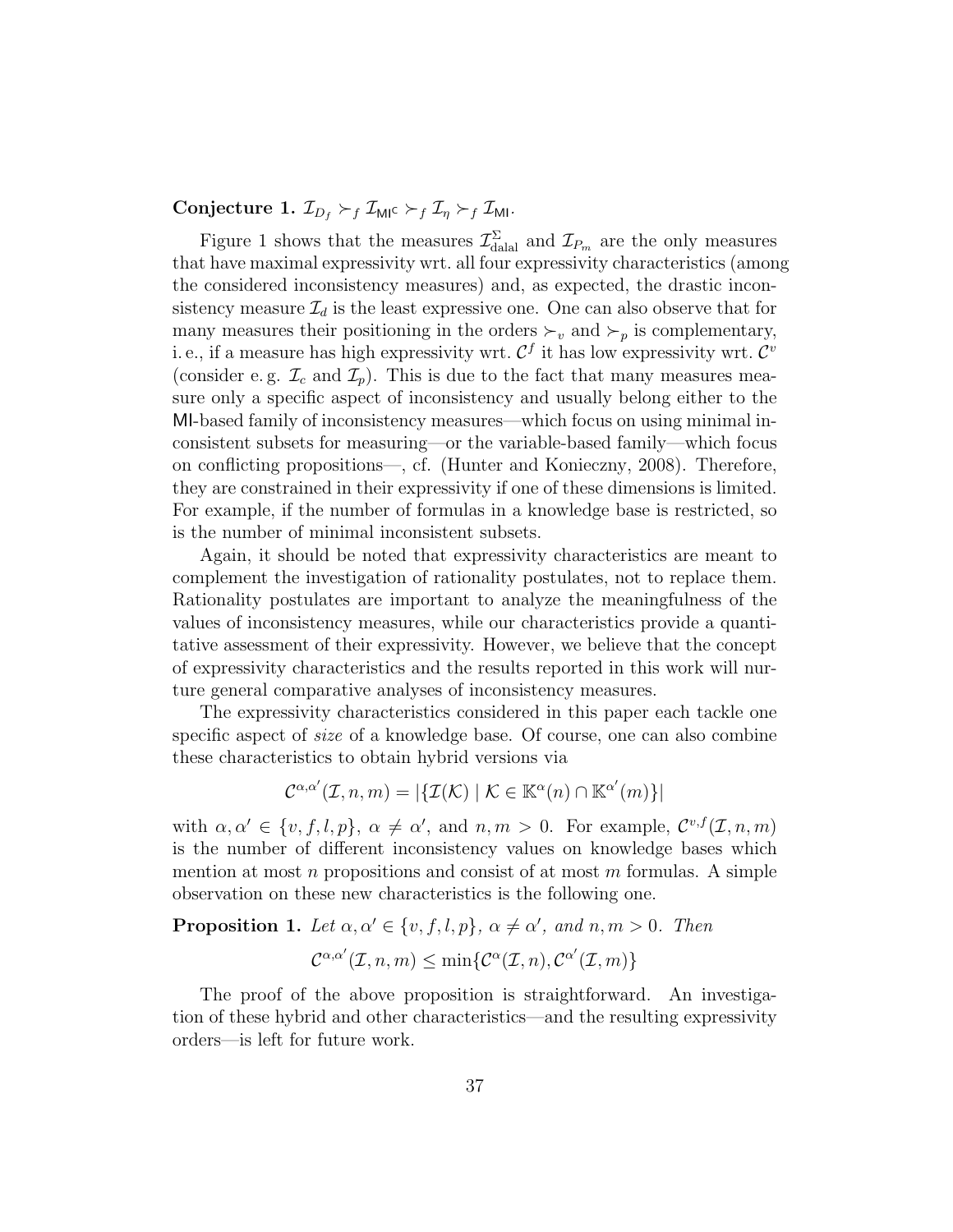**Conjecture 1.** $\mathcal{I}_{D_f} \succ_f \mathcal{I}_{\mathsf{MI}^\mathsf{C}} \succ_f \mathcal{I}_\eta \succ_f \mathcal{I}_{\mathsf{MI}}$.

Figure 1 shows that the measures $\mathcal{I}^{\Sigma}_{\text{dalal}}$ and $\mathcal{I}_{P_m}$ are the only measures that have maximal expressivity wrt. all four expressivity characteristics (among the considered inconsistency measures) and, as expected, the drastic inconsistency measure $\mathcal{I}_d$ is the least expressive one. One can also observe that for many measures their positioning in the orders $\succ_v$ and $\succ_p$ is complementary, i. e., if a measure has high expressivity wrt. $\mathcal{C}^f$ it has low expressivity wrt. $\mathcal{C}^v$ (consider e. g. $\mathcal{I}_c$ and $\mathcal{I}_p$). This is due to the fact that many measures measure only a specific aspect of inconsistency and usually belong either to the MI-based family of inconsistency measures—which focus on using minimal inconsistent subsets for measuring—or the variable-based family—which focus on conflicting propositions—, cf. (Hunter and Konieczny, 2008). Therefore, they are constrained in their expressivity if one of these dimensions is limited. For example, if the number of formulas in a knowledge base is restricted, so is the number of minimal inconsistent subsets.

Again, it should be noted that expressivity characteristics are meant to complement the investigation of rationality postulates, not to replace them. Rationality postulates are important to analyze the meaningfulness of the values of inconsistency measures, while our characteristics provide a quantitative assessment of their expressivity. However, we believe that the concept of expressivity characteristics and the results reported in this work will nurture general comparative analyses of inconsistency measures.

The expressivity characteristics considered in this paper each tackle one specific aspect of *size* of a knowledge base. Of course, one can also combine these characteristics to obtain hybrid versions via

$$\mathcal{C}^{\alpha,\alpha'}(\mathcal{I},n,m) = |\{\mathcal{I}(\mathcal{K}) \mid \mathcal{K} \in \mathbb{K}^{\alpha}(n) \cap \mathbb{K}^{\alpha'}(m)\}|$$

with $\alpha, \alpha' \in \{v, f, l, p\}$, $\alpha \neq \alpha'$, and $n, m > 0$. For example, $\mathcal{C}^{v,f}(\mathcal{I}, n, m)$ is the number of different inconsistency values on knowledge bases which mention at most $n$ propositions and consist of at most $m$ formulas. A simple observation on these new characteristics is the following one.

**Proposition 1.** *Let $\alpha, \alpha' \in \{v, f, l, p\}$, $\alpha \neq \alpha'$, and $n, m > 0$. Then*

$$\mathcal{C}^{\alpha,\alpha'}(\mathcal{I},n,m) \leq \min\{\mathcal{C}^{\alpha}(\mathcal{I},n), \mathcal{C}^{\alpha'}(\mathcal{I},m)\}$$

The proof of the above proposition is straightforward. An investigation of these hybrid and other characteristics—and the resulting expressivity orders—is left for future work.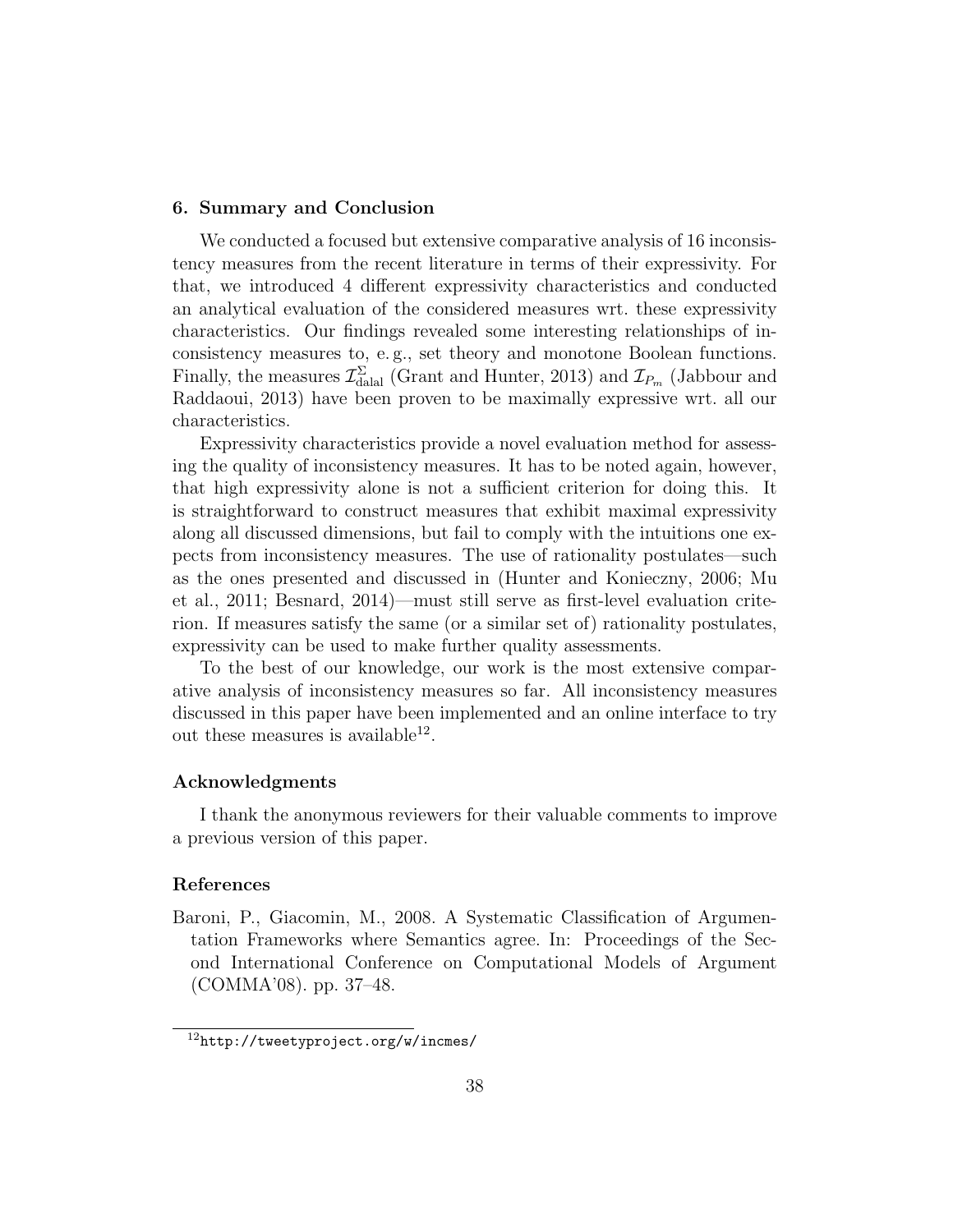## 6. Summary and Conclusion

We conducted a focused but extensive comparative analysis of 16 inconsistency measures from the recent literature in terms of their expressivity. For that, we introduced 4 different expressivity characteristics and conducted an analytical evaluation of the considered measures wrt. these expressivity characteristics. Our findings revealed some interesting relationships of inconsistency measures to, e. g., set theory and monotone Boolean functions. Finally, the measures $\mathcal{I}^{\Sigma}_{\text{dalal}}$ (Grant and Hunter, 2013) and $\mathcal{I}_{P_m}$ (Jabbour and Raddaoui, 2013) have been proven to be maximally expressive wrt. all our characteristics.

Expressivity characteristics provide a novel evaluation method for assessing the quality of inconsistency measures. It has to be noted again, however, that high expressivity alone is not a sufficient criterion for doing this. It is straightforward to construct measures that exhibit maximal expressivity along all discussed dimensions, but fail to comply with the intuitions one expects from inconsistency measures. The use of rationality postulates—such as the ones presented and discussed in (Hunter and Konieczny, 2006; Mu et al., 2011; Besnard, 2014)—must still serve as first-level evaluation criterion. If measures satisfy the same (or a similar set of) rationality postulates, expressivity can be used to make further quality assessments.

To the best of our knowledge, our work is the most extensive comparative analysis of inconsistency measures so far. All inconsistency measures discussed in this paper have been implemented and an online interface to try out these measures is available[12].

### Acknowledgments

I thank the anonymous reviewers for their valuable comments to improve a previous version of this paper.

### References

Baroni, P., Giacomin, M., 2008. A Systematic Classification of Argumentation Frameworks where Semantics agree. In: Proceedings of the Second International Conference on Computational Models of Argument (COMMA'08). pp. 37–48.

[12] http://tweetyproject.org/w/incmes/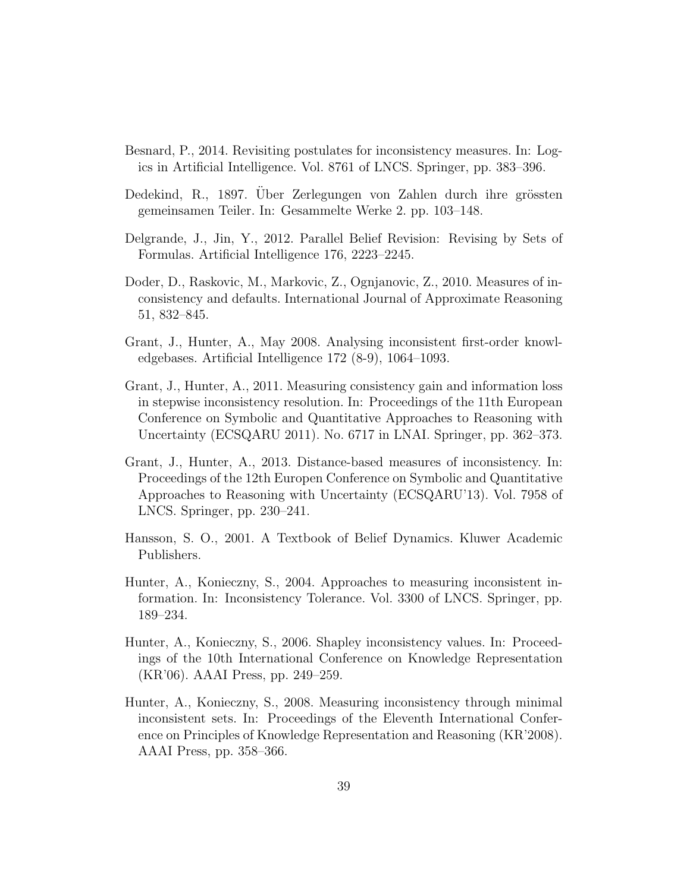Besnard, P., 2014. Revisiting postulates for inconsistency measures. In: Logics in Artificial Intelligence. Vol. 8761 of LNCS. Springer, pp. 383–396.

Dedekind, R., 1897. Über Zerlegungen von Zahlen durch ihre grössten gemeinsamen Teiler. In: Gesammelte Werke 2. pp. 103–148.

Delgrande, J., Jin, Y., 2012. Parallel Belief Revision: Revising by Sets of Formulas. Artificial Intelligence 176, 2223–2245.

Doder, D., Raskovic, M., Markovic, Z., Ognjanovic, Z., 2010. Measures of inconsistency and defaults. International Journal of Approximate Reasoning 51, 832–845.

Grant, J., Hunter, A., May 2008. Analysing inconsistent first-order knowledgebases. Artificial Intelligence 172 (8-9), 1064–1093.

Grant, J., Hunter, A., 2011. Measuring consistency gain and information loss in stepwise inconsistency resolution. In: Proceedings of the 11th European Conference on Symbolic and Quantitative Approaches to Reasoning with Uncertainty (ECSQARU 2011). No. 6717 in LNAI. Springer, pp. 362–373.

Grant, J., Hunter, A., 2013. Distance-based measures of inconsistency. In: Proceedings of the 12th Europen Conference on Symbolic and Quantitative Approaches to Reasoning with Uncertainty (ECSQARU'13). Vol. 7958 of LNCS. Springer, pp. 230–241.

Hansson, S. O., 2001. A Textbook of Belief Dynamics. Kluwer Academic Publishers.

Hunter, A., Konieczny, S., 2004. Approaches to measuring inconsistent information. In: Inconsistency Tolerance. Vol. 3300 of LNCS. Springer, pp. 189–234.

Hunter, A., Konieczny, S., 2006. Shapley inconsistency values. In: Proceedings of the 10th International Conference on Knowledge Representation (KR'06). AAAI Press, pp. 249–259.

Hunter, A., Konieczny, S., 2008. Measuring inconsistency through minimal inconsistent sets. In: Proceedings of the Eleventh International Conference on Principles of Knowledge Representation and Reasoning (KR'2008). AAAI Press, pp. 358–366.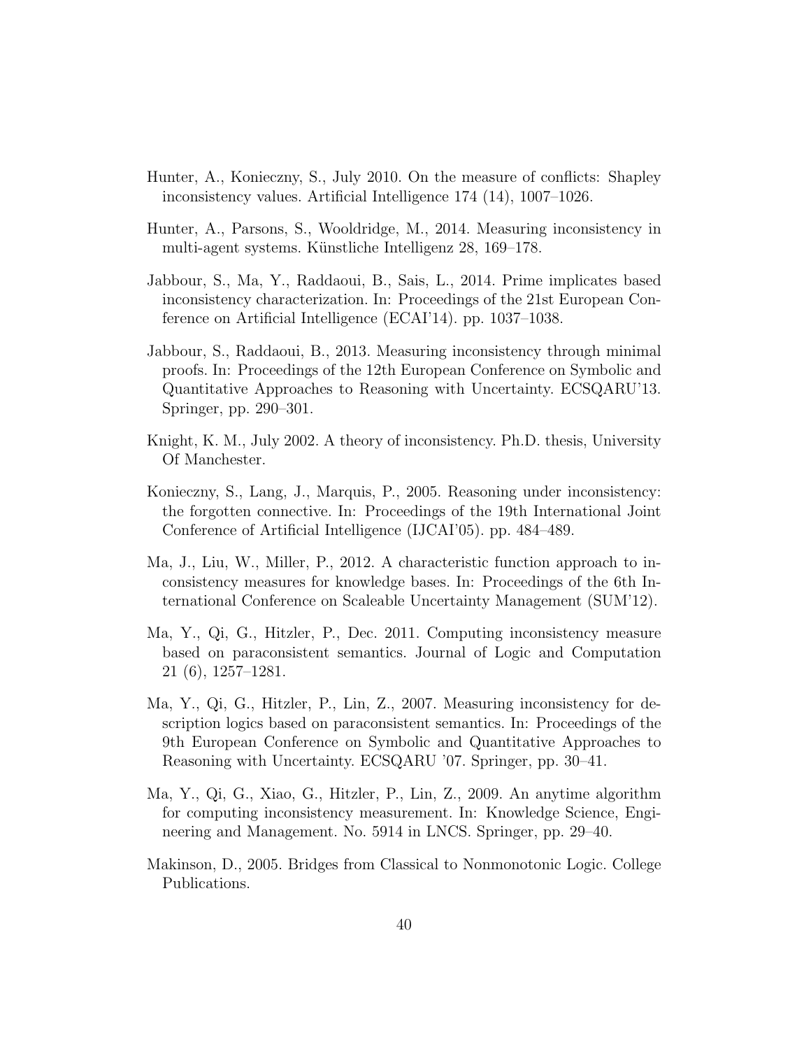Hunter, A., Konieczny, S., July 2010. On the measure of conflicts: Shapley inconsistency values. Artificial Intelligence 174 (14), 1007–1026.

Hunter, A., Parsons, S., Wooldridge, M., 2014. Measuring inconsistency in multi-agent systems. Künstliche Intelligenz 28, 169–178.

Jabbour, S., Ma, Y., Raddaoui, B., Sais, L., 2014. Prime implicates based inconsistency characterization. In: Proceedings of the 21st European Conference on Artificial Intelligence (ECAI'14). pp. 1037–1038.

Jabbour, S., Raddaoui, B., 2013. Measuring inconsistency through minimal proofs. In: Proceedings of the 12th European Conference on Symbolic and Quantitative Approaches to Reasoning with Uncertainty. ECSQARU'13. Springer, pp. 290–301.

Knight, K. M., July 2002. A theory of inconsistency. Ph.D. thesis, University Of Manchester.

Konieczny, S., Lang, J., Marquis, P., 2005. Reasoning under inconsistency: the forgotten connective. In: Proceedings of the 19th International Joint Conference of Artificial Intelligence (IJCAI'05). pp. 484–489.

Ma, J., Liu, W., Miller, P., 2012. A characteristic function approach to inconsistency measures for knowledge bases. In: Proceedings of the 6th International Conference on Scaleable Uncertainty Management (SUM'12).

Ma, Y., Qi, G., Hitzler, P., Dec. 2011. Computing inconsistency measure based on paraconsistent semantics. Journal of Logic and Computation 21 (6), 1257–1281.

Ma, Y., Qi, G., Hitzler, P., Lin, Z., 2007. Measuring inconsistency for description logics based on paraconsistent semantics. In: Proceedings of the 9th European Conference on Symbolic and Quantitative Approaches to Reasoning with Uncertainty. ECSQARU '07. Springer, pp. 30–41.

Ma, Y., Qi, G., Xiao, G., Hitzler, P., Lin, Z., 2009. An anytime algorithm for computing inconsistency measurement. In: Knowledge Science, Engineering and Management. No. 5914 in LNCS. Springer, pp. 29–40.

Makinson, D., 2005. Bridges from Classical to Nonmonotonic Logic. College Publications.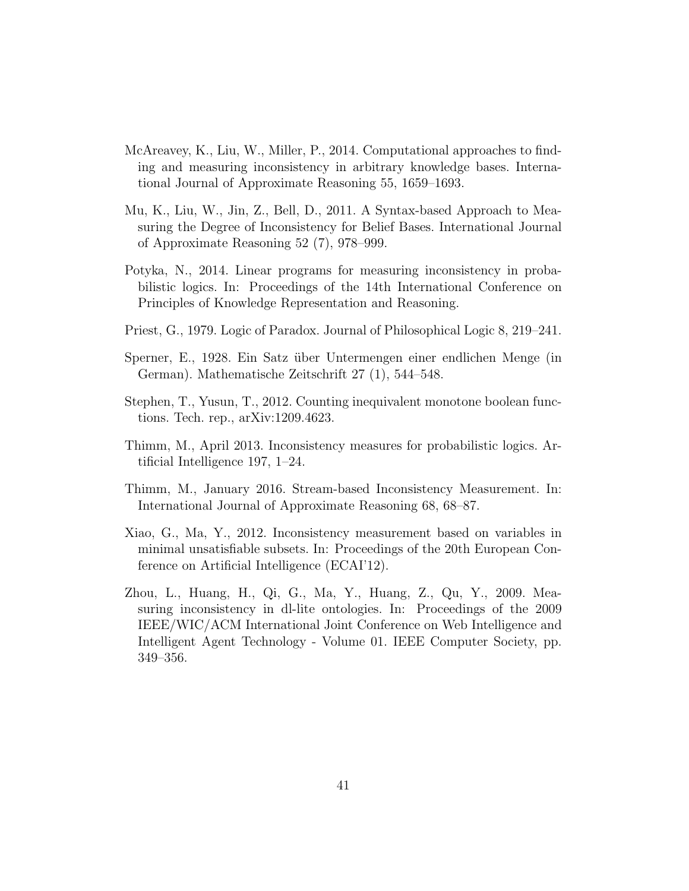McAreavey, K., Liu, W., Miller, P., 2014. Computational approaches to finding and measuring inconsistency in arbitrary knowledge bases. International Journal of Approximate Reasoning 55, 1659–1693.

Mu, K., Liu, W., Jin, Z., Bell, D., 2011. A Syntax-based Approach to Measuring the Degree of Inconsistency for Belief Bases. International Journal of Approximate Reasoning 52 (7), 978–999.

Potyka, N., 2014. Linear programs for measuring inconsistency in probabilistic logics. In: Proceedings of the 14th International Conference on Principles of Knowledge Representation and Reasoning.

Priest, G., 1979. Logic of Paradox. Journal of Philosophical Logic 8, 219–241.

Sperner, E., 1928. Ein Satz über Untermengen einer endlichen Menge (in German). Mathematische Zeitschrift 27 (1), 544–548.

Stephen, T., Yusun, T., 2012. Counting inequivalent monotone boolean functions. Tech. rep., arXiv:1209.4623.

Thimm, M., April 2013. Inconsistency measures for probabilistic logics. Artificial Intelligence 197, 1–24.

Thimm, M., January 2016. Stream-based Inconsistency Measurement. In: International Journal of Approximate Reasoning 68, 68–87.

Xiao, G., Ma, Y., 2012. Inconsistency measurement based on variables in minimal unsatisfiable subsets. In: Proceedings of the 20th European Conference on Artificial Intelligence (ECAI'12).

Zhou, L., Huang, H., Qi, G., Ma, Y., Huang, Z., Qu, Y., 2009. Measuring inconsistency in dl-lite ontologies. In: Proceedings of the 2009 IEEE/WIC/ACM International Joint Conference on Web Intelligence and Intelligent Agent Technology - Volume 01. IEEE Computer Society, pp. 349–356.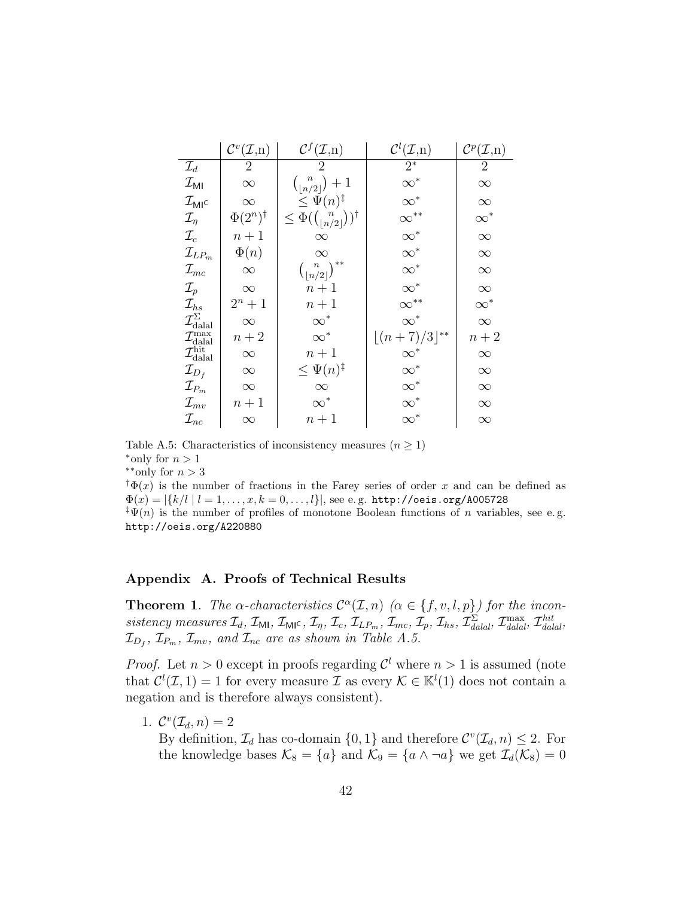|  | $\mathcal{C}^v(\mathcal{I}$,n) | $\mathcal{C}^f(\mathcal{I}$,n) | $\mathcal{C}^l(\mathcal{I}$,n) | $\mathcal{C}^p(\mathcal{I}$,n) |
|---|---|---|---|---|
| $\mathcal{I}_d$ | 2 | 2 | $2^*$ | 2 |
| $\mathcal{I}_{\mathsf{MI}}$ | $\infty$ | $\binom{n}{\lfloor n/2 \rfloor}+1$ | $\infty^*$ | $\infty$ |
| $\mathcal{I}_{\mathsf{MI}^\mathsf{C}}$ | $\infty$ | $\leq \Psi(n)^\ddagger$ | $\infty^*$ | $\infty$ |
| $\mathcal{I}_\eta$ | $\Phi(2^n)^\dagger$ | $\leq \Phi(\binom{n}{\lfloor n/2 \rfloor})^\dagger$ | $\infty^{**}$ | $\infty^*$ |
| $\mathcal{I}_c$ | $n+1$ | $\infty$ | $\infty^*$ | $\infty$ |
| $\mathcal{I}_{LP_m}$ | $\Phi(n)$ | $\infty$ | $\infty^*$ | $\infty$ |
| $\mathcal{I}_{mc}$ | $\infty$ | $\binom{n}{\lfloor n/2 \rfloor}^{**}$ | $\infty^*$ | $\infty$ |
| $\mathcal{I}_p$ | $\infty$ | $n+1$ | $\infty^*$ | $\infty$ |
| $\mathcal{I}_{hs}$ | $2^n+1$ | $n+1$ | $\infty^{**}$ | $\infty^*$ |
| $\mathcal{I}^{\Sigma}_{\text{dalal}}$ | $\infty$ | $\infty^*$ | $\infty^*$ | $\infty$ |
| $\mathcal{I}^{\max}_{\text{dalal}}$ | $n+2$ | $\infty^*$ | $\lfloor (n+7)/3 \rfloor^{**}$ | $n+2$ |
| $\mathcal{I}^{\text{hit}}_{\text{dalal}}$ | $\infty$ | $n+1$ | $\infty^*$ | $\infty$ |
| $\mathcal{I}_{D_f}$ | $\infty$ | $\leq \Psi(n)^\ddagger$ | $\infty^*$ | $\infty$ |
| $\mathcal{I}_{P_m}$ | $\infty$ | $\infty$ | $\infty^*$ | $\infty$ |
| $\mathcal{I}_{mv}$ | $n+1$ | $\infty^*$ | $\infty^*$ | $\infty$ |
| $\mathcal{I}_{nc}$ | $\infty$ | $n+1$ | $\infty^*$ | $\infty$ |

Table A.5: Characteristics of inconsistency measures ($n \geq 1$)
*only for $n > 1$
**only for $n > 3$
$^\dagger\Phi(x)$ is the number of fractions in the Farey series of order $x$ and can be defined as $\Phi(x) = |\{k/l \mid l = 1, \ldots, x, k = 0, \ldots, l\}|$, see e. g. http://oeis.org/A005728
$^\ddagger\Psi(n)$ is the number of profiles of monotone Boolean functions of $n$ variables, see e. g. http://oeis.org/A220880

## Appendix A. Proofs of Technical Results

**Theorem 1**. *The $\alpha$-characteristics $\mathcal{C}^\alpha(\mathcal{I}, n)$ ($\alpha \in \{f, v, l, p\}$) for the inconsistency measures $\mathcal{I}_d$, $\mathcal{I}_{\mathsf{MI}}$, $\mathcal{I}_{\mathsf{MI}^\mathsf{C}}$, $\mathcal{I}_\eta$, $\mathcal{I}_c$, $\mathcal{I}_{LP_m}$, $\mathcal{I}_{mc}$, $\mathcal{I}_p$, $\mathcal{I}_{hs}$, $\mathcal{I}^{\Sigma}_{dalal}$, $\mathcal{I}^{\max}_{dalal}$, $\mathcal{I}^{hit}_{dalal}$, $\mathcal{I}_{D_f}$, $\mathcal{I}_{P_m}$, $\mathcal{I}_{mv}$, and $\mathcal{I}_{nc}$ are as shown in Table A.5.*

*Proof.* Let $n > 0$ except in proofs regarding $\mathcal{C}^l$ where $n > 1$ is assumed (note that $\mathcal{C}^l(\mathcal{I}, 1) = 1$ for every measure $\mathcal{I}$ as every $\mathcal{K} \in \mathbb{K}^l(1)$ does not contain a negation and is therefore always consistent).

1. $\mathcal{C}^v(\mathcal{I}_d, n) = 2$
   By definition, $\mathcal{I}_d$ has co-domain $\{0, 1\}$ and therefore $\mathcal{C}^v(\mathcal{I}_d, n) \leq 2$. For the knowledge bases $\mathcal{K}_8 = \{a\}$ and $\mathcal{K}_9 = \{a \wedge \neg a\}$ we get $\mathcal{I}_d(\mathcal{K}_8) = 0$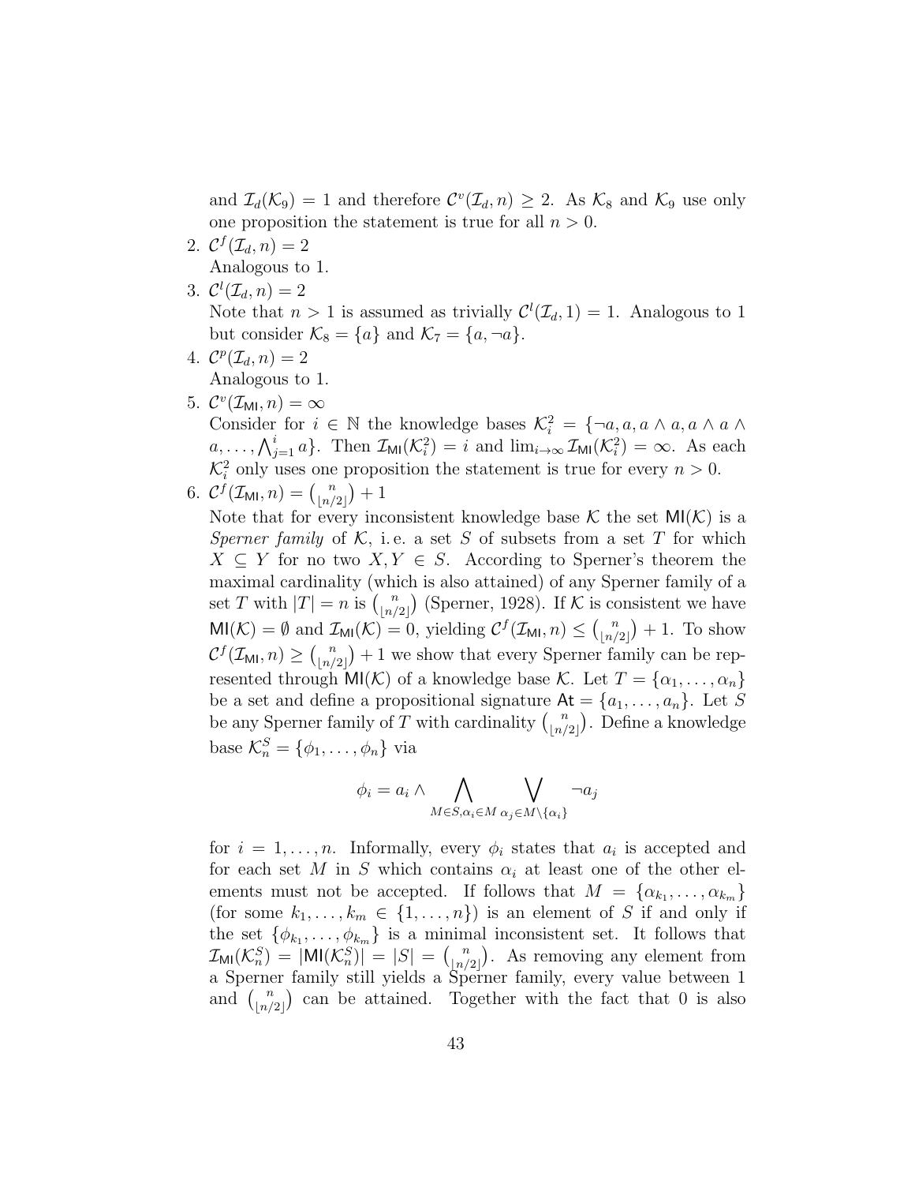and $\mathcal{I}_d(\mathcal{K}_9) = 1$ and therefore $\mathcal{C}^v(\mathcal{I}_d, n) \geq 2$. As $\mathcal{K}_8$ and $\mathcal{K}_9$ use only one proposition the statement is true for all $n > 0$.

2. $\mathcal{C}^f(\mathcal{I}_d, n) = 2$
   Analogous to 1.
3. $\mathcal{C}^l(\mathcal{I}_d, n) = 2$
   Note that $n > 1$ is assumed as trivially $\mathcal{C}^l(\mathcal{I}_d, 1) = 1$. Analogous to 1 but consider $\mathcal{K}_8 = \{a\}$ and $\mathcal{K}_7 = \{a, \neg a\}$.
4. $\mathcal{C}^p(\mathcal{I}_d, n) = 2$
   Analogous to 1.
5. $\mathcal{C}^v(\mathcal{I}_{\mathsf{MI}}, n) = \infty$
   Consider for $i \in \mathbb{N}$ the knowledge bases $\mathcal{K}_i^2 = \{\neg a, a, a \wedge a, a \wedge a \wedge a, \ldots, \bigwedge_{j=1}^{i} a\}$. Then $\mathcal{I}_{\mathsf{MI}}(\mathcal{K}_i^2) = i$ and $\lim_{i\to\infty} \mathcal{I}_{\mathsf{MI}}(\mathcal{K}_i^2) = \infty$. As each $\mathcal{K}_i^2$ only uses one proposition the statement is true for every $n > 0$.
6. $\mathcal{C}^f(\mathcal{I}_{\mathsf{MI}}, n) = \binom{n}{\lfloor n/2 \rfloor} + 1$
   Note that for every inconsistent knowledge base $\mathcal{K}$ the set $\mathsf{MI}(\mathcal{K})$ is a *Sperner family* of $\mathcal{K}$, i.e. a set $S$ of subsets from a set $T$ for which $X \subseteq Y$ for no two $X, Y \in S$. According to Sperner's theorem the maximal cardinality (which is also attained) of any Sperner family of a set $T$ with $|T| = n$ is $\binom{n}{\lfloor n/2 \rfloor}$ (Sperner, 1928). If $\mathcal{K}$ is consistent we have $\mathsf{MI}(\mathcal{K}) = \emptyset$ and $\mathcal{I}_{\mathsf{MI}}(\mathcal{K}) = 0$, yielding $\mathcal{C}^f(\mathcal{I}_{\mathsf{MI}}, n) \leq \binom{n}{\lfloor n/2 \rfloor} + 1$. To show $\mathcal{C}^f(\mathcal{I}_{\mathsf{MI}}, n) \geq \binom{n}{\lfloor n/2 \rfloor} + 1$ we show that every Sperner family can be represented through $\mathsf{MI}(\mathcal{K})$ of a knowledge base $\mathcal{K}$. Let $T = \{\alpha_1, \ldots, \alpha_n\}$ be a set and define a propositional signature $\mathsf{At} = \{a_1, \ldots, a_n\}$. Let $S$ be any Sperner family of $T$ with cardinality $\binom{n}{\lfloor n/2 \rfloor}$. Define a knowledge base $\mathcal{K}_n^S = \{\phi_1, \ldots, \phi_n\}$ via

$$\phi_i = a_i \wedge \bigwedge_{M \in S, \alpha_i \in M} \bigvee_{\alpha_j \in M \setminus \{\alpha_i\}} \neg a_j$$

   for $i = 1, \ldots, n$. Informally, every $\phi_i$ states that $a_i$ is accepted and for each set $M$ in $S$ which contains $\alpha_i$ at least one of the other elements must not be accepted. If follows that $M = \{\alpha_{k_1}, \ldots, \alpha_{k_m}\}$ (for some $k_1, \ldots, k_m \in \{1, \ldots, n\}$) is an element of $S$ if and only if the set $\{\phi_{k_1}, \ldots, \phi_{k_m}\}$ is a minimal inconsistent set. It follows that $\mathcal{I}_{\mathsf{MI}}(\mathcal{K}_n^S) = |\mathsf{MI}(\mathcal{K}_n^S)| = |S| = \binom{n}{\lfloor n/2 \rfloor}$. As removing any element from a Sperner family still yields a Sperner family, every value between 1 and $\binom{n}{\lfloor n/2 \rfloor}$ can be attained. Together with the fact that 0 is also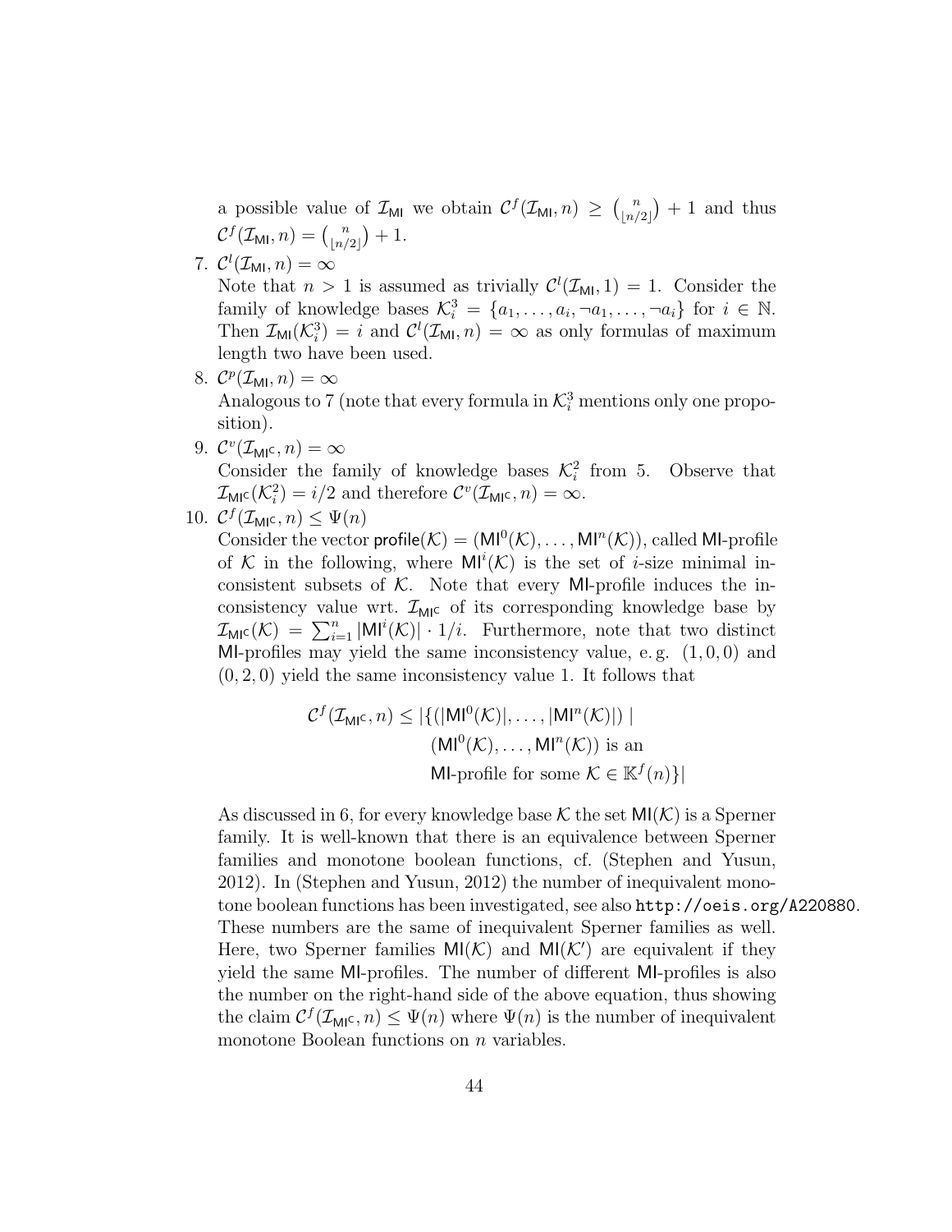a possible value of $\mathcal{I}_{\mathsf{MI}}$ we obtain $\mathcal{C}^f(\mathcal{I}_{\mathsf{MI}}, n) \geq \binom{n}{\lfloor n/2 \rfloor} + 1$ and thus $\mathcal{C}^f(\mathcal{I}_{\mathsf{MI}}, n) = \binom{n}{\lfloor n/2 \rfloor} + 1$.

7. $\mathcal{C}^l(\mathcal{I}_{\mathsf{MI}}, n) = \infty$
   Note that $n > 1$ is assumed as trivially $\mathcal{C}^l(\mathcal{I}_{\mathsf{MI}}, 1) = 1$. Consider the family of knowledge bases $\mathcal{K}_i^3 = \{a_1, \ldots, a_i, \neg a_1, \ldots, \neg a_i\}$ for $i \in \mathbb{N}$. Then $\mathcal{I}_{\mathsf{MI}}(\mathcal{K}_i^3) = i$ and $\mathcal{C}^l(\mathcal{I}_{\mathsf{MI}}, n) = \infty$ as only formulas of maximum length two have been used.

8. $\mathcal{C}^p(\mathcal{I}_{\mathsf{MI}}, n) = \infty$
   Analogous to 7 (note that every formula in $\mathcal{K}_i^3$ mentions only one proposition).

9. $\mathcal{C}^v(\mathcal{I}_{\mathsf{MI^C}}, n) = \infty$
   Consider the family of knowledge bases $\mathcal{K}_i^2$ from 5. Observe that $\mathcal{I}_{\mathsf{MI^C}}(\mathcal{K}_i^2) = i/2$ and therefore $\mathcal{C}^v(\mathcal{I}_{\mathsf{MI^C}}, n) = \infty$.

10. $\mathcal{C}^f(\mathcal{I}_{\mathsf{MI^C}}, n) \leq \Psi(n)$
    Consider the vector $\mathsf{profile}(\mathcal{K}) = (\mathsf{MI}^0(\mathcal{K}), \ldots, \mathsf{MI}^n(\mathcal{K}))$, called $\mathsf{MI}$-profile of $\mathcal{K}$ in the following, where $\mathsf{MI}^i(\mathcal{K})$ is the set of $i$-size minimal inconsistent subsets of $\mathcal{K}$. Note that every $\mathsf{MI}$-profile induces the inconsistency value wrt. $\mathcal{I}_{\mathsf{MI^C}}$ of its corresponding knowledge base by $\mathcal{I}_{\mathsf{MI^C}}(\mathcal{K}) = \sum_{i=1}^{n} |\mathsf{MI}^i(\mathcal{K})| \cdot 1/i$. Furthermore, note that two distinct $\mathsf{MI}$-profiles may yield the same inconsistency value, e. g. $(1, 0, 0)$ and $(0, 2, 0)$ yield the same inconsistency value 1. It follows that

$$\mathcal{C}^f(\mathcal{I}_{\mathsf{MI^C}}, n) \leq |\{(|\mathsf{MI}^0(\mathcal{K})|, \ldots, |\mathsf{MI}^n(\mathcal{K})|) \mid (\mathsf{MI}^0(\mathcal{K}), \ldots, \mathsf{MI}^n(\mathcal{K})) \text{ is an } \mathsf{MI}\text{-profile for some } \mathcal{K} \in \mathbb{K}^f(n)\}|$$

As discussed in 6, for every knowledge base $\mathcal{K}$ the set $\mathsf{MI}(\mathcal{K})$ is a Sperner family. It is well-known that there is an equivalence between Sperner families and monotone boolean functions, cf. (Stephen and Yusun, 2012). In (Stephen and Yusun, 2012) the number of inequivalent monotone boolean functions has been investigated, see also `http://oeis.org/A220880`. These numbers are the same of inequivalent Sperner families as well. Here, two Sperner families $\mathsf{MI}(\mathcal{K})$ and $\mathsf{MI}(\mathcal{K}')$ are equivalent if they yield the same $\mathsf{MI}$-profiles. The number of different $\mathsf{MI}$-profiles is also the number on the right-hand side of the above equation, thus showing the claim $\mathcal{C}^f(\mathcal{I}_{\mathsf{MI^C}}, n) \leq \Psi(n)$ where $\Psi(n)$ is the number of inequivalent monotone Boolean functions on $n$ variables.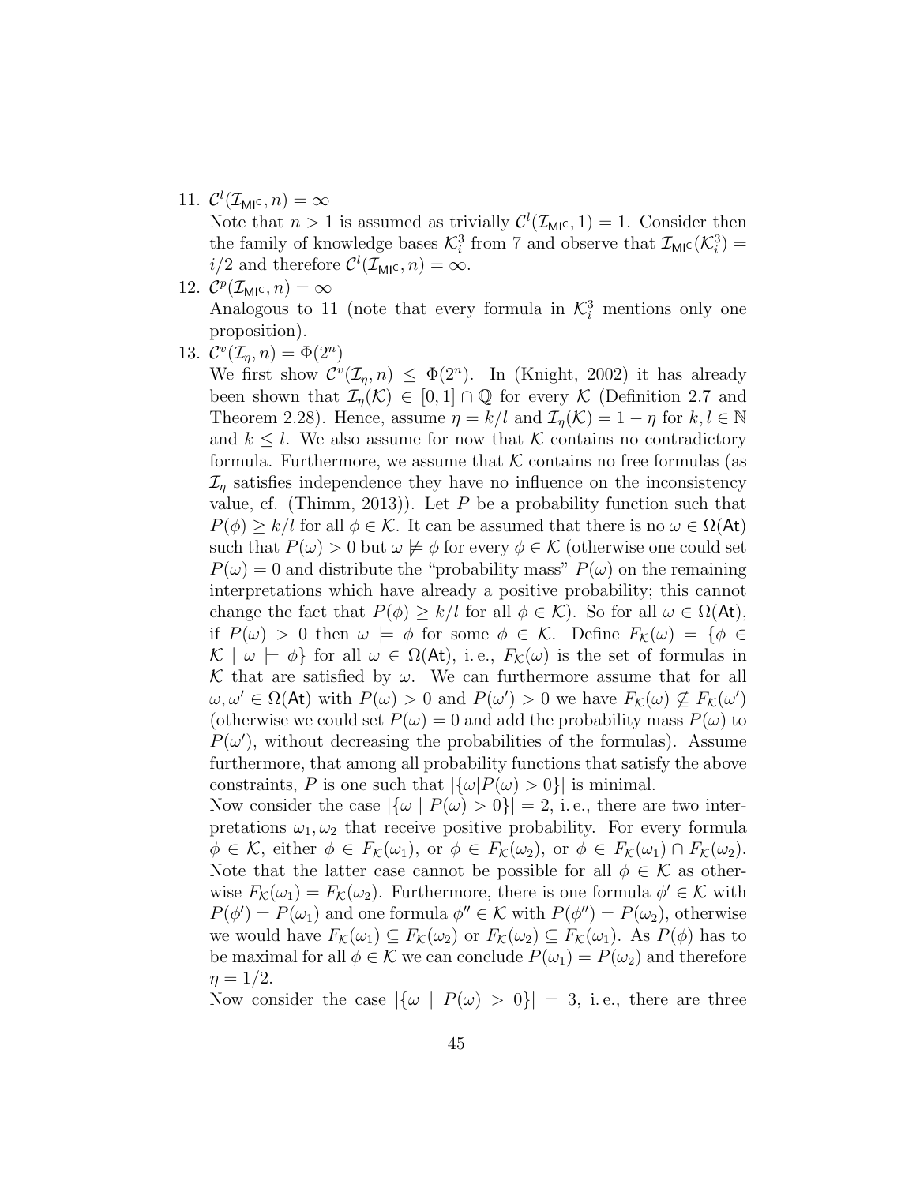11. $\mathcal{C}^l(\mathcal{I}_{\mathsf{MI^C}}, n) = \infty$
    Note that $n > 1$ is assumed as trivially $\mathcal{C}^l(\mathcal{I}_{\mathsf{MI^C}}, 1) = 1$. Consider then the family of knowledge bases $\mathcal{K}_i^3$ from 7 and observe that $\mathcal{I}_{\mathsf{MI^C}}(\mathcal{K}_i^3) = i/2$ and therefore $\mathcal{C}^l(\mathcal{I}_{\mathsf{MI^C}}, n) = \infty$.
12. $\mathcal{C}^p(\mathcal{I}_{\mathsf{MI^C}}, n) = \infty$
    Analogous to 11 (note that every formula in $\mathcal{K}_i^3$ mentions only one proposition).
13. $\mathcal{C}^v(\mathcal{I}_\eta, n) = \Phi(2^n)$
    We first show $\mathcal{C}^v(\mathcal{I}_\eta, n) \leq \Phi(2^n)$. In (Knight, 2002) it has already been shown that $\mathcal{I}_\eta(\mathcal{K}) \in [0, 1] \cap \mathbb{Q}$ for every $\mathcal{K}$ (Definition 2.7 and Theorem 2.28). Hence, assume $\eta = k/l$ and $\mathcal{I}_\eta(\mathcal{K}) = 1 - \eta$ for $k, l \in \mathbb{N}$ and $k \leq l$. We also assume for now that $\mathcal{K}$ contains no contradictory formula. Furthermore, we assume that $\mathcal{K}$ contains no free formulas (as $\mathcal{I}_\eta$ satisfies independence they have no influence on the inconsistency value, cf. (Thimm, 2013)). Let $P$ be a probability function such that $P(\phi) \geq k/l$ for all $\phi \in \mathcal{K}$. It can be assumed that there is no $\omega \in \Omega(\mathsf{At})$ such that $P(\omega) > 0$ but $\omega \not\models \phi$ for every $\phi \in \mathcal{K}$ (otherwise one could set $P(\omega) = 0$ and distribute the "probability mass" $P(\omega)$ on the remaining interpretations which have already a positive probability; this cannot change the fact that $P(\phi) \geq k/l$ for all $\phi \in \mathcal{K}$). So for all $\omega \in \Omega(\mathsf{At})$, if $P(\omega) > 0$ then $\omega \models \phi$ for some $\phi \in \mathcal{K}$. Define $F_\mathcal{K}(\omega) = \{\phi \in \mathcal{K} \mid \omega \models \phi\}$ for all $\omega \in \Omega(\mathsf{At})$, i. e., $F_\mathcal{K}(\omega)$ is the set of formulas in $\mathcal{K}$ that are satisfied by $\omega$. We can furthermore assume that for all $\omega, \omega' \in \Omega(\mathsf{At})$ with $P(\omega) > 0$ and $P(\omega') > 0$ we have $F_\mathcal{K}(\omega) \not\subseteq F_\mathcal{K}(\omega')$ (otherwise we could set $P(\omega) = 0$ and add the probability mass $P(\omega)$ to $P(\omega')$, without decreasing the probabilities of the formulas). Assume furthermore, that among all probability functions that satisfy the above constraints, $P$ is one such that $|\{\omega | P(\omega) > 0\}|$ is minimal.
    Now consider the case $|\{\omega \mid P(\omega) > 0\}| = 2$, i. e., there are two interpretations $\omega_1, \omega_2$ that receive positive probability. For every formula $\phi \in \mathcal{K}$, either $\phi \in F_\mathcal{K}(\omega_1)$, or $\phi \in F_\mathcal{K}(\omega_2)$, or $\phi \in F_\mathcal{K}(\omega_1) \cap F_\mathcal{K}(\omega_2)$. Note that the latter case cannot be possible for all $\phi \in \mathcal{K}$ as otherwise $F_\mathcal{K}(\omega_1) = F_\mathcal{K}(\omega_2)$. Furthermore, there is one formula $\phi' \in \mathcal{K}$ with $P(\phi') = P(\omega_1)$ and one formula $\phi'' \in \mathcal{K}$ with $P(\phi'') = P(\omega_2)$, otherwise we would have $F_\mathcal{K}(\omega_1) \subseteq F_\mathcal{K}(\omega_2)$ or $F_\mathcal{K}(\omega_2) \subseteq F_\mathcal{K}(\omega_1)$. As $P(\phi)$ has to be maximal for all $\phi \in \mathcal{K}$ we can conclude $P(\omega_1) = P(\omega_2)$ and therefore $\eta = 1/2$.
    Now consider the case $|\{\omega \mid P(\omega) > 0\}| = 3$, i. e., there are three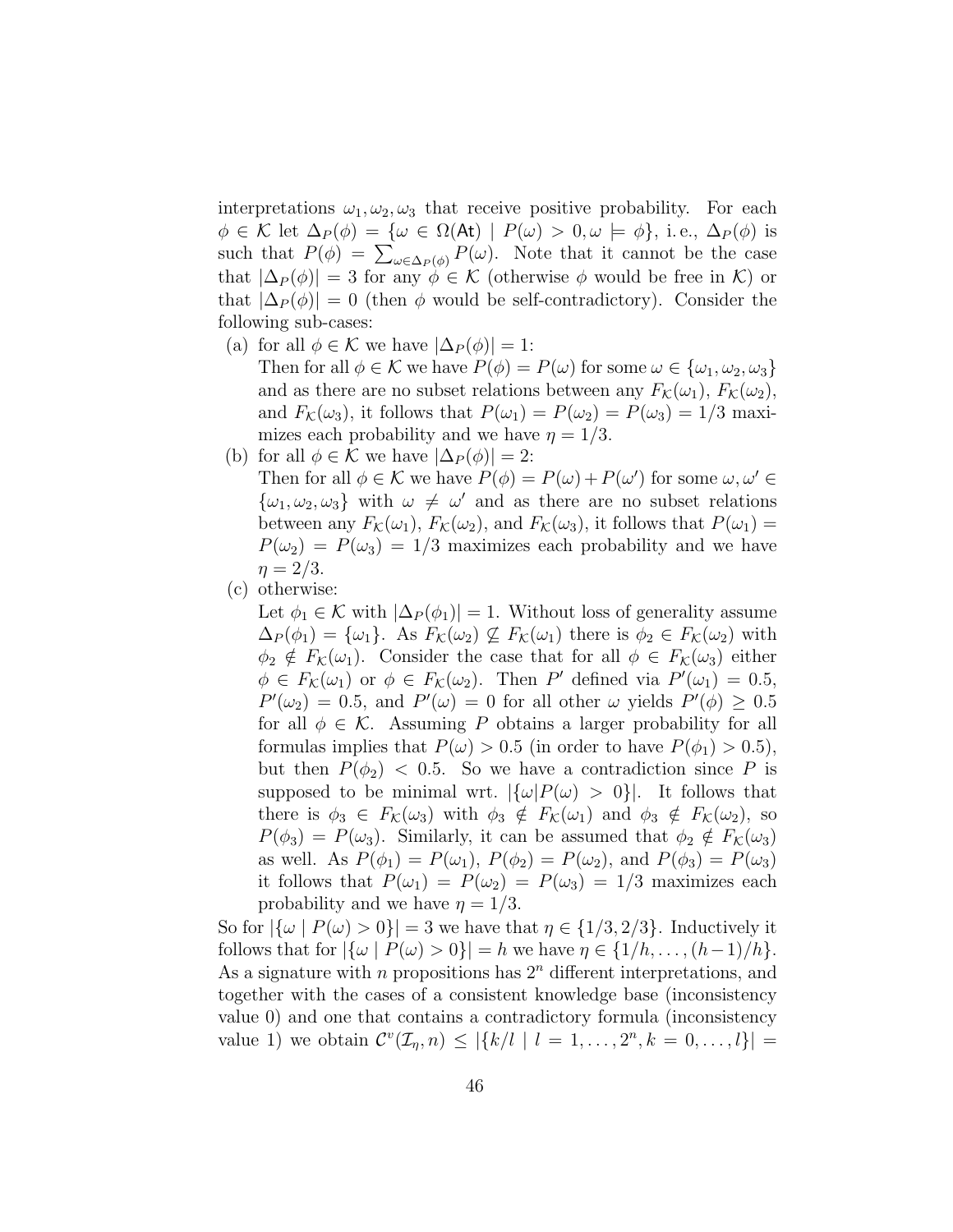interpretations $\omega_1, \omega_2, \omega_3$ that receive positive probability. For each $\phi \in \mathcal{K}$ let $\Delta_P(\phi) = \{\omega \in \Omega(\mathsf{At}) \mid P(\omega) > 0, \omega \models \phi\}$, i. e., $\Delta_P(\phi)$ is such that $P(\phi) = \sum_{\omega \in \Delta_P(\phi)} P(\omega)$. Note that it cannot be the case that $|\Delta_P(\phi)| = 3$ for any $\phi \in \mathcal{K}$ (otherwise $\phi$ would be free in $\mathcal{K}$) or that $|\Delta_P(\phi)| = 0$ (then $\phi$ would be self-contradictory). Consider the following sub-cases:

(a) for all $\phi \in \mathcal{K}$ we have $|\Delta_P(\phi)| = 1$:
Then for all $\phi \in \mathcal{K}$ we have $P(\phi) = P(\omega)$ for some $\omega \in \{\omega_1, \omega_2, \omega_3\}$ and as there are no subset relations between any $F_\mathcal{K}(\omega_1)$, $F_\mathcal{K}(\omega_2)$, and $F_\mathcal{K}(\omega_3)$, it follows that $P(\omega_1) = P(\omega_2) = P(\omega_3) = 1/3$ maximizes each probability and we have $\eta = 1/3$.

(b) for all $\phi \in \mathcal{K}$ we have $|\Delta_P(\phi)| = 2$:
Then for all $\phi \in \mathcal{K}$ we have $P(\phi) = P(\omega) + P(\omega')$ for some $\omega, \omega' \in \{\omega_1, \omega_2, \omega_3\}$ with $\omega \neq \omega'$ and as there are no subset relations between any $F_\mathcal{K}(\omega_1)$, $F_\mathcal{K}(\omega_2)$, and $F_\mathcal{K}(\omega_3)$, it follows that $P(\omega_1) = P(\omega_2) = P(\omega_3) = 1/3$ maximizes each probability and we have $\eta = 2/3$.

(c) otherwise:
Let $\phi_1 \in \mathcal{K}$ with $|\Delta_P(\phi_1)| = 1$. Without loss of generality assume $\Delta_P(\phi_1) = \{\omega_1\}$. As $F_\mathcal{K}(\omega_2) \not\subseteq F_\mathcal{K}(\omega_1)$ there is $\phi_2 \in F_\mathcal{K}(\omega_2)$ with $\phi_2 \notin F_\mathcal{K}(\omega_1)$. Consider the case that for all $\phi \in F_\mathcal{K}(\omega_3)$ either $\phi \in F_\mathcal{K}(\omega_1)$ or $\phi \in F_\mathcal{K}(\omega_2)$. Then $P'$ defined via $P'(\omega_1) = 0.5$, $P'(\omega_2) = 0.5$, and $P'(\omega) = 0$ for all other $\omega$ yields $P'(\phi) \geq 0.5$ for all $\phi \in \mathcal{K}$. Assuming $P$ obtains a larger probability for all formulas implies that $P(\omega) > 0.5$ (in order to have $P(\phi_1) > 0.5$), but then $P(\phi_2) < 0.5$. So we have a contradiction since $P$ is supposed to be minimal wrt. $|\{\omega | P(\omega) > 0\}|$. It follows that there is $\phi_3 \in F_\mathcal{K}(\omega_3)$ with $\phi_3 \notin F_\mathcal{K}(\omega_1)$ and $\phi_3 \notin F_\mathcal{K}(\omega_2)$, so $P(\phi_3) = P(\omega_3)$. Similarly, it can be assumed that $\phi_2 \notin F_\mathcal{K}(\omega_3)$ as well. As $P(\phi_1) = P(\omega_1)$, $P(\phi_2) = P(\omega_2)$, and $P(\phi_3) = P(\omega_3)$ it follows that $P(\omega_1) = P(\omega_2) = P(\omega_3) = 1/3$ maximizes each probability and we have $\eta = 1/3$.

So for $|\{\omega \mid P(\omega) > 0\}| = 3$ we have that $\eta \in \{1/3, 2/3\}$. Inductively it follows that for $|\{\omega \mid P(\omega) > 0\}| = h$ we have $\eta \in \{1/h, \ldots, (h-1)/h\}$. As a signature with $n$ propositions has $2^n$ different interpretations, and together with the cases of a consistent knowledge base (inconsistency value 0) and one that contains a contradictory formula (inconsistency value 1) we obtain $\mathcal{C}^v(\mathcal{I}_\eta, n) \leq |\{k/l \mid l = 1, \ldots, 2^n, k = 0, \ldots, l\}| =$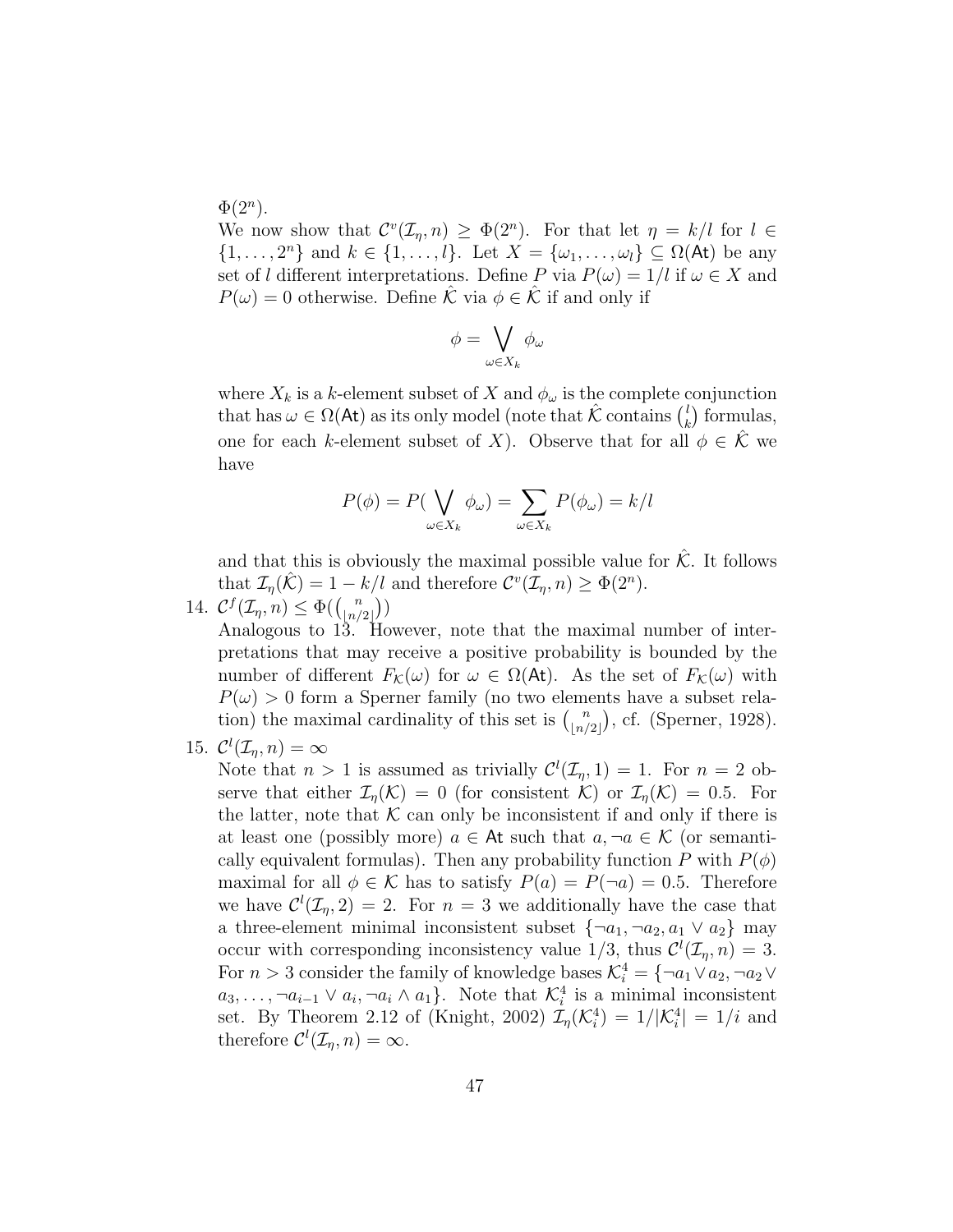$\Phi(2^n)$.

We now show that $\mathcal{C}^v(\mathcal{I}_\eta, n) \geq \Phi(2^n)$. For that let $\eta = k/l$ for $l \in \{1, \ldots, 2^n\}$ and $k \in \{1, \ldots, l\}$. Let $X = \{\omega_1, \ldots, \omega_l\} \subseteq \Omega(\mathsf{At})$ be any set of $l$ different interpretations. Define $P$ via $P(\omega) = 1/l$ if $\omega \in X$ and $P(\omega) = 0$ otherwise. Define $\hat{\mathcal{K}}$ via $\phi \in \hat{\mathcal{K}}$ if and only if

$$\phi = \bigvee_{\omega \in X_k} \phi_\omega$$

where $X_k$ is a $k$-element subset of $X$ and $\phi_\omega$ is the complete conjunction that has $\omega \in \Omega(\mathsf{At})$ as its only model (note that $\hat{\mathcal{K}}$ contains $\binom{l}{k}$ formulas, one for each $k$-element subset of $X$). Observe that for all $\phi \in \hat{\mathcal{K}}$ we have

$$P(\phi) = P(\bigvee_{\omega \in X_k} \phi_\omega) = \sum_{\omega \in X_k} P(\phi_\omega) = k/l$$

and that this is obviously the maximal possible value for $\hat{\mathcal{K}}$. It follows that $\mathcal{I}_\eta(\hat{\mathcal{K}}) = 1 - k/l$ and therefore $\mathcal{C}^v(\mathcal{I}_\eta, n) \geq \Phi(2^n)$.

14. $\mathcal{C}^f(\mathcal{I}_\eta, n) \leq \Phi(\binom{n}{\lfloor n/2 \rfloor})$
    Analogous to 13. However, note that the maximal number of interpretations that may receive a positive probability is bounded by the number of different $F_{\mathcal{K}}(\omega)$ for $\omega \in \Omega(\mathsf{At})$. As the set of $F_{\mathcal{K}}(\omega)$ with $P(\omega) > 0$ form a Sperner family (no two elements have a subset relation) the maximal cardinality of this set is $\binom{n}{\lfloor n/2 \rfloor}$, cf. (Sperner, 1928).
15. $\mathcal{C}^l(\mathcal{I}_\eta, n) = \infty$
    Note that $n > 1$ is assumed as trivially $\mathcal{C}^l(\mathcal{I}_\eta, 1) = 1$. For $n = 2$ observe that either $\mathcal{I}_\eta(\mathcal{K}) = 0$ (for consistent $\mathcal{K}$) or $\mathcal{I}_\eta(\mathcal{K}) = 0.5$. For the latter, note that $\mathcal{K}$ can only be inconsistent if and only if there is at least one (possibly more) $a \in \mathsf{At}$ such that $a, \neg a \in \mathcal{K}$ (or semantically equivalent formulas). Then any probability function $P$ with $P(\phi)$ maximal for all $\phi \in \mathcal{K}$ has to satisfy $P(a) = P(\neg a) = 0.5$. Therefore we have $\mathcal{C}^l(\mathcal{I}_\eta, 2) = 2$. For $n = 3$ we additionally have the case that a three-element minimal inconsistent subset $\{\neg a_1, \neg a_2, a_1 \vee a_2\}$ may occur with corresponding inconsistency value $1/3$, thus $\mathcal{C}^l(\mathcal{I}_\eta, n) = 3$. For $n > 3$ consider the family of knowledge bases $\mathcal{K}_i^4 = \{\neg a_1 \vee a_2, \neg a_2 \vee a_3, \ldots, \neg a_{i-1} \vee a_i, \neg a_i \wedge a_1\}$. Note that $\mathcal{K}_i^4$ is a minimal inconsistent set. By Theorem 2.12 of (Knight, 2002) $\mathcal{I}_\eta(\mathcal{K}_i^4) = 1/|\mathcal{K}_i^4| = 1/i$ and therefore $\mathcal{C}^l(\mathcal{I}_\eta, n) = \infty$.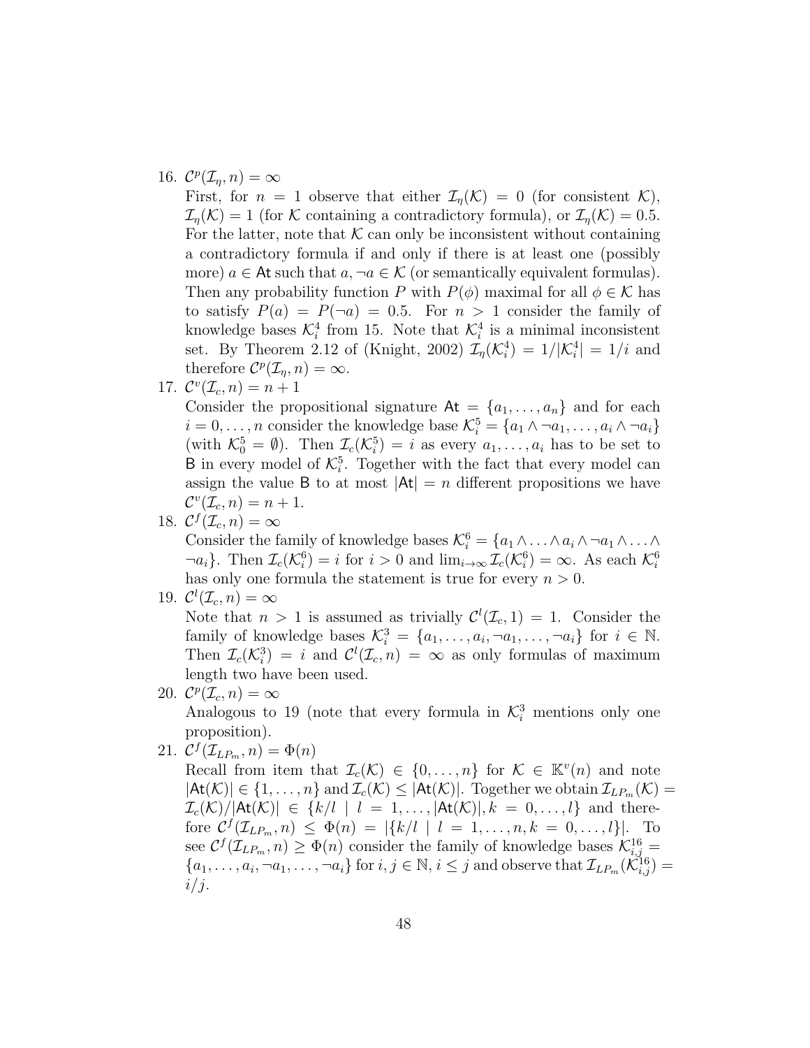16. $\mathcal{C}^p(\mathcal{I}_\eta, n) = \infty$
    First, for $n = 1$ observe that either $\mathcal{I}_\eta(\mathcal{K}) = 0$ (for consistent $\mathcal{K}$), $\mathcal{I}_\eta(\mathcal{K}) = 1$ (for $\mathcal{K}$ containing a contradictory formula), or $\mathcal{I}_\eta(\mathcal{K}) = 0.5$. For the latter, note that $\mathcal{K}$ can only be inconsistent without containing a contradictory formula if and only if there is at least one (possibly more) $a \in \mathsf{At}$ such that $a, \neg a \in \mathcal{K}$ (or semantically equivalent formulas). Then any probability function $P$ with $P(\phi)$ maximal for all $\phi \in \mathcal{K}$ has to satisfy $P(a) = P(\neg a) = 0.5$. For $n > 1$ consider the family of knowledge bases $\mathcal{K}_i^4$ from 15. Note that $\mathcal{K}_i^4$ is a minimal inconsistent set. By Theorem 2.12 of (Knight, 2002) $\mathcal{I}_\eta(\mathcal{K}_i^4) = 1/|\mathcal{K}_i^4| = 1/i$ and therefore $\mathcal{C}^p(\mathcal{I}_\eta, n) = \infty$.
17. $\mathcal{C}^v(\mathcal{I}_c, n) = n + 1$
    Consider the propositional signature $\mathsf{At} = \{a_1, \ldots, a_n\}$ and for each $i = 0, \ldots, n$ consider the knowledge base $\mathcal{K}_i^5 = \{a_1 \wedge \neg a_1, \ldots, a_i \wedge \neg a_i\}$ (with $\mathcal{K}_0^5 = \emptyset$). Then $\mathcal{I}_c(\mathcal{K}_i^5) = i$ as every $a_1, \ldots, a_i$ has to be set to $\mathsf{B}$ in every model of $\mathcal{K}_i^5$. Together with the fact that every model can assign the value $\mathsf{B}$ to at most $|\mathsf{At}| = n$ different propositions we have $\mathcal{C}^v(\mathcal{I}_c, n) = n + 1$.
18. $\mathcal{C}^f(\mathcal{I}_c, n) = \infty$
    Consider the family of knowledge bases $\mathcal{K}_i^6 = \{a_1 \wedge \ldots \wedge a_i \wedge \neg a_1 \wedge \ldots \wedge \neg a_i\}$. Then $\mathcal{I}_c(\mathcal{K}_i^6) = i$ for $i > 0$ and $\lim_{i\to\infty} \mathcal{I}_c(\mathcal{K}_i^6) = \infty$. As each $\mathcal{K}_i^6$ has only one formula the statement is true for every $n > 0$.
19. $\mathcal{C}^l(\mathcal{I}_c, n) = \infty$
    Note that $n > 1$ is assumed as trivially $\mathcal{C}^l(\mathcal{I}_c, 1) = 1$. Consider the family of knowledge bases $\mathcal{K}_i^3 = \{a_1, \ldots, a_i, \neg a_1, \ldots, \neg a_i\}$ for $i \in \mathbb{N}$. Then $\mathcal{I}_c(\mathcal{K}_i^3) = i$ and $\mathcal{C}^l(\mathcal{I}_c, n) = \infty$ as only formulas of maximum length two have been used.
20. $\mathcal{C}^p(\mathcal{I}_c, n) = \infty$
    Analogous to 19 (note that every formula in $\mathcal{K}_i^3$ mentions only one proposition).
21. $\mathcal{C}^f(\mathcal{I}_{LP_m}, n) = \Phi(n)$
    Recall from item that $\mathcal{I}_c(\mathcal{K}) \in \{0, \ldots, n\}$ for $\mathcal{K} \in \mathbb{K}^v(n)$ and note $|\mathsf{At}(\mathcal{K})| \in \{1, \ldots, n\}$ and $\mathcal{I}_c(\mathcal{K}) \leq |\mathsf{At}(\mathcal{K})|$. Together we obtain $\mathcal{I}_{LP_m}(\mathcal{K}) = \mathcal{I}_c(\mathcal{K})/|\mathsf{At}(\mathcal{K})| \in \{k/l \mid l = 1, \ldots, |\mathsf{At}(\mathcal{K})|, k = 0, \ldots, l\}$ and therefore $\mathcal{C}^f(\mathcal{I}_{LP_m}, n) \leq \Phi(n) = |\{k/l \mid l = 1, \ldots, n, k = 0, \ldots, l\}|$. To see $\mathcal{C}^f(\mathcal{I}_{LP_m}, n) \geq \Phi(n)$ consider the family of knowledge bases $\mathcal{K}_{i,j}^{16} = \{a_1, \ldots, a_i, \neg a_1, \ldots, \neg a_i\}$ for $i, j \in \mathbb{N}, i \leq j$ and observe that $\mathcal{I}_{LP_m}(\mathcal{K}_{i,j}^{16}) = i/j$.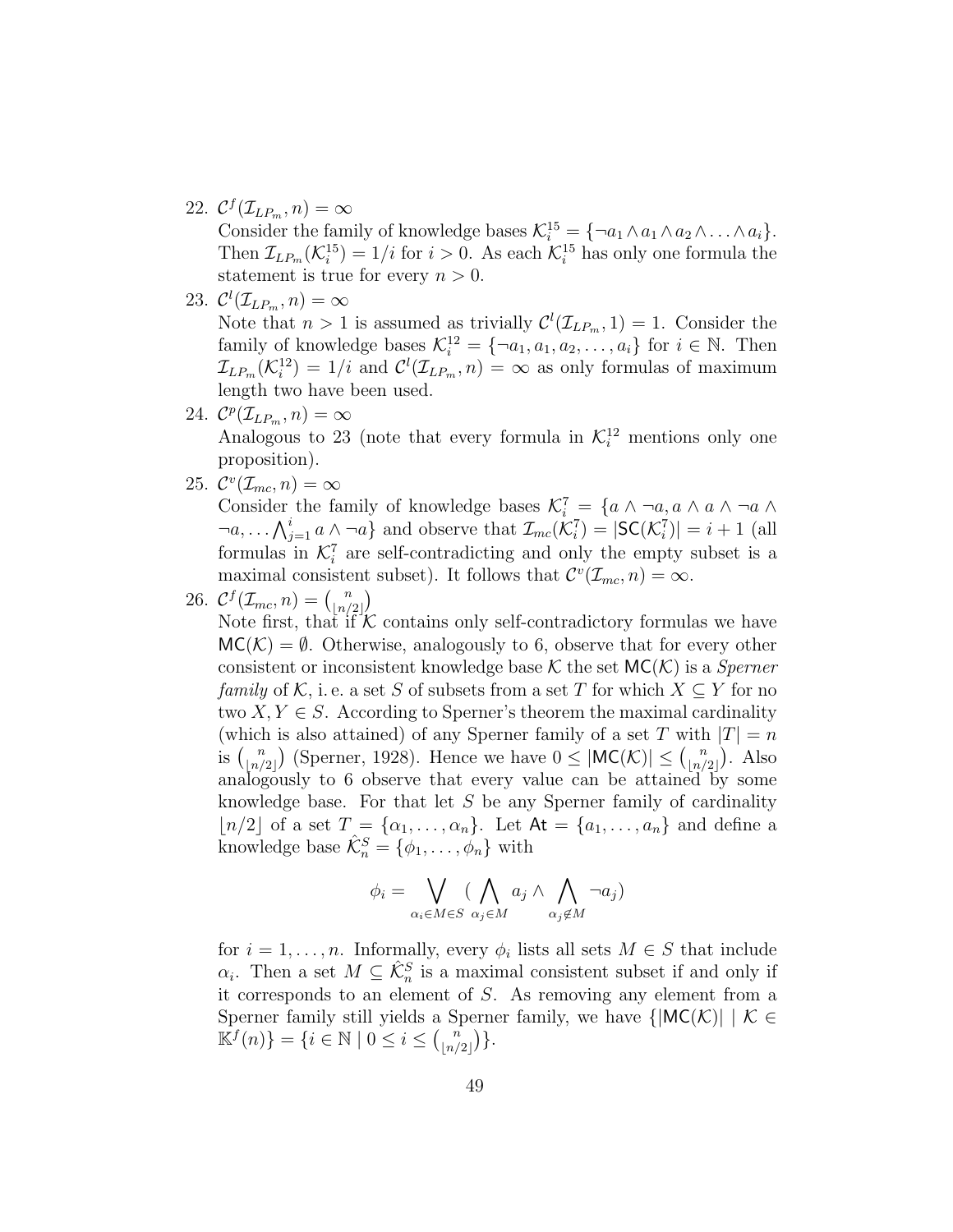22. $\mathcal{C}^f(\mathcal{I}_{LP_m}, n) = \infty$
    Consider the family of knowledge bases $\mathcal{K}_i^{15} = \{\neg a_1 \wedge a_1 \wedge a_2 \wedge \ldots \wedge a_i\}$. Then $\mathcal{I}_{LP_m}(\mathcal{K}_i^{15}) = 1/i$ for $i > 0$. As each $\mathcal{K}_i^{15}$ has only one formula the statement is true for every $n > 0$.

23. $\mathcal{C}^l(\mathcal{I}_{LP_m}, n) = \infty$
    Note that $n > 1$ is assumed as trivially $\mathcal{C}^l(\mathcal{I}_{LP_m}, 1) = 1$. Consider the family of knowledge bases $\mathcal{K}_i^{12} = \{\neg a_1, a_1, a_2, \ldots, a_i\}$ for $i \in \mathbb{N}$. Then $\mathcal{I}_{LP_m}(\mathcal{K}_i^{12}) = 1/i$ and $\mathcal{C}^l(\mathcal{I}_{LP_m}, n) = \infty$ as only formulas of maximum length two have been used.

24. $\mathcal{C}^p(\mathcal{I}_{LP_m}, n) = \infty$
    Analogous to 23 (note that every formula in $\mathcal{K}_i^{12}$ mentions only one proposition).

25. $\mathcal{C}^v(\mathcal{I}_{mc}, n) = \infty$
    Consider the family of knowledge bases $\mathcal{K}_i^7 = \{a \wedge \neg a, a \wedge a \wedge \neg a \wedge \neg a, \ldots \bigwedge_{j=1}^{i} a \wedge \neg a\}$ and observe that $\mathcal{I}_{mc}(\mathcal{K}_i^7) = |\mathsf{SC}(\mathcal{K}_i^7)| = i + 1$ (all formulas in $\mathcal{K}_i^7$ are self-contradicting and only the empty subset is a maximal consistent subset). It follows that $\mathcal{C}^v(\mathcal{I}_{mc}, n) = \infty$.

26. $\mathcal{C}^f(\mathcal{I}_{mc}, n) = \binom{n}{\lfloor n/2 \rfloor}$
    Note first, that if $\mathcal{K}$ contains only self-contradictory formulas we have $\mathsf{MC}(\mathcal{K}) = \emptyset$. Otherwise, analogously to 6, observe that for every other consistent or inconsistent knowledge base $\mathcal{K}$ the set $\mathsf{MC}(\mathcal{K})$ is a *Sperner family* of $\mathcal{K}$, i. e. a set $S$ of subsets from a set $T$ for which $X \subseteq Y$ for no two $X, Y \in S$. According to Sperner's theorem the maximal cardinality (which is also attained) of any Sperner family of a set $T$ with $|T| = n$ is $\binom{n}{\lfloor n/2 \rfloor}$ (Sperner, 1928). Hence we have $0 \leq |\mathsf{MC}(\mathcal{K})| \leq \binom{n}{\lfloor n/2 \rfloor}$. Also analogously to 6 observe that every value can be attained by some knowledge base. For that let $S$ be any Sperner family of cardinality $\lfloor n/2 \rfloor$ of a set $T = \{\alpha_1, \ldots, \alpha_n\}$. Let $\mathsf{At} = \{a_1, \ldots, a_n\}$ and define a knowledge base $\hat{\mathcal{K}}_n^S = \{\phi_1, \ldots, \phi_n\}$ with

$$\phi_i = \bigvee_{\alpha_i \in M \in S} \left( \bigwedge_{\alpha_j \in M} a_j \wedge \bigwedge_{\alpha_j \notin M} \neg a_j \right)$$

for $i = 1, \ldots, n$. Informally, every $\phi_i$ lists all sets $M \in S$ that include $\alpha_i$. Then a set $M \subseteq \hat{\mathcal{K}}_n^S$ is a maximal consistent subset if and only if it corresponds to an element of $S$. As removing any element from a Sperner family still yields a Sperner family, we have $\{|\mathsf{MC}(\mathcal{K})| \mid \mathcal{K} \in \mathbb{K}^f(n)\} = \{i \in \mathbb{N} \mid 0 \leq i \leq \binom{n}{\lfloor n/2 \rfloor}\}$.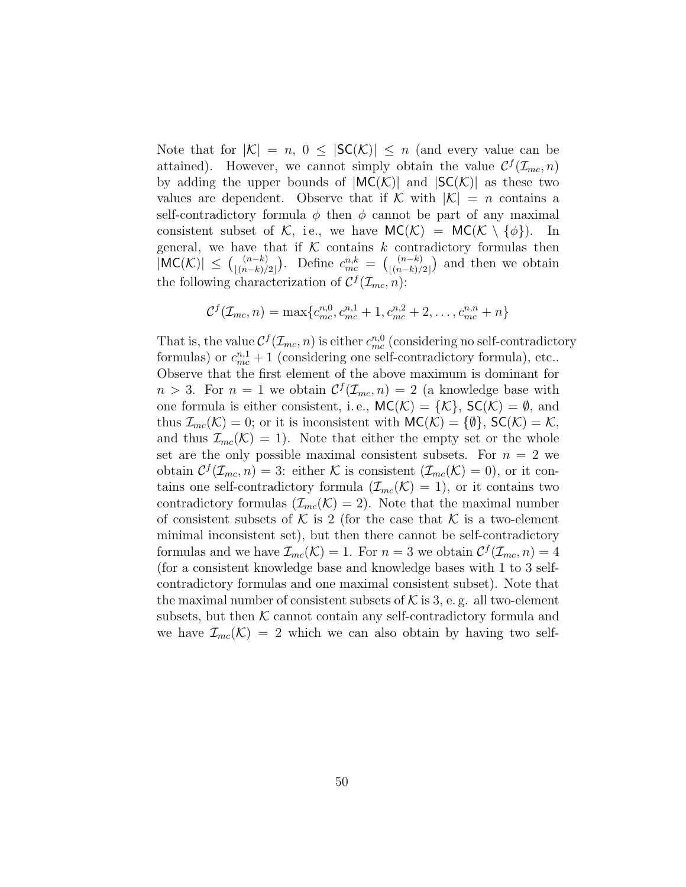Note that for $|\mathcal{K}| = n$, $0 \leq |\mathsf{SC}(\mathcal{K})| \leq n$ (and every value can be attained). However, we cannot simply obtain the value $\mathcal{C}^f(\mathcal{I}_{mc}, n)$ by adding the upper bounds of $|\mathsf{MC}(\mathcal{K})|$ and $|\mathsf{SC}(\mathcal{K})|$ as these two values are dependent. Observe that if $\mathcal{K}$ with $|\mathcal{K}| = n$ contains a self-contradictory formula $\phi$ then $\phi$ cannot be part of any maximal consistent subset of $\mathcal{K}$, i.e., we have $\mathsf{MC}(\mathcal{K}) = \mathsf{MC}(\mathcal{K} \setminus \{\phi\})$. In general, we have that if $\mathcal{K}$ contains $k$ contradictory formulas then $|\mathsf{MC}(\mathcal{K})| \leq \binom{(n-k)}{\lfloor (n-k)/2 \rfloor}$. Define $c_{mc}^{n,k} = \binom{(n-k)}{\lfloor (n-k)/2 \rfloor}$ and then we obtain the following characterization of $\mathcal{C}^f(\mathcal{I}_{mc}, n)$:

$$\mathcal{C}^f(\mathcal{I}_{mc}, n) = \max\{c_{mc}^{n,0}, c_{mc}^{n,1} + 1, c_{mc}^{n,2} + 2, \ldots, c_{mc}^{n,n} + n\}$$

That is, the value $\mathcal{C}^f(\mathcal{I}_{mc}, n)$ is either $c_{mc}^{n,0}$ (considering no self-contradictory formulas) or $c_{mc}^{n,1} + 1$ (considering one self-contradictory formula), etc.. Observe that the first element of the above maximum is dominant for $n > 3$. For $n = 1$ we obtain $\mathcal{C}^f(\mathcal{I}_{mc}, n) = 2$ (a knowledge base with one formula is either consistent, i.e., $\mathsf{MC}(\mathcal{K}) = \{\mathcal{K}\}$, $\mathsf{SC}(\mathcal{K}) = \emptyset$, and thus $\mathcal{I}_{mc}(\mathcal{K}) = 0$; or it is inconsistent with $\mathsf{MC}(\mathcal{K}) = \{\emptyset\}$, $\mathsf{SC}(\mathcal{K}) = \mathcal{K}$, and thus $\mathcal{I}_{mc}(\mathcal{K}) = 1$). Note that either the empty set or the whole set are the only possible maximal consistent subsets. For $n = 2$ we obtain $\mathcal{C}^f(\mathcal{I}_{mc}, n) = 3$: either $\mathcal{K}$ is consistent ($\mathcal{I}_{mc}(\mathcal{K}) = 0$), or it contains one self-contradictory formula ($\mathcal{I}_{mc}(\mathcal{K}) = 1$), or it contains two contradictory formulas ($\mathcal{I}_{mc}(\mathcal{K}) = 2$). Note that the maximal number of consistent subsets of $\mathcal{K}$ is 2 (for the case that $\mathcal{K}$ is a two-element minimal inconsistent set), but then there cannot be self-contradictory formulas and we have $\mathcal{I}_{mc}(\mathcal{K}) = 1$. For $n = 3$ we obtain $\mathcal{C}^f(\mathcal{I}_{mc}, n) = 4$ (for a consistent knowledge base and knowledge bases with 1 to 3 self-contradictory formulas and one maximal consistent subset). Note that the maximal number of consistent subsets of $\mathcal{K}$ is 3, e.g. all two-element subsets, but then $\mathcal{K}$ cannot contain any self-contradictory formula and we have $\mathcal{I}_{mc}(\mathcal{K}) = 2$ which we can also obtain by having two self-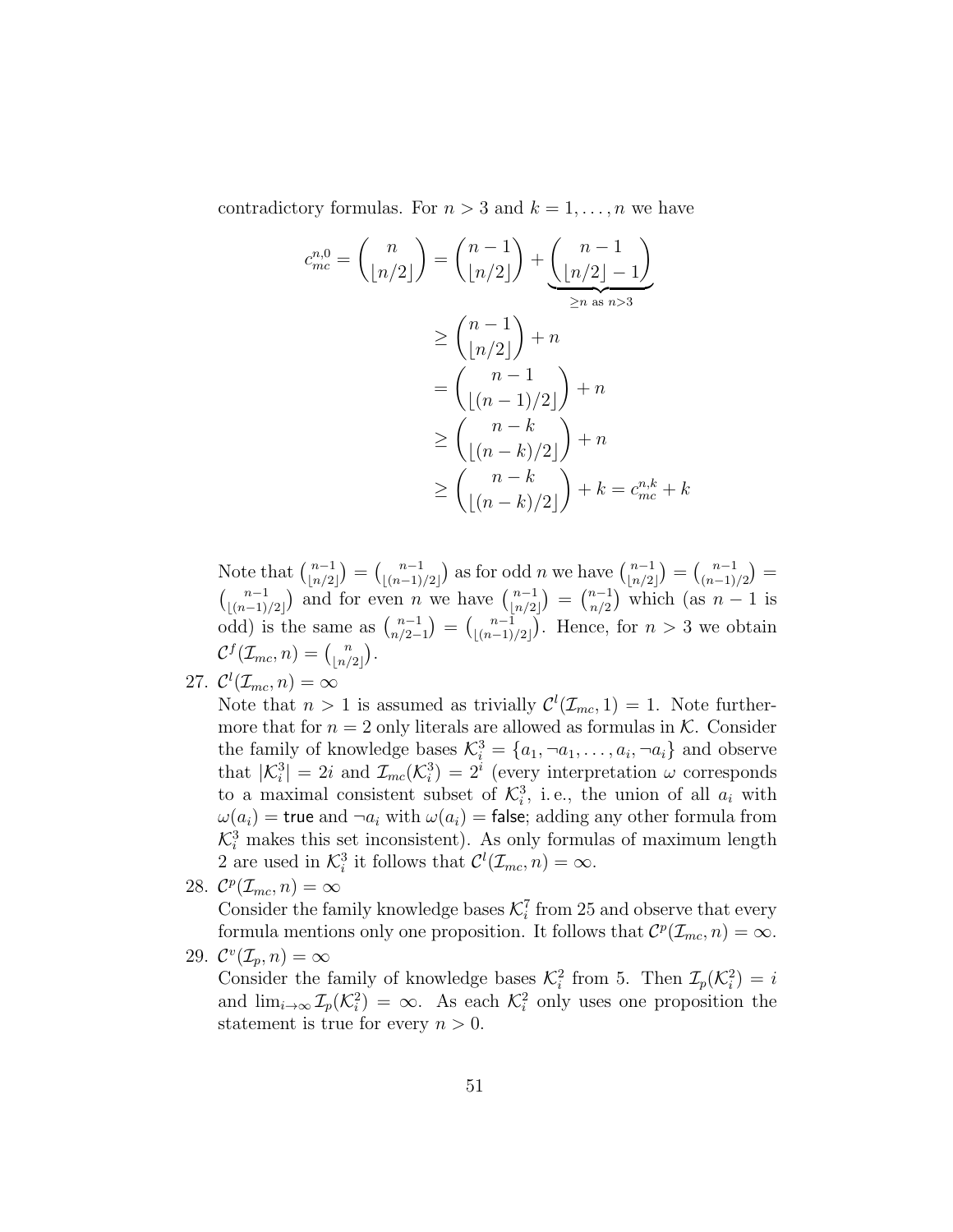contradictory formulas. For $n > 3$ and $k = 1, \ldots, n$ we have

$$
\begin{aligned}
c_{mc}^{n,0} = \binom{n}{\lfloor n/2 \rfloor} &= \binom{n-1}{\lfloor n/2 \rfloor} + \underbrace{\binom{n-1}{\lfloor n/2 \rfloor - 1}}_{\geq n \text{ as } n > 3} \\
&\geq \binom{n-1}{\lfloor n/2 \rfloor} + n \\
&= \binom{n-1}{\lfloor (n-1)/2 \rfloor} + n \\
&\geq \binom{n-k}{\lfloor (n-k)/2 \rfloor} + n \\
&\geq \binom{n-k}{\lfloor (n-k)/2 \rfloor} + k = c_{mc}^{n,k} + k
\end{aligned}
$$

Note that $\binom{n-1}{\lfloor n/2 \rfloor} = \binom{n-1}{\lfloor (n-1)/2 \rfloor}$ as for odd $n$ we have $\binom{n-1}{\lfloor n/2 \rfloor} = \binom{n-1}{(n-1)/2} = \binom{n-1}{\lfloor (n-1)/2 \rfloor}$ and for even $n$ we have $\binom{n-1}{\lfloor n/2 \rfloor} = \binom{n-1}{n/2}$ which (as $n-1$ is odd) is the same as $\binom{n-1}{n/2-1} = \binom{n-1}{\lfloor (n-1)/2 \rfloor}$. Hence, for $n > 3$ we obtain $\mathcal{C}^f(\mathcal{I}_{mc}, n) = \binom{n}{\lfloor n/2 \rfloor}$.

27. $\mathcal{C}^l(\mathcal{I}_{mc}, n) = \infty$

    Note that $n > 1$ is assumed as trivially $\mathcal{C}^l(\mathcal{I}_{mc}, 1) = 1$. Note furthermore that for $n = 2$ only literals are allowed as formulas in $\mathcal{K}$. Consider the family of knowledge bases $\mathcal{K}_i^3 = \{a_1, \neg a_1, \ldots, a_i, \neg a_i\}$ and observe that $|\mathcal{K}_i^3| = 2i$ and $\mathcal{I}_{mc}(\mathcal{K}_i^3) = 2^i$ (every interpretation $\omega$ corresponds to a maximal consistent subset of $\mathcal{K}_i^3$, i. e., the union of all $a_i$ with $\omega(a_i) = \mathsf{true}$ and $\neg a_i$ with $\omega(a_i) = \mathsf{false}$; adding any other formula from $\mathcal{K}_i^3$ makes this set inconsistent). As only formulas of maximum length 2 are used in $\mathcal{K}_i^3$ it follows that $\mathcal{C}^l(\mathcal{I}_{mc}, n) = \infty$.

28. $\mathcal{C}^p(\mathcal{I}_{mc}, n) = \infty$

    Consider the family knowledge bases $\mathcal{K}_i^7$ from 25 and observe that every formula mentions only one proposition. It follows that $\mathcal{C}^p(\mathcal{I}_{mc}, n) = \infty$.

29. $\mathcal{C}^v(\mathcal{I}_p, n) = \infty$

    Consider the family of knowledge bases $\mathcal{K}_i^2$ from 5. Then $\mathcal{I}_p(\mathcal{K}_i^2) = i$ and $\lim_{i \to \infty} \mathcal{I}_p(\mathcal{K}_i^2) = \infty$. As each $\mathcal{K}_i^2$ only uses one proposition the statement is true for every $n > 0$.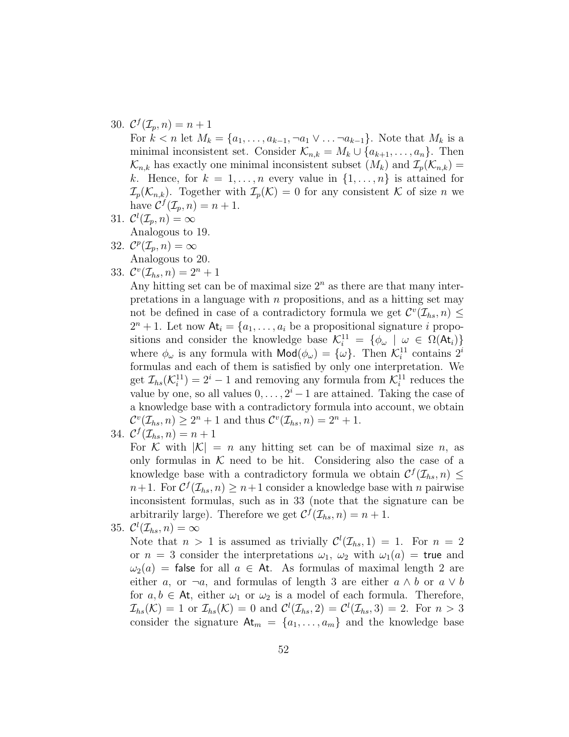30. $\mathcal{C}^f(\mathcal{I}_p, n) = n + 1$
    For $k < n$ let $M_k = \{a_1, \ldots, a_{k-1}, \neg a_1 \vee \ldots \neg a_{k-1}\}$. Note that $M_k$ is a minimal inconsistent set. Consider $\mathcal{K}_{n,k} = M_k \cup \{a_{k+1}, \ldots, a_n\}$. Then $\mathcal{K}_{n,k}$ has exactly one minimal inconsistent subset ($M_k$) and $\mathcal{I}_p(\mathcal{K}_{n,k}) = k$. Hence, for $k = 1, \ldots, n$ every value in $\{1, \ldots, n\}$ is attained for $\mathcal{I}_p(\mathcal{K}_{n,k})$. Together with $\mathcal{I}_p(\mathcal{K}) = 0$ for any consistent $\mathcal{K}$ of size $n$ we have $\mathcal{C}^f(\mathcal{I}_p, n) = n + 1$.
31. $\mathcal{C}^l(\mathcal{I}_p, n) = \infty$
    Analogous to 19.
32. $\mathcal{C}^p(\mathcal{I}_p, n) = \infty$
    Analogous to 20.
33. $\mathcal{C}^v(\mathcal{I}_{hs}, n) = 2^n + 1$
    Any hitting set can be of maximal size $2^n$ as there are that many interpretations in a language with $n$ propositions, and as a hitting set may not be defined in case of a contradictory formula we get $\mathcal{C}^v(\mathcal{I}_{hs}, n) \leq 2^n + 1$. Let now $\mathsf{At}_i = \{a_1, \ldots, a_i$ be a propositional signature $i$ propositions and consider the knowledge base $\mathcal{K}_i^{11} = \{\phi_\omega \mid \omega \in \Omega(\mathsf{At}_i)\}$ where $\phi_\omega$ is any formula with $\mathsf{Mod}(\phi_\omega) = \{\omega\}$. Then $\mathcal{K}_i^{11}$ contains $2^i$ formulas and each of them is satisfied by only one interpretation. We get $\mathcal{I}_{hs}(\mathcal{K}_i^{11}) = 2^i - 1$ and removing any formula from $\mathcal{K}_i^{11}$ reduces the value by one, so all values $0, \ldots, 2^i - 1$ are attained. Taking the case of a knowledge base with a contradictory formula into account, we obtain $\mathcal{C}^v(\mathcal{I}_{hs}, n) \geq 2^n + 1$ and thus $\mathcal{C}^v(\mathcal{I}_{hs}, n) = 2^n + 1$.
34. $\mathcal{C}^f(\mathcal{I}_{hs}, n) = n + 1$
    For $\mathcal{K}$ with $|\mathcal{K}| = n$ any hitting set can be of maximal size $n$, as only formulas in $\mathcal{K}$ need to be hit. Considering also the case of a knowledge base with a contradictory formula we obtain $\mathcal{C}^f(\mathcal{I}_{hs}, n) \leq n+1$. For $\mathcal{C}^f(\mathcal{I}_{hs}, n) \geq n+1$ consider a knowledge base with $n$ pairwise inconsistent formulas, such as in 33 (note that the signature can be arbitrarily large). Therefore we get $\mathcal{C}^f(\mathcal{I}_{hs}, n) = n + 1$.
35. $\mathcal{C}^l(\mathcal{I}_{hs}, n) = \infty$
    Note that $n > 1$ is assumed as trivially $\mathcal{C}^l(\mathcal{I}_{hs}, 1) = 1$. For $n = 2$ or $n = 3$ consider the interpretations $\omega_1$, $\omega_2$ with $\omega_1(a) = \mathsf{true}$ and $\omega_2(a) = \mathsf{false}$ for all $a \in \mathsf{At}$. As formulas of maximal length 2 are either $a$, or $\neg a$, and formulas of length 3 are either $a \wedge b$ or $a \vee b$ for $a, b \in \mathsf{At}$, either $\omega_1$ or $\omega_2$ is a model of each formula. Therefore, $\mathcal{I}_{hs}(\mathcal{K}) = 1$ or $\mathcal{I}_{hs}(\mathcal{K}) = 0$ and $\mathcal{C}^l(\mathcal{I}_{hs}, 2) = \mathcal{C}^l(\mathcal{I}_{hs}, 3) = 2$. For $n > 3$ consider the signature $\mathsf{At}_m = \{a_1, \ldots, a_m\}$ and the knowledge base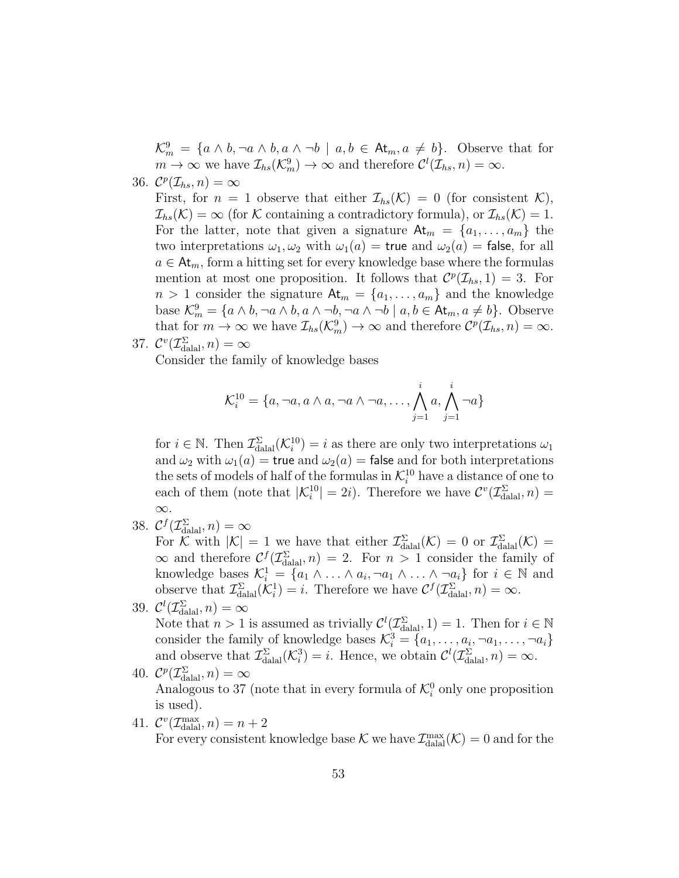$\mathcal{K}^9_m = \{a \wedge b, \neg a \wedge b, a \wedge \neg b \mid a, b \in \mathsf{At}_m, a \neq b\}$. Observe that for $m \to \infty$ we have $\mathcal{I}_{hs}(\mathcal{K}^9_m) \to \infty$ and therefore $\mathcal{C}^l(\mathcal{I}_{hs}, n) = \infty$.

36. $\mathcal{C}^p(\mathcal{I}_{hs}, n) = \infty$
    First, for $n = 1$ observe that either $\mathcal{I}_{hs}(\mathcal{K}) = 0$ (for consistent $\mathcal{K}$), $\mathcal{I}_{hs}(\mathcal{K}) = \infty$ (for $\mathcal{K}$ containing a contradictory formula), or $\mathcal{I}_{hs}(\mathcal{K}) = 1$. For the latter, note that given a signature $\mathsf{At}_m = \{a_1, \ldots, a_m\}$ the two interpretations $\omega_1, \omega_2$ with $\omega_1(a) = \mathsf{true}$ and $\omega_2(a) = \mathsf{false}$, for all $a \in \mathsf{At}_m$, form a hitting set for every knowledge base where the formulas mention at most one proposition. It follows that $\mathcal{C}^p(\mathcal{I}_{hs}, 1) = 3$. For $n > 1$ consider the signature $\mathsf{At}_m = \{a_1, \ldots, a_m\}$ and the knowledge base $\mathcal{K}^9_m = \{a \wedge b, \neg a \wedge b, a \wedge \neg b, \neg a \wedge \neg b \mid a, b \in \mathsf{At}_m, a \neq b\}$. Observe that for $m \to \infty$ we have $\mathcal{I}_{hs}(\mathcal{K}^9_m) \to \infty$ and therefore $\mathcal{C}^p(\mathcal{I}_{hs}, n) = \infty$.

37. $\mathcal{C}^v(\mathcal{I}^{\Sigma}_{\text{dalal}}, n) = \infty$
    Consider the family of knowledge bases

    $$\mathcal{K}^{10}_i = \{a, \neg a, a \wedge a, \neg a \wedge \neg a, \ldots, \bigwedge_{j=1}^{i} a, \bigwedge_{j=1}^{i} \neg a\}$$

    for $i \in \mathbb{N}$. Then $\mathcal{I}^{\Sigma}_{\text{dalal}}(\mathcal{K}^{10}_i) = i$ as there are only two interpretations $\omega_1$ and $\omega_2$ with $\omega_1(a) = \mathsf{true}$ and $\omega_2(a) = \mathsf{false}$ and for both interpretations the sets of models of half of the formulas in $\mathcal{K}^{10}_i$ have a distance of one to each of them (note that $|\mathcal{K}^{10}_i| = 2i$). Therefore we have $\mathcal{C}^v(\mathcal{I}^{\Sigma}_{\text{dalal}}, n) = \infty$.

38. $\mathcal{C}^f(\mathcal{I}^{\Sigma}_{\text{dalal}}, n) = \infty$
    For $\mathcal{K}$ with $|\mathcal{K}| = 1$ we have that either $\mathcal{I}^{\Sigma}_{\text{dalal}}(\mathcal{K}) = 0$ or $\mathcal{I}^{\Sigma}_{\text{dalal}}(\mathcal{K}) = \infty$ and therefore $\mathcal{C}^f(\mathcal{I}^{\Sigma}_{\text{dalal}}, n) = 2$. For $n > 1$ consider the family of knowledge bases $\mathcal{K}^1_i = \{a_1 \wedge \ldots \wedge a_i, \neg a_1 \wedge \ldots \wedge \neg a_i\}$ for $i \in \mathbb{N}$ and observe that $\mathcal{I}^{\Sigma}_{\text{dalal}}(\mathcal{K}^1_i) = i$. Therefore we have $\mathcal{C}^f(\mathcal{I}^{\Sigma}_{\text{dalal}}, n) = \infty$.

39. $\mathcal{C}^l(\mathcal{I}^{\Sigma}_{\text{dalal}}, n) = \infty$
    Note that $n > 1$ is assumed as trivially $\mathcal{C}^l(\mathcal{I}^{\Sigma}_{\text{dalal}}, 1) = 1$. Then for $i \in \mathbb{N}$ consider the family of knowledge bases $\mathcal{K}^3_i = \{a_1, \ldots, a_i, \neg a_1, \ldots, \neg a_i\}$ and observe that $\mathcal{I}^{\Sigma}_{\text{dalal}}(\mathcal{K}^3_i) = i$. Hence, we obtain $\mathcal{C}^l(\mathcal{I}^{\Sigma}_{\text{dalal}}, n) = \infty$.

40. $\mathcal{C}^p(\mathcal{I}^{\Sigma}_{\text{dalal}}, n) = \infty$
    Analogous to 37 (note that in every formula of $\mathcal{K}^0_i$ only one proposition is used).

41. $\mathcal{C}^v(\mathcal{I}^{\max}_{\text{dalal}}, n) = n + 2$
    For every consistent knowledge base $\mathcal{K}$ we have $\mathcal{I}^{\max}_{\text{dalal}}(\mathcal{K}) = 0$ and for the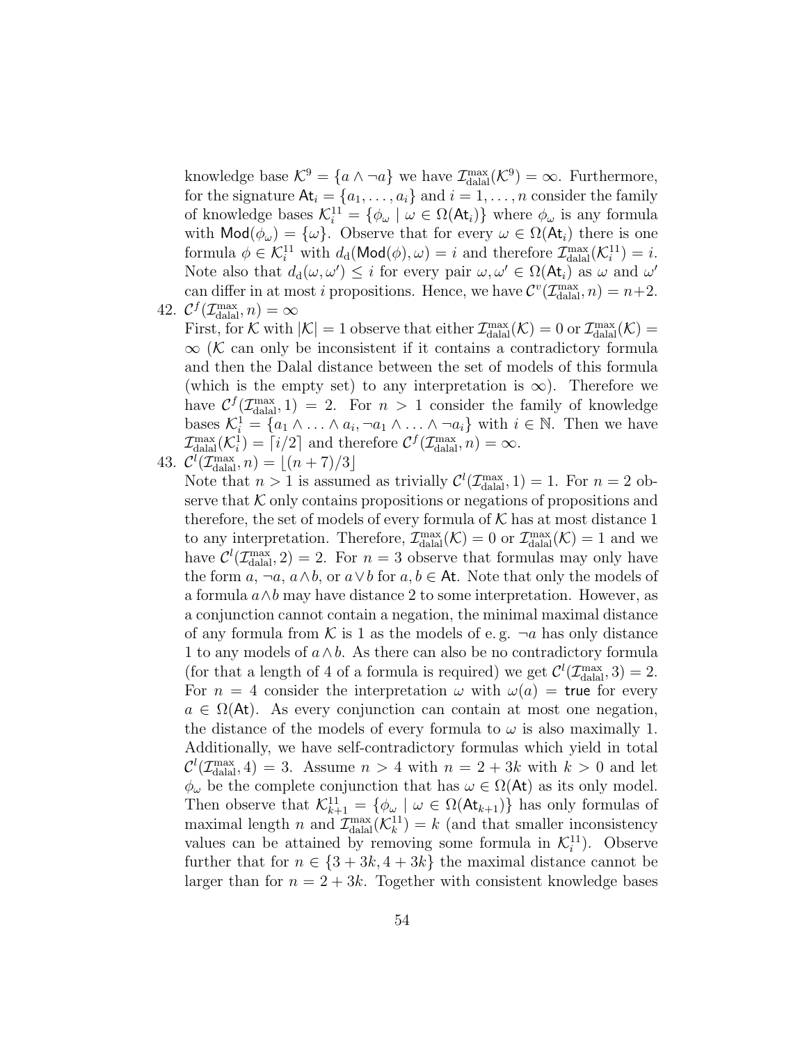knowledge base $\mathcal{K}^9 = \{a \wedge \neg a\}$ we have $\mathcal{I}^{\max}_{\text{dalal}}(\mathcal{K}^9) = \infty$. Furthermore, for the signature $\mathsf{At}_i = \{a_1, \ldots, a_i\}$ and $i = 1, \ldots, n$ consider the family of knowledge bases $\mathcal{K}^{11}_i = \{\phi_\omega \mid \omega \in \Omega(\mathsf{At}_i)\}$ where $\phi_\omega$ is any formula with $\mathsf{Mod}(\phi_\omega) = \{\omega\}$. Observe that for every $\omega \in \Omega(\mathsf{At}_i)$ there is one formula $\phi \in \mathcal{K}^{11}_i$ with $d_\text{d}(\mathsf{Mod}(\phi), \omega) = i$ and therefore $\mathcal{I}^{\max}_{\text{dalal}}(\mathcal{K}^{11}_i) = i$. Note also that $d_\text{d}(\omega, \omega') \leq i$ for every pair $\omega, \omega' \in \Omega(\mathsf{At}_i)$ as $\omega$ and $\omega'$ can differ in at most $i$ propositions. Hence, we have $\mathcal{C}^v(\mathcal{I}^{\max}_{\text{dalal}}, n) = n+2$.

42. $\mathcal{C}^f(\mathcal{I}^{\max}_{\text{dalal}}, n) = \infty$
First, for $\mathcal{K}$ with $|\mathcal{K}| = 1$ observe that either $\mathcal{I}^{\max}_{\text{dalal}}(\mathcal{K}) = 0$ or $\mathcal{I}^{\max}_{\text{dalal}}(\mathcal{K}) = \infty$ ($\mathcal{K}$ can only be inconsistent if it contains a contradictory formula and then the Dalal distance between the set of models of this formula (which is the empty set) to any interpretation is $\infty$). Therefore we have $\mathcal{C}^f(\mathcal{I}^{\max}_{\text{dalal}}, 1) = 2$. For $n > 1$ consider the family of knowledge bases $\mathcal{K}^1_i = \{a_1 \wedge \ldots \wedge a_i, \neg a_1 \wedge \ldots \wedge \neg a_i\}$ with $i \in \mathbb{N}$. Then we have $\mathcal{I}^{\max}_{\text{dalal}}(\mathcal{K}^1_i) = \lceil i/2 \rceil$ and therefore $\mathcal{C}^f(\mathcal{I}^{\max}_{\text{dalal}}, n) = \infty$.

43. $\mathcal{C}^l(\mathcal{I}^{\max}_{\text{dalal}}, n) = \lfloor (n+7)/3 \rfloor$
Note that $n > 1$ is assumed as trivially $\mathcal{C}^l(\mathcal{I}^{\max}_{\text{dalal}}, 1) = 1$. For $n = 2$ observe that $\mathcal{K}$ only contains propositions or negations of propositions and therefore, the set of models of every formula of $\mathcal{K}$ has at most distance 1 to any interpretation. Therefore, $\mathcal{I}^{\max}_{\text{dalal}}(\mathcal{K}) = 0$ or $\mathcal{I}^{\max}_{\text{dalal}}(\mathcal{K}) = 1$ and we have $\mathcal{C}^l(\mathcal{I}^{\max}_{\text{dalal}}, 2) = 2$. For $n = 3$ observe that formulas may only have the form $a$, $\neg a$, $a \wedge b$, or $a \vee b$ for $a, b \in \mathsf{At}$. Note that only the models of a formula $a \wedge b$ may have distance 2 to some interpretation. However, as a conjunction cannot contain a negation, the minimal maximal distance of any formula from $\mathcal{K}$ is 1 as the models of e. g. $\neg a$ has only distance 1 to any models of $a \wedge b$. As there can also be no contradictory formula (for that a length of 4 of a formula is required) we get $\mathcal{C}^l(\mathcal{I}^{\max}_{\text{dalal}}, 3) = 2$. For $n = 4$ consider the interpretation $\omega$ with $\omega(a) = \mathsf{true}$ for every $a \in \Omega(\mathsf{At})$. As every conjunction can contain at most one negation, the distance of the models of every formula to $\omega$ is also maximally 1. Additionally, we have self-contradictory formulas which yield in total $\mathcal{C}^l(\mathcal{I}^{\max}_{\text{dalal}}, 4) = 3$. Assume $n > 4$ with $n = 2 + 3k$ with $k > 0$ and let $\phi_\omega$ be the complete conjunction that has $\omega \in \Omega(\mathsf{At})$ as its only model. Then observe that $\mathcal{K}^{11}_{k+1} = \{\phi_\omega \mid \omega \in \Omega(\mathsf{At}_{k+1})\}$ has only formulas of maximal length $n$ and $\mathcal{I}^{\max}_{\text{dalal}}(\mathcal{K}^{11}_k) = k$ (and that smaller inconsistency values can be attained by removing some formula in $\mathcal{K}^{11}_i$). Observe further that for $n \in \{3 + 3k, 4 + 3k\}$ the maximal distance cannot be larger than for $n = 2 + 3k$. Together with consistent knowledge bases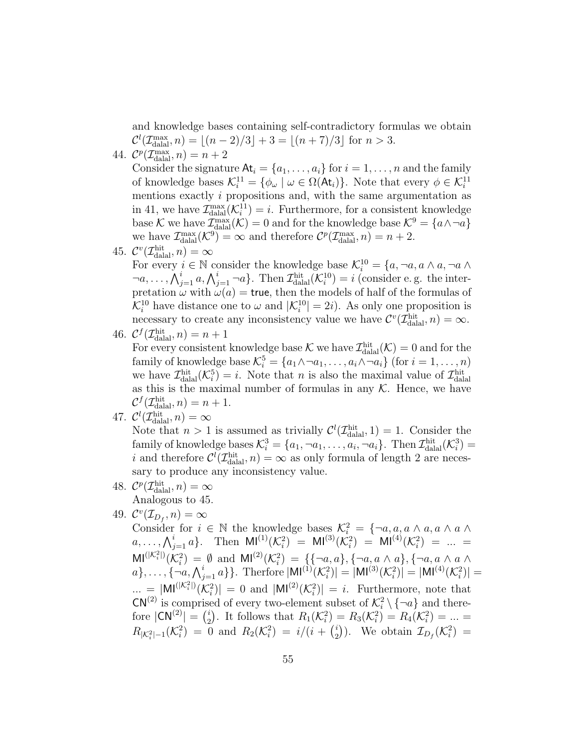and knowledge bases containing self-contradictory formulas we obtain $\mathcal{C}^l(\mathcal{I}^{\max}_{\text{dalal}}, n) = \lfloor (n-2)/3 \rfloor + 3 = \lfloor (n+7)/3 \rfloor$ for $n > 3$.

44. $\mathcal{C}^p(\mathcal{I}^{\max}_{\text{dalal}}, n) = n + 2$
    Consider the signature $\mathsf{At}_i = \{a_1, \ldots, a_i\}$ for $i = 1, \ldots, n$ and the family of knowledge bases $\mathcal{K}^{11}_i = \{\phi_\omega \mid \omega \in \Omega(\mathsf{At}_i)\}$. Note that every $\phi \in \mathcal{K}^{11}_i$ mentions exactly $i$ propositions and, with the same argumentation as in 41, we have $\mathcal{I}^{\max}_{\text{dalal}}(\mathcal{K}^{11}_i) = i$. Furthermore, for a consistent knowledge base $\mathcal{K}$ we have $\mathcal{I}^{\max}_{\text{dalal}}(\mathcal{K}) = 0$ and for the knowledge base $\mathcal{K}^9 = \{a \wedge \neg a\}$ we have $\mathcal{I}^{\max}_{\text{dalal}}(\mathcal{K}^9) = \infty$ and therefore $\mathcal{C}^p(\mathcal{I}^{\max}_{\text{dalal}}, n) = n + 2$.

45. $\mathcal{C}^v(\mathcal{I}^{\text{hit}}_{\text{dalal}}, n) = \infty$
    For every $i \in \mathbb{N}$ consider the knowledge base $\mathcal{K}^{10}_i = \{a, \neg a, a \wedge a, \neg a \wedge \neg a, \ldots, \bigwedge_{j=1}^{i} a, \bigwedge_{j=1}^{i} \neg a\}$. Then $\mathcal{I}^{\text{hit}}_{\text{dalal}}(\mathcal{K}^{10}_i) = i$ (consider e. g. the interpretation $\omega$ with $\omega(a) = \mathsf{true}$, then the models of half of the formulas of $\mathcal{K}^{10}_i$ have distance one to $\omega$ and $|\mathcal{K}^{10}_i| = 2i$). As only one proposition is necessary to create any inconsistency value we have $\mathcal{C}^v(\mathcal{I}^{\text{hit}}_{\text{dalal}}, n) = \infty$.

46. $\mathcal{C}^f(\mathcal{I}^{\text{hit}}_{\text{dalal}}, n) = n + 1$
    For every consistent knowledge base $\mathcal{K}$ we have $\mathcal{I}^{\text{hit}}_{\text{dalal}}(\mathcal{K}) = 0$ and for the family of knowledge base $\mathcal{K}^5_i = \{a_1 \wedge \neg a_1, \ldots, a_i \wedge \neg a_i\}$ (for $i = 1, \ldots, n$) we have $\mathcal{I}^{\text{hit}}_{\text{dalal}}(\mathcal{K}^5_i) = i$. Note that $n$ is also the maximal value of $\mathcal{I}^{\text{hit}}_{\text{dalal}}$ as this is the maximal number of formulas in any $\mathcal{K}$. Hence, we have $\mathcal{C}^f(\mathcal{I}^{\text{hit}}_{\text{dalal}}, n) = n + 1$.

47. $\mathcal{C}^l(\mathcal{I}^{\text{hit}}_{\text{dalal}}, n) = \infty$
    Note that $n > 1$ is assumed as trivially $\mathcal{C}^l(\mathcal{I}^{\text{hit}}_{\text{dalal}}, 1) = 1$. Consider the family of knowledge bases $\mathcal{K}^3_i = \{a_1, \neg a_1, \ldots, a_i, \neg a_i\}$. Then $\mathcal{I}^{\text{hit}}_{\text{dalal}}(\mathcal{K}^3_i) = i$ and therefore $\mathcal{C}^l(\mathcal{I}^{\text{hit}}_{\text{dalal}}, n) = \infty$ as only formula of length 2 are necessary to produce any inconsistency value.

48. $\mathcal{C}^p(\mathcal{I}^{\text{hit}}_{\text{dalal}}, n) = \infty$
    Analogous to 45.

49. $\mathcal{C}^v(\mathcal{I}_{D_f}, n) = \infty$
    Consider for $i \in \mathbb{N}$ the knowledge bases $\mathcal{K}^2_i = \{\neg a, a, a \wedge a, a \wedge a \wedge a, \ldots, \bigwedge_{j=1}^{i} a\}$. Then $\mathsf{MI}^{(1)}(\mathcal{K}^2_i) = \mathsf{MI}^{(3)}(\mathcal{K}^2_i) = \mathsf{MI}^{(4)}(\mathcal{K}^2_i) = \ldots = \mathsf{MI}^{(|\mathcal{K}^2_i|)}(\mathcal{K}^2_i) = \emptyset$ and $\mathsf{MI}^{(2)}(\mathcal{K}^2_i) = \{\{\neg a, a\}, \{\neg a, a \wedge a\}, \{\neg a, a \wedge a \wedge a\}, \ldots, \{\neg a, \bigwedge_{j=1}^{i} a\}\}$. Therfore $|\mathsf{MI}^{(1)}(\mathcal{K}^2_i)| = |\mathsf{MI}^{(3)}(\mathcal{K}^2_i)| = |\mathsf{MI}^{(4)}(\mathcal{K}^2_i)| = \ldots = |\mathsf{MI}^{(|\mathcal{K}^2_i|)}(\mathcal{K}^2_i)| = 0$ and $|\mathsf{MI}^{(2)}(\mathcal{K}^2_i)| = i$. Furthermore, note that $\mathsf{CN}^{(2)}$ is comprised of every two-element subset of $\mathcal{K}^2_i \setminus \{\neg a\}$ and therefore $|\mathsf{CN}^{(2)}| = \binom{i}{2}$. It follows that $R_1(\mathcal{K}^2_i) = R_3(\mathcal{K}^2_i) = R_4(\mathcal{K}^2_i) = \ldots = R_{|\mathcal{K}^2_i|-1}(\mathcal{K}^2_i) = 0$ and $R_2(\mathcal{K}^2_i) = i/(i + \binom{i}{2})$. We obtain $\mathcal{I}_{D_f}(\mathcal{K}^2_i) =$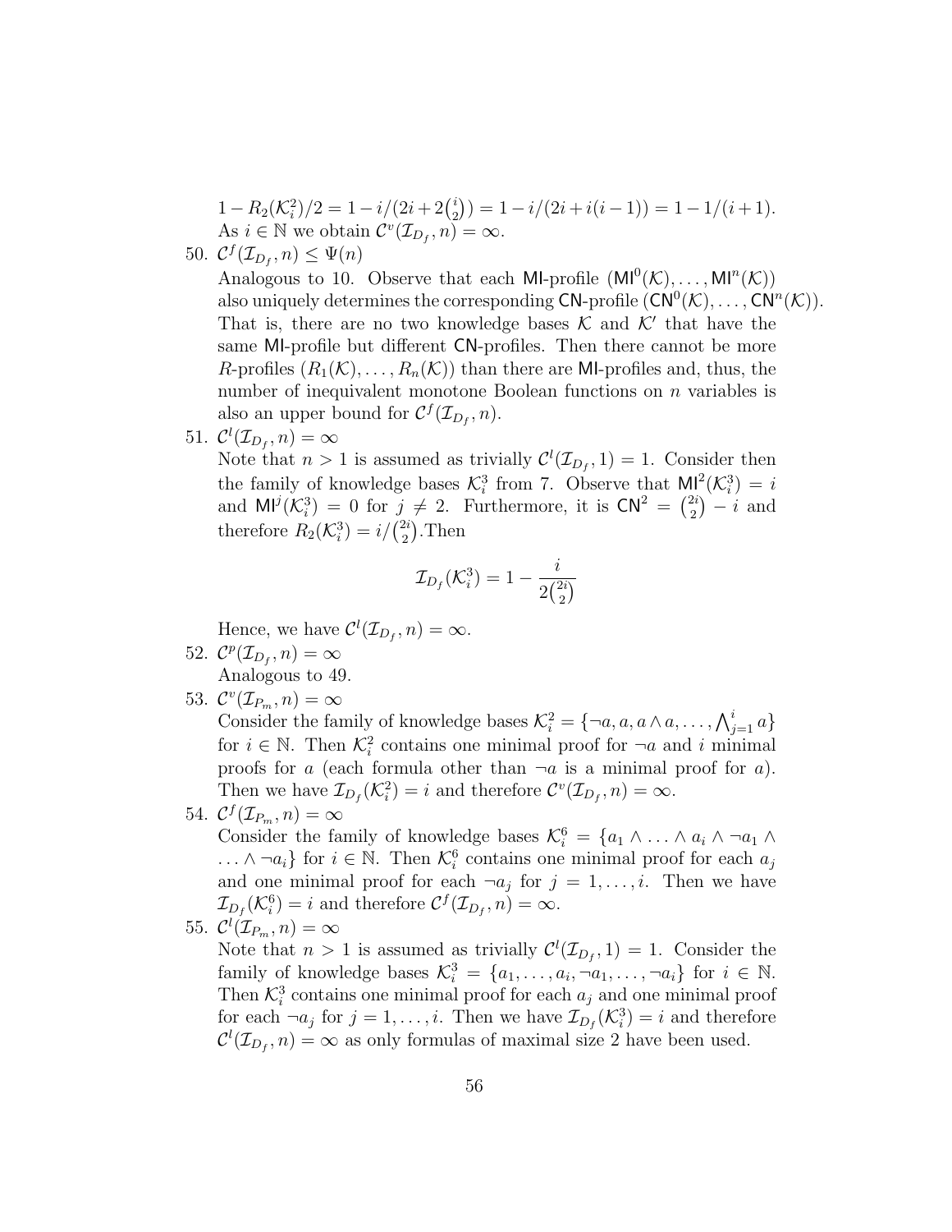$1 - R_2(\mathcal{K}_i^2)/2 = 1 - i/(2i + 2\binom{i}{2}) = 1 - i/(2i + i(i-1)) = 1 - 1/(i+1)$. As $i \in \mathbb{N}$ we obtain $\mathcal{C}^v(\mathcal{I}_{D_f}, n) = \infty$.

50. $\mathcal{C}^f(\mathcal{I}_{D_f}, n) \leq \Psi(n)$
    Analogous to 10. Observe that each $\mathsf{MI}$-profile $(\mathsf{MI}^0(\mathcal{K}), \ldots, \mathsf{MI}^n(\mathcal{K}))$ also uniquely determines the corresponding $\mathsf{CN}$-profile $(\mathsf{CN}^0(\mathcal{K}), \ldots, \mathsf{CN}^n(\mathcal{K}))$. That is, there are no two knowledge bases $\mathcal{K}$ and $\mathcal{K}'$ that have the same $\mathsf{MI}$-profile but different $\mathsf{CN}$-profiles. Then there cannot be more $R$-profiles $(R_1(\mathcal{K}), \ldots, R_n(\mathcal{K}))$ than there are $\mathsf{MI}$-profiles and, thus, the number of inequivalent monotone Boolean functions on $n$ variables is also an upper bound for $\mathcal{C}^f(\mathcal{I}_{D_f}, n)$.
51. $\mathcal{C}^l(\mathcal{I}_{D_f}, n) = \infty$
    Note that $n > 1$ is assumed as trivially $\mathcal{C}^l(\mathcal{I}_{D_f}, 1) = 1$. Consider then the family of knowledge bases $\mathcal{K}_i^3$ from 7. Observe that $\mathsf{MI}^2(\mathcal{K}_i^3) = i$ and $\mathsf{MI}^j(\mathcal{K}_i^3) = 0$ for $j \neq 2$. Furthermore, it is $\mathsf{CN}^2 = \binom{2i}{2} - i$ and therefore $R_2(\mathcal{K}_i^3) = i/\binom{2i}{2}$.Then

$$\mathcal{I}_{D_f}(\mathcal{K}_i^3) = 1 - \frac{i}{2\binom{2i}{2}}$$

    Hence, we have $\mathcal{C}^l(\mathcal{I}_{D_f}, n) = \infty$.
52. $\mathcal{C}^p(\mathcal{I}_{D_f}, n) = \infty$
    Analogous to 49.
53. $\mathcal{C}^v(\mathcal{I}_{P_m}, n) = \infty$
    Consider the family of knowledge bases $\mathcal{K}_i^2 = \{\neg a, a, a \wedge a, \ldots, \bigwedge_{j=1}^{i} a\}$ for $i \in \mathbb{N}$. Then $\mathcal{K}_i^2$ contains one minimal proof for $\neg a$ and $i$ minimal proofs for $a$ (each formula other than $\neg a$ is a minimal proof for $a$). Then we have $\mathcal{I}_{D_f}(\mathcal{K}_i^2) = i$ and therefore $\mathcal{C}^v(\mathcal{I}_{D_f}, n) = \infty$.
54. $\mathcal{C}^f(\mathcal{I}_{P_m}, n) = \infty$
    Consider the family of knowledge bases $\mathcal{K}_i^6 = \{a_1 \wedge \ldots \wedge a_i \wedge \neg a_1 \wedge \ldots \wedge \neg a_i\}$ for $i \in \mathbb{N}$. Then $\mathcal{K}_i^6$ contains one minimal proof for each $a_j$ and one minimal proof for each $\neg a_j$ for $j = 1, \ldots, i$. Then we have $\mathcal{I}_{D_f}(\mathcal{K}_i^6) = i$ and therefore $\mathcal{C}^f(\mathcal{I}_{D_f}, n) = \infty$.
55. $\mathcal{C}^l(\mathcal{I}_{P_m}, n) = \infty$
    Note that $n > 1$ is assumed as trivially $\mathcal{C}^l(\mathcal{I}_{D_f}, 1) = 1$. Consider the family of knowledge bases $\mathcal{K}_i^3 = \{a_1, \ldots, a_i, \neg a_1, \ldots, \neg a_i\}$ for $i \in \mathbb{N}$. Then $\mathcal{K}_i^3$ contains one minimal proof for each $a_j$ and one minimal proof for each $\neg a_j$ for $j = 1, \ldots, i$. Then we have $\mathcal{I}_{D_f}(\mathcal{K}_i^3) = i$ and therefore $\mathcal{C}^l(\mathcal{I}_{D_f}, n) = \infty$ as only formulas of maximal size 2 have been used.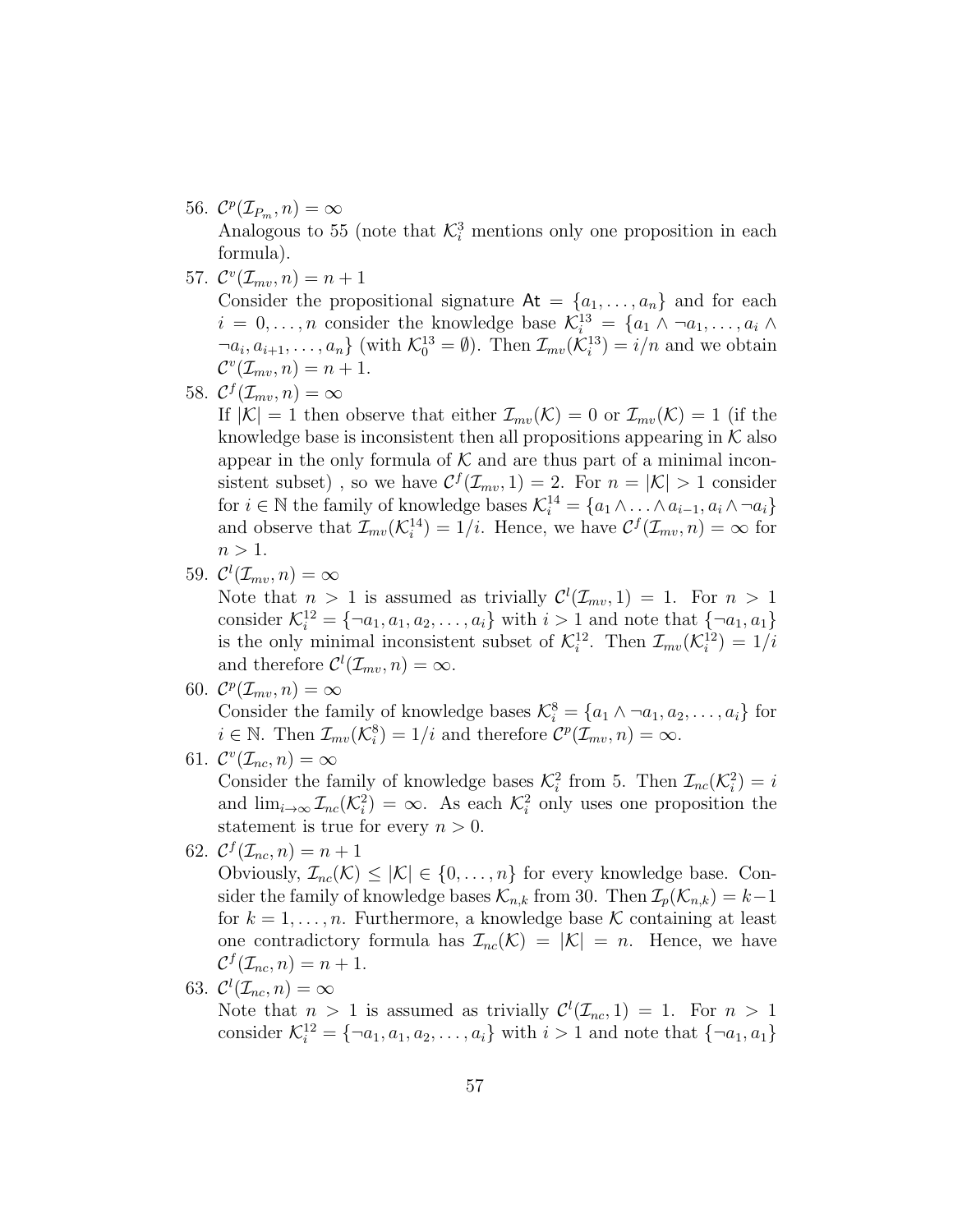56. $\mathcal{C}^p(\mathcal{I}_{P_m}, n) = \infty$
    Analogous to 55 (note that $\mathcal{K}_i^3$ mentions only one proposition in each formula).

57. $\mathcal{C}^v(\mathcal{I}_{mv}, n) = n + 1$
    Consider the propositional signature $\mathsf{At} = \{a_1, \ldots, a_n\}$ and for each $i = 0, \ldots, n$ consider the knowledge base $\mathcal{K}_i^{13} = \{a_1 \wedge \neg a_1, \ldots, a_i \wedge \neg a_i, a_{i+1}, \ldots, a_n\}$ (with $\mathcal{K}_0^{13} = \emptyset$). Then $\mathcal{I}_{mv}(\mathcal{K}_i^{13}) = i/n$ and we obtain $\mathcal{C}^v(\mathcal{I}_{mv}, n) = n + 1$.

58. $\mathcal{C}^f(\mathcal{I}_{mv}, n) = \infty$
    If $|\mathcal{K}| = 1$ then observe that either $\mathcal{I}_{mv}(\mathcal{K}) = 0$ or $\mathcal{I}_{mv}(\mathcal{K}) = 1$ (if the knowledge base is inconsistent then all propositions appearing in $\mathcal{K}$ also appear in the only formula of $\mathcal{K}$ and are thus part of a minimal inconsistent subset) , so we have $\mathcal{C}^f(\mathcal{I}_{mv}, 1) = 2$. For $n = |\mathcal{K}| > 1$ consider for $i \in \mathbb{N}$ the family of knowledge bases $\mathcal{K}_i^{14} = \{a_1 \wedge \ldots \wedge a_{i-1}, a_i \wedge \neg a_i\}$ and observe that $\mathcal{I}_{mv}(\mathcal{K}_i^{14}) = 1/i$. Hence, we have $\mathcal{C}^f(\mathcal{I}_{mv}, n) = \infty$ for $n > 1$.

59. $\mathcal{C}^l(\mathcal{I}_{mv}, n) = \infty$
    Note that $n > 1$ is assumed as trivially $\mathcal{C}^l(\mathcal{I}_{mv}, 1) = 1$. For $n > 1$ consider $\mathcal{K}_i^{12} = \{\neg a_1, a_1, a_2, \ldots, a_i\}$ with $i > 1$ and note that $\{\neg a_1, a_1\}$ is the only minimal inconsistent subset of $\mathcal{K}_i^{12}$. Then $\mathcal{I}_{mv}(\mathcal{K}_i^{12}) = 1/i$ and therefore $\mathcal{C}^l(\mathcal{I}_{mv}, n) = \infty$.

60. $\mathcal{C}^p(\mathcal{I}_{mv}, n) = \infty$
    Consider the family of knowledge bases $\mathcal{K}_i^8 = \{a_1 \wedge \neg a_1, a_2, \ldots, a_i\}$ for $i \in \mathbb{N}$. Then $\mathcal{I}_{mv}(\mathcal{K}_i^8) = 1/i$ and therefore $\mathcal{C}^p(\mathcal{I}_{mv}, n) = \infty$.

61. $\mathcal{C}^v(\mathcal{I}_{nc}, n) = \infty$
    Consider the family of knowledge bases $\mathcal{K}_i^2$ from 5. Then $\mathcal{I}_{nc}(\mathcal{K}_i^2) = i$ and $\lim_{i \to \infty} \mathcal{I}_{nc}(\mathcal{K}_i^2) = \infty$. As each $\mathcal{K}_i^2$ only uses one proposition the statement is true for every $n > 0$.

62. $\mathcal{C}^f(\mathcal{I}_{nc}, n) = n + 1$
    Obviously, $\mathcal{I}_{nc}(\mathcal{K}) \leq |\mathcal{K}| \in \{0, \ldots, n\}$ for every knowledge base. Consider the family of knowledge bases $\mathcal{K}_{n,k}$ from 30. Then $\mathcal{I}_p(\mathcal{K}_{n,k}) = k-1$ for $k = 1, \ldots, n$. Furthermore, a knowledge base $\mathcal{K}$ containing at least one contradictory formula has $\mathcal{I}_{nc}(\mathcal{K}) = |\mathcal{K}| = n$. Hence, we have $\mathcal{C}^f(\mathcal{I}_{nc}, n) = n + 1$.

63. $\mathcal{C}^l(\mathcal{I}_{nc}, n) = \infty$
    Note that $n > 1$ is assumed as trivially $\mathcal{C}^l(\mathcal{I}_{nc}, 1) = 1$. For $n > 1$ consider $\mathcal{K}_i^{12} = \{\neg a_1, a_1, a_2, \ldots, a_i\}$ with $i > 1$ and note that $\{\neg a_1, a_1\}$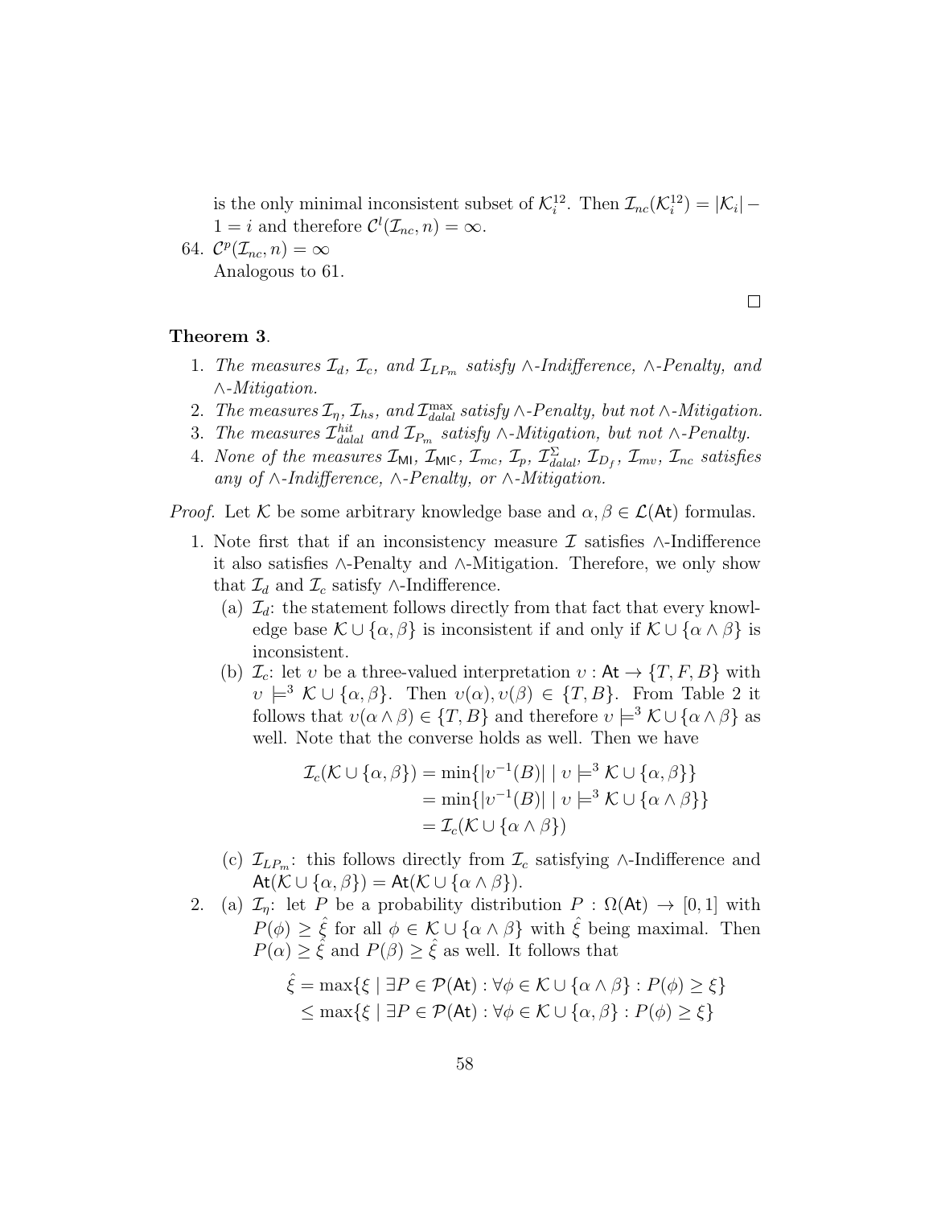is the only minimal inconsistent subset of $\mathcal{K}_i^{12}$. Then $\mathcal{I}_{nc}(\mathcal{K}_i^{12}) = |\mathcal{K}_i| - 1 = i$ and therefore $\mathcal{C}^l(\mathcal{I}_{nc}, n) = \infty$.

64. $\mathcal{C}^p(\mathcal{I}_{nc}, n) = \infty$
    Analogous to 61.

□

**Theorem 3**.

1. *The measures $\mathcal{I}_d$, $\mathcal{I}_c$, and $\mathcal{I}_{LP_m}$ satisfy $\wedge$-Indifference, $\wedge$-Penalty, and $\wedge$-Mitigation.*
2. *The measures $\mathcal{I}_\eta$, $\mathcal{I}_{hs}$, and $\mathcal{I}_{dalal}^{\max}$ satisfy $\wedge$-Penalty, but not $\wedge$-Mitigation.*
3. *The measures $\mathcal{I}_{dalal}^{hit}$ and $\mathcal{I}_{P_m}$ satisfy $\wedge$-Mitigation, but not $\wedge$-Penalty.*
4. *None of the measures $\mathcal{I}_{\mathsf{MI}}$, $\mathcal{I}_{\mathsf{MI}^\mathsf{C}}$, $\mathcal{I}_{mc}$, $\mathcal{I}_p$, $\mathcal{I}_{dalal}^{\Sigma}$, $\mathcal{I}_{D_f}$, $\mathcal{I}_{mv}$, $\mathcal{I}_{nc}$ satisfies any of $\wedge$-Indifference, $\wedge$-Penalty, or $\wedge$-Mitigation.*

*Proof.* Let $\mathcal{K}$ be some arbitrary knowledge base and $\alpha, \beta \in \mathcal{L}(\mathsf{At})$ formulas.

1. Note first that if an inconsistency measure $\mathcal{I}$ satisfies $\wedge$-Indifference it also satisfies $\wedge$-Penalty and $\wedge$-Mitigation. Therefore, we only show that $\mathcal{I}_d$ and $\mathcal{I}_c$ satisfy $\wedge$-Indifference.
   (a) $\mathcal{I}_d$: the statement follows directly from that fact that every knowledge base $\mathcal{K} \cup \{\alpha, \beta\}$ is inconsistent if and only if $\mathcal{K} \cup \{\alpha \wedge \beta\}$ is inconsistent.
   (b) $\mathcal{I}_c$: let $\upsilon$ be a three-valued interpretation $\upsilon : \mathsf{At} \to \{T, F, B\}$ with $\upsilon \models^3 \mathcal{K} \cup \{\alpha, \beta\}$. Then $\upsilon(\alpha), \upsilon(\beta) \in \{T, B\}$. From Table 2 it follows that $\upsilon(\alpha \wedge \beta) \in \{T, B\}$ and therefore $\upsilon \models^3 \mathcal{K} \cup \{\alpha \wedge \beta\}$ as well. Note that the converse holds as well. Then we have

$$\begin{aligned}
\mathcal{I}_c(\mathcal{K} \cup \{\alpha, \beta\}) &= \min\{|\upsilon^{-1}(B)| \mid \upsilon \models^3 \mathcal{K} \cup \{\alpha, \beta\}\} \\
&= \min\{|\upsilon^{-1}(B)| \mid \upsilon \models^3 \mathcal{K} \cup \{\alpha \wedge \beta\}\} \\
&= \mathcal{I}_c(\mathcal{K} \cup \{\alpha \wedge \beta\})
\end{aligned}$$

   (c) $\mathcal{I}_{LP_m}$: this follows directly from $\mathcal{I}_c$ satisfying $\wedge$-Indifference and $\mathsf{At}(\mathcal{K} \cup \{\alpha, \beta\}) = \mathsf{At}(\mathcal{K} \cup \{\alpha \wedge \beta\})$.
2. (a) $\mathcal{I}_\eta$: let $P$ be a probability distribution $P : \Omega(\mathsf{At}) \to [0, 1]$ with $P(\phi) \geq \hat{\xi}$ for all $\phi \in \mathcal{K} \cup \{\alpha \wedge \beta\}$ with $\hat{\xi}$ being maximal. Then $P(\alpha) \geq \hat{\xi}$ and $P(\beta) \geq \hat{\xi}$ as well. It follows that

$$\begin{aligned}
\hat{\xi} &= \max\{\xi \mid \exists P \in \mathcal{P}(\mathsf{At}) : \forall \phi \in \mathcal{K} \cup \{\alpha \wedge \beta\} : P(\phi) \geq \xi\} \\
&\leq \max\{\xi \mid \exists P \in \mathcal{P}(\mathsf{At}) : \forall \phi \in \mathcal{K} \cup \{\alpha, \beta\} : P(\phi) \geq \xi\}
\end{aligned}$$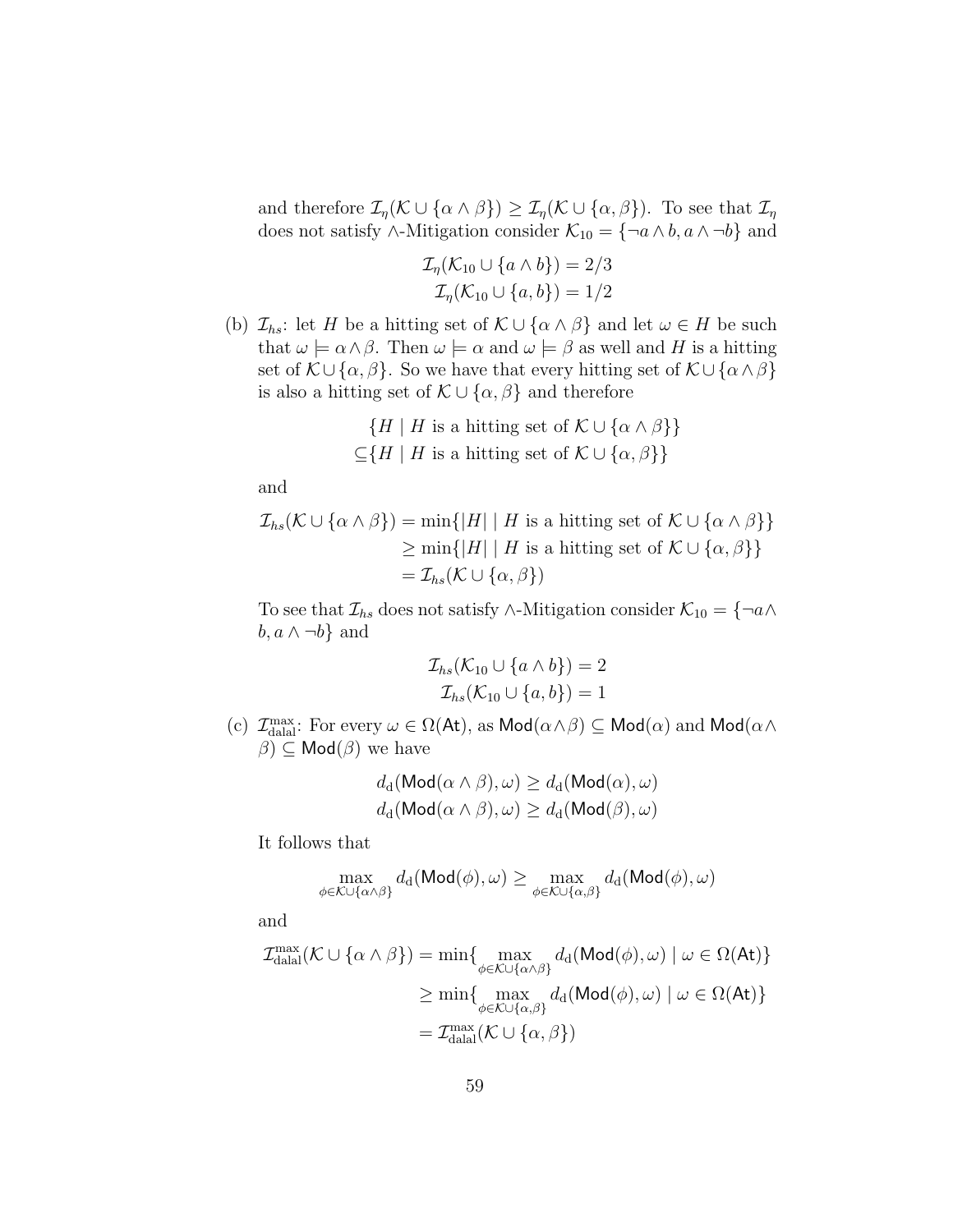and therefore $\mathcal{I}_\eta(\mathcal{K} \cup \{\alpha \wedge \beta\}) \geq \mathcal{I}_\eta(\mathcal{K} \cup \{\alpha, \beta\})$. To see that $\mathcal{I}_\eta$ does not satisfy $\wedge$-Mitigation consider $\mathcal{K}_{10} = \{\neg a \wedge b, a \wedge \neg b\}$ and

$$\mathcal{I}_\eta(\mathcal{K}_{10} \cup \{a \wedge b\}) = 2/3$$
$$\mathcal{I}_\eta(\mathcal{K}_{10} \cup \{a, b\}) = 1/2$$

(b) $\mathcal{I}_{hs}$: let $H$ be a hitting set of $\mathcal{K} \cup \{\alpha \wedge \beta\}$ and let $\omega \in H$ be such that $\omega \models \alpha \wedge \beta$. Then $\omega \models \alpha$ and $\omega \models \beta$ as well and $H$ is a hitting set of $\mathcal{K} \cup \{\alpha, \beta\}$. So we have that every hitting set of $\mathcal{K} \cup \{\alpha \wedge \beta\}$ is also a hitting set of $\mathcal{K} \cup \{\alpha, \beta\}$ and therefore

$$\begin{aligned}&\{H \mid H \text{ is a hitting set of } \mathcal{K} \cup \{\alpha \wedge \beta\}\}\\ \subseteq&\{H \mid H \text{ is a hitting set of } \mathcal{K} \cup \{\alpha, \beta\}\}\end{aligned}$$

and

$$\begin{aligned}\mathcal{I}_{hs}(\mathcal{K} \cup \{\alpha \wedge \beta\}) &= \min\{|H| \mid H \text{ is a hitting set of } \mathcal{K} \cup \{\alpha \wedge \beta\}\}\\ &\geq \min\{|H| \mid H \text{ is a hitting set of } \mathcal{K} \cup \{\alpha, \beta\}\}\\ &= \mathcal{I}_{hs}(\mathcal{K} \cup \{\alpha, \beta\})\end{aligned}$$

To see that $\mathcal{I}_{hs}$ does not satisfy $\wedge$-Mitigation consider $\mathcal{K}_{10} = \{\neg a \wedge b, a \wedge \neg b\}$ and

$$\mathcal{I}_{hs}(\mathcal{K}_{10} \cup \{a \wedge b\}) = 2$$
$$\mathcal{I}_{hs}(\mathcal{K}_{10} \cup \{a, b\}) = 1$$

(c) $\mathcal{I}^{\max}_{\text{dalal}}$: For every $\omega \in \Omega(\mathsf{At})$, as $\mathsf{Mod}(\alpha \wedge \beta) \subseteq \mathsf{Mod}(\alpha)$ and $\mathsf{Mod}(\alpha \wedge \beta) \subseteq \mathsf{Mod}(\beta)$ we have

$$d_{\text{d}}(\mathsf{Mod}(\alpha \wedge \beta), \omega) \geq d_{\text{d}}(\mathsf{Mod}(\alpha), \omega)$$
$$d_{\text{d}}(\mathsf{Mod}(\alpha \wedge \beta), \omega) \geq d_{\text{d}}(\mathsf{Mod}(\beta), \omega)$$

It follows that

$$\max_{\phi \in \mathcal{K} \cup \{\alpha \wedge \beta\}} d_{\text{d}}(\mathsf{Mod}(\phi), \omega) \geq \max_{\phi \in \mathcal{K} \cup \{\alpha, \beta\}} d_{\text{d}}(\mathsf{Mod}(\phi), \omega)$$

and

$$\begin{aligned}\mathcal{I}^{\max}_{\text{dalal}}(\mathcal{K} \cup \{\alpha \wedge \beta\}) &= \min\{\max_{\phi \in \mathcal{K} \cup \{\alpha \wedge \beta\}} d_{\text{d}}(\mathsf{Mod}(\phi), \omega) \mid \omega \in \Omega(\mathsf{At})\}\\ &\geq \min\{\max_{\phi \in \mathcal{K} \cup \{\alpha, \beta\}} d_{\text{d}}(\mathsf{Mod}(\phi), \omega) \mid \omega \in \Omega(\mathsf{At})\}\\ &= \mathcal{I}^{\max}_{\text{dalal}}(\mathcal{K} \cup \{\alpha, \beta\})\end{aligned}$$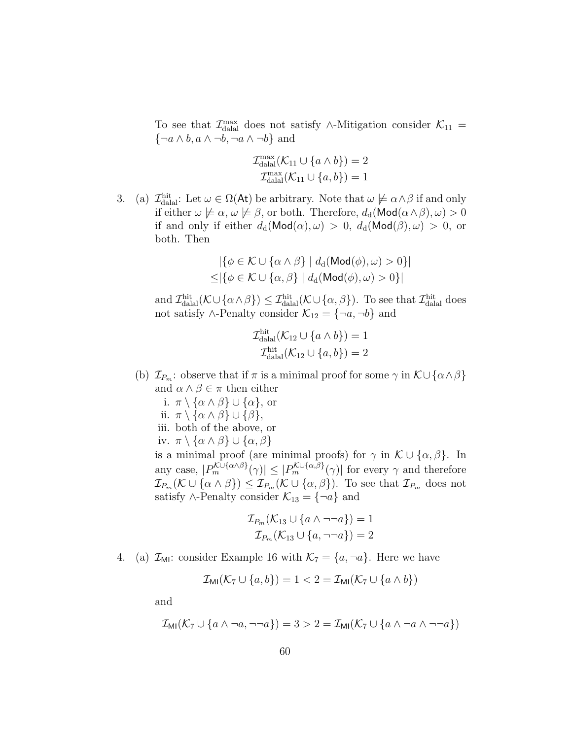To see that $\mathcal{I}^{\max}_{\text{dalal}}$ does not satisfy $\wedge$-Mitigation consider $\mathcal{K}_{11} = \{\neg a \wedge b, a \wedge \neg b, \neg a \wedge \neg b\}$ and

$$\mathcal{I}^{\max}_{\text{dalal}}(\mathcal{K}_{11} \cup \{a \wedge b\}) = 2$$
$$\mathcal{I}^{\max}_{\text{dalal}}(\mathcal{K}_{11} \cup \{a, b\}) = 1$$

3. (a) $\mathcal{I}^{\text{hit}}_{\text{dalal}}$: Let $\omega \in \Omega(\mathsf{At})$ be arbitrary. Note that $\omega \not\models \alpha \wedge \beta$ if and only if either $\omega \not\models \alpha$, $\omega \not\models \beta$, or both. Therefore, $d_{\text{d}}(\mathsf{Mod}(\alpha \wedge \beta), \omega) > 0$ if and only if either $d_{\text{d}}(\mathsf{Mod}(\alpha), \omega) > 0$, $d_{\text{d}}(\mathsf{Mod}(\beta), \omega) > 0$, or both. Then

$$\begin{aligned} &|\{\phi \in \mathcal{K} \cup \{\alpha \wedge \beta\} \mid d_{\text{d}}(\mathsf{Mod}(\phi), \omega) > 0\}| \\ \leq &|\{\phi \in \mathcal{K} \cup \{\alpha, \beta\} \mid d_{\text{d}}(\mathsf{Mod}(\phi), \omega) > 0\}| \end{aligned}$$

and $\mathcal{I}^{\text{hit}}_{\text{dalal}}(\mathcal{K} \cup \{\alpha \wedge \beta\}) \leq \mathcal{I}^{\text{hit}}_{\text{dalal}}(\mathcal{K} \cup \{\alpha, \beta\})$. To see that $\mathcal{I}^{\text{hit}}_{\text{dalal}}$ does not satisfy $\wedge$-Penalty consider $\mathcal{K}_{12} = \{\neg a, \neg b\}$ and

$$\mathcal{I}^{\text{hit}}_{\text{dalal}}(\mathcal{K}_{12} \cup \{a \wedge b\}) = 1$$
$$\mathcal{I}^{\text{hit}}_{\text{dalal}}(\mathcal{K}_{12} \cup \{a, b\}) = 2$$

(b) $\mathcal{I}_{P_m}$: observe that if $\pi$ is a minimal proof for some $\gamma$ in $\mathcal{K} \cup \{\alpha \wedge \beta\}$ and $\alpha \wedge \beta \in \pi$ then either

i. $\pi \setminus \{\alpha \wedge \beta\} \cup \{\alpha\}$, or

ii. $\pi \setminus \{\alpha \wedge \beta\} \cup \{\beta\}$,

iii. both of the above, or

iv. $\pi \setminus \{\alpha \wedge \beta\} \cup \{\alpha, \beta\}$

is a minimal proof (are minimal proofs) for $\gamma$ in $\mathcal{K} \cup \{\alpha, \beta\}$. In any case, $|P_m^{\mathcal{K} \cup \{\alpha \wedge \beta\}}(\gamma)| \leq |P_m^{\mathcal{K} \cup \{\alpha, \beta\}}(\gamma)|$ for every $\gamma$ and therefore $\mathcal{I}_{P_m}(\mathcal{K} \cup \{\alpha \wedge \beta\}) \leq \mathcal{I}_{P_m}(\mathcal{K} \cup \{\alpha, \beta\})$. To see that $\mathcal{I}_{P_m}$ does not satisfy $\wedge$-Penalty consider $\mathcal{K}_{13} = \{\neg a\}$ and

$$\mathcal{I}_{P_m}(\mathcal{K}_{13} \cup \{a \wedge \neg\neg a\}) = 1$$
$$\mathcal{I}_{P_m}(\mathcal{K}_{13} \cup \{a, \neg\neg a\}) = 2$$

4. (a) $\mathcal{I}_{\mathsf{MI}}$: consider Example 16 with $\mathcal{K}_7 = \{a, \neg a\}$. Here we have

$$\mathcal{I}_{\mathsf{MI}}(\mathcal{K}_7 \cup \{a, b\}) = 1 < 2 = \mathcal{I}_{\mathsf{MI}}(\mathcal{K}_7 \cup \{a \wedge b\})$$

and

$$\mathcal{I}_{\mathsf{MI}}(\mathcal{K}_7 \cup \{a \wedge \neg a, \neg\neg a\}) = 3 > 2 = \mathcal{I}_{\mathsf{MI}}(\mathcal{K}_7 \cup \{a \wedge \neg a \wedge \neg\neg a\})$$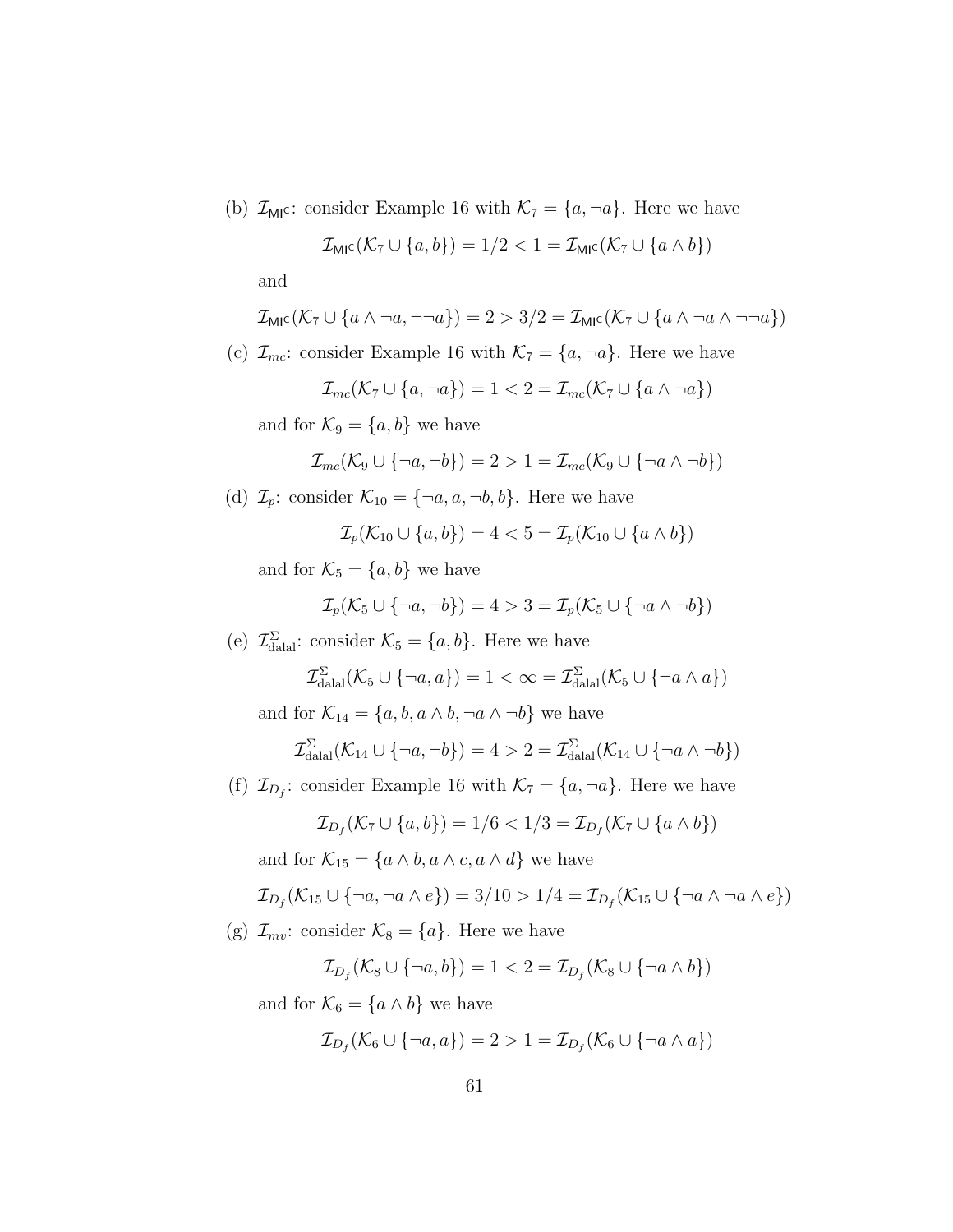(b) $\mathcal{I}_{\mathsf{MI}^{\mathsf{C}}}$: consider Example 16 with $\mathcal{K}_7 = \{a, \neg a\}$. Here we have

$$\mathcal{I}_{\mathsf{MI}^{\mathsf{C}}}(\mathcal{K}_7 \cup \{a, b\}) = 1/2 < 1 = \mathcal{I}_{\mathsf{MI}^{\mathsf{C}}}(\mathcal{K}_7 \cup \{a \wedge b\})$$

and

$$\mathcal{I}_{\mathsf{MI}^{\mathsf{C}}}(\mathcal{K}_7 \cup \{a \wedge \neg a, \neg\neg a\}) = 2 > 3/2 = \mathcal{I}_{\mathsf{MI}^{\mathsf{C}}}(\mathcal{K}_7 \cup \{a \wedge \neg a \wedge \neg\neg a\})$$

(c) $\mathcal{I}_{mc}$: consider Example 16 with $\mathcal{K}_7 = \{a, \neg a\}$. Here we have

$$\mathcal{I}_{mc}(\mathcal{K}_7 \cup \{a, \neg a\}) = 1 < 2 = \mathcal{I}_{mc}(\mathcal{K}_7 \cup \{a \wedge \neg a\})$$

and for $\mathcal{K}_9 = \{a, b\}$ we have

$$\mathcal{I}_{mc}(\mathcal{K}_9 \cup \{\neg a, \neg b\}) = 2 > 1 = \mathcal{I}_{mc}(\mathcal{K}_9 \cup \{\neg a \wedge \neg b\})$$

(d) $\mathcal{I}_p$: consider $\mathcal{K}_{10} = \{\neg a, a, \neg b, b\}$. Here we have

$$\mathcal{I}_p(\mathcal{K}_{10} \cup \{a, b\}) = 4 < 5 = \mathcal{I}_p(\mathcal{K}_{10} \cup \{a \wedge b\})$$

and for $\mathcal{K}_5 = \{a, b\}$ we have

$$\mathcal{I}_p(\mathcal{K}_5 \cup \{\neg a, \neg b\}) = 4 > 3 = \mathcal{I}_p(\mathcal{K}_5 \cup \{\neg a \wedge \neg b\})$$

(e) $\mathcal{I}^{\Sigma}_{\text{dalal}}$: consider $\mathcal{K}_5 = \{a, b\}$. Here we have

$$\mathcal{I}^{\Sigma}_{\text{dalal}}(\mathcal{K}_5 \cup \{\neg a, a\}) = 1 < \infty = \mathcal{I}^{\Sigma}_{\text{dalal}}(\mathcal{K}_5 \cup \{\neg a \wedge a\})$$

and for $\mathcal{K}_{14} = \{a, b, a \wedge b, \neg a \wedge \neg b\}$ we have

$$\mathcal{I}^{\Sigma}_{\text{dalal}}(\mathcal{K}_{14} \cup \{\neg a, \neg b\}) = 4 > 2 = \mathcal{I}^{\Sigma}_{\text{dalal}}(\mathcal{K}_{14} \cup \{\neg a \wedge \neg b\})$$

(f) $\mathcal{I}_{D_f}$: consider Example 16 with $\mathcal{K}_7 = \{a, \neg a\}$. Here we have

$$\mathcal{I}_{D_f}(\mathcal{K}_7 \cup \{a, b\}) = 1/6 < 1/3 = \mathcal{I}_{D_f}(\mathcal{K}_7 \cup \{a \wedge b\})$$

and for $\mathcal{K}_{15} = \{a \wedge b, a \wedge c, a \wedge d\}$ we have

$$\mathcal{I}_{D_f}(\mathcal{K}_{15} \cup \{\neg a, \neg a \wedge e\}) = 3/10 > 1/4 = \mathcal{I}_{D_f}(\mathcal{K}_{15} \cup \{\neg a \wedge \neg a \wedge e\})$$

(g) $\mathcal{I}_{mv}$: consider $\mathcal{K}_8 = \{a\}$. Here we have

$$\mathcal{I}_{D_f}(\mathcal{K}_8 \cup \{\neg a, b\}) = 1 < 2 = \mathcal{I}_{D_f}(\mathcal{K}_8 \cup \{\neg a \wedge b\})$$

and for $\mathcal{K}_6 = \{a \wedge b\}$ we have

$$\mathcal{I}_{D_f}(\mathcal{K}_6 \cup \{\neg a, a\}) = 2 > 1 = \mathcal{I}_{D_f}(\mathcal{K}_6 \cup \{\neg a \wedge a\})$$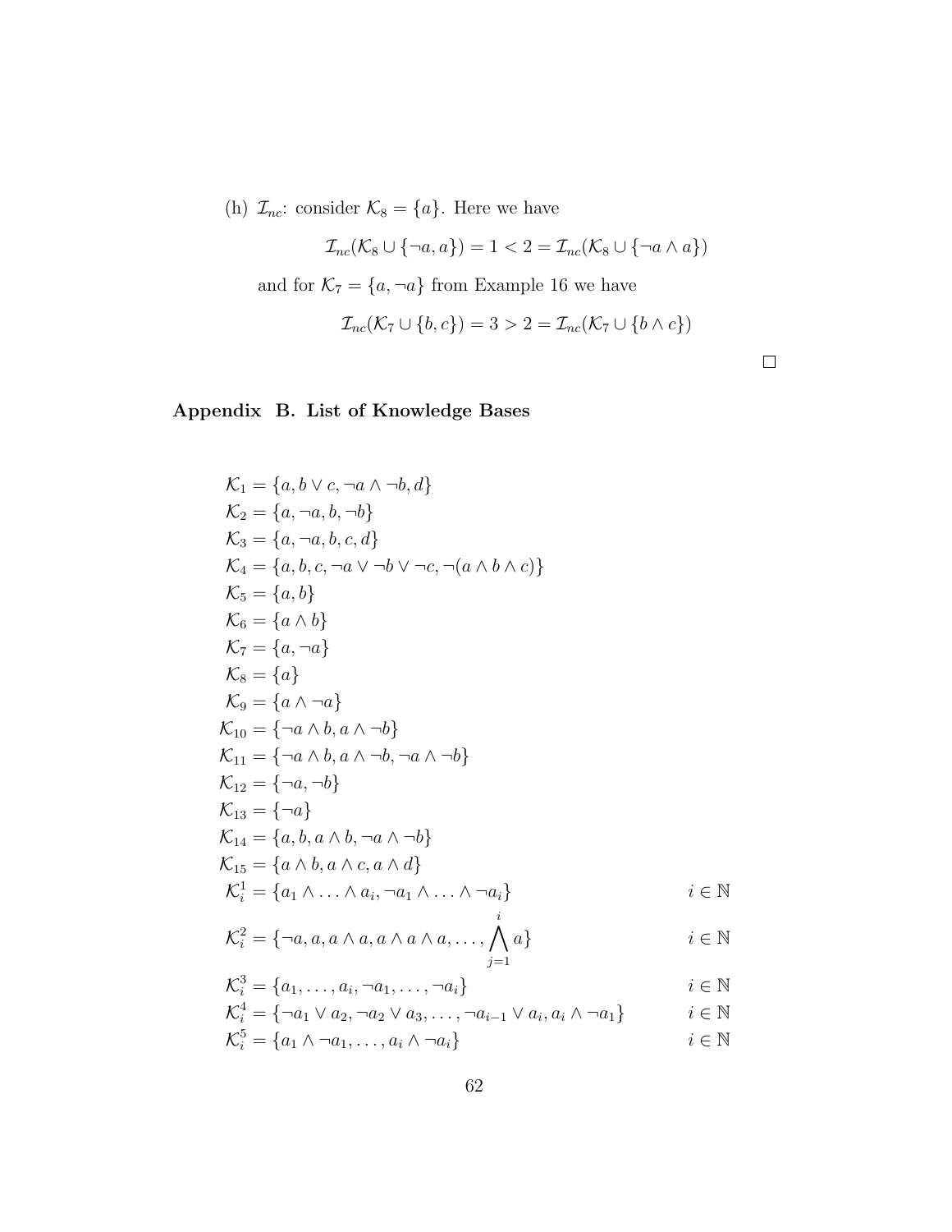(h) $\mathcal{I}_{nc}$: consider $\mathcal{K}_8 = \{a\}$. Here we have

$$\mathcal{I}_{nc}(\mathcal{K}_8 \cup \{\neg a, a\}) = 1 < 2 = \mathcal{I}_{nc}(\mathcal{K}_8 \cup \{\neg a \wedge a\})$$

and for $\mathcal{K}_7 = \{a, \neg a\}$ from Example 16 we have

$$\mathcal{I}_{nc}(\mathcal{K}_7 \cup \{b, c\}) = 3 > 2 = \mathcal{I}_{nc}(\mathcal{K}_7 \cup \{b \wedge c\})$$

□

## Appendix B. List of Knowledge Bases

$$\mathcal{K}_1 = \{a, b \vee c, \neg a \wedge \neg b, d\}$$
$$\mathcal{K}_2 = \{a, \neg a, b, \neg b\}$$
$$\mathcal{K}_3 = \{a, \neg a, b, c, d\}$$
$$\mathcal{K}_4 = \{a, b, c, \neg a \vee \neg b \vee \neg c, \neg(a \wedge b \wedge c)\}$$
$$\mathcal{K}_5 = \{a, b\}$$
$$\mathcal{K}_6 = \{a \wedge b\}$$
$$\mathcal{K}_7 = \{a, \neg a\}$$
$$\mathcal{K}_8 = \{a\}$$
$$\mathcal{K}_9 = \{a \wedge \neg a\}$$
$$\mathcal{K}_{10} = \{\neg a \wedge b, a \wedge \neg b\}$$
$$\mathcal{K}_{11} = \{\neg a \wedge b, a \wedge \neg b, \neg a \wedge \neg b\}$$
$$\mathcal{K}_{12} = \{\neg a, \neg b\}$$
$$\mathcal{K}_{13} = \{\neg a\}$$
$$\mathcal{K}_{14} = \{a, b, a \wedge b, \neg a \wedge \neg b\}$$
$$\mathcal{K}_{15} = \{a \wedge b, a \wedge c, a \wedge d\}$$
$$\mathcal{K}^1_i = \{a_1 \wedge \ldots \wedge a_i, \neg a_1 \wedge \ldots \wedge \neg a_i\} \qquad i \in \mathbb{N}$$
$$\mathcal{K}^2_i = \{\neg a, a, a \wedge a, a \wedge a \wedge a, \ldots, \bigwedge_{j=1}^{i} a\} \qquad i \in \mathbb{N}$$
$$\mathcal{K}^3_i = \{a_1, \ldots, a_i, \neg a_1, \ldots, \neg a_i\} \qquad i \in \mathbb{N}$$
$$\mathcal{K}^4_i = \{\neg a_1 \vee a_2, \neg a_2 \vee a_3, \ldots, \neg a_{i-1} \vee a_i, a_i \wedge \neg a_1\} \qquad i \in \mathbb{N}$$
$$\mathcal{K}^5_i = \{a_1 \wedge \neg a_1, \ldots, a_i \wedge \neg a_i\} \qquad i \in \mathbb{N}$$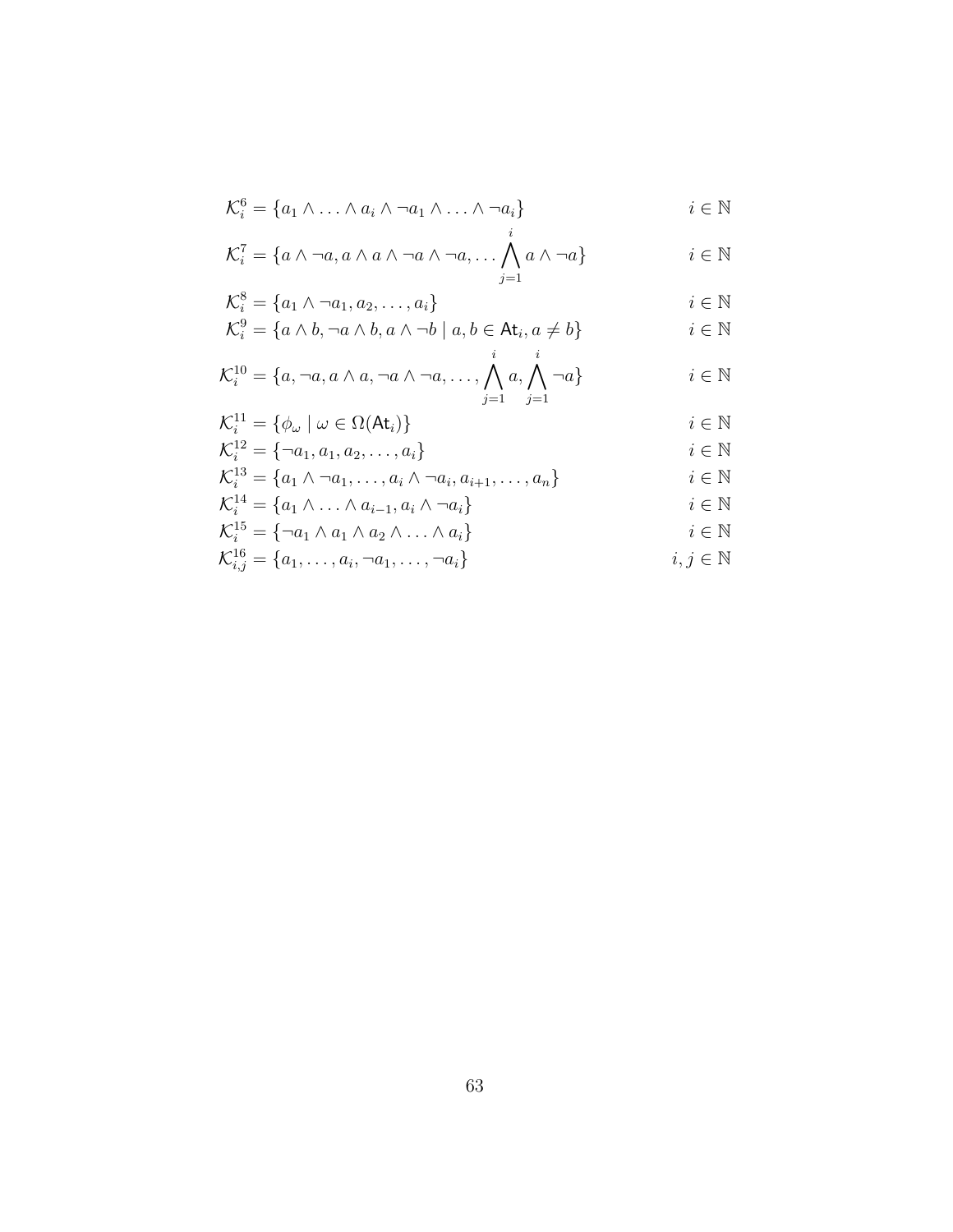$$\mathcal{K}_i^6 = \{a_1 \wedge \ldots \wedge a_i \wedge \neg a_1 \wedge \ldots \wedge \neg a_i\} \qquad i \in \mathbb{N}$$

$$\mathcal{K}_i^7 = \{a \wedge \neg a, a \wedge a \wedge \neg a \wedge \neg a, \ldots \bigwedge_{j=1}^{i} a \wedge \neg a\} \qquad i \in \mathbb{N}$$

$$\mathcal{K}_i^8 = \{a_1 \wedge \neg a_1, a_2, \ldots, a_i\} \qquad i \in \mathbb{N}$$

$$\mathcal{K}_i^9 = \{a \wedge b, \neg a \wedge b, a \wedge \neg b \mid a, b \in \mathsf{At}_i, a \neq b\} \qquad i \in \mathbb{N}$$

$$\mathcal{K}_i^{10} = \{a, \neg a, a \wedge a, \neg a \wedge \neg a, \ldots, \bigwedge_{j=1}^{i} a, \bigwedge_{j=1}^{i} \neg a\} \qquad i \in \mathbb{N}$$

$$\mathcal{K}_i^{11} = \{\phi_\omega \mid \omega \in \Omega(\mathsf{At}_i)\} \qquad i \in \mathbb{N}$$

$$\mathcal{K}_i^{12} = \{\neg a_1, a_1, a_2, \ldots, a_i\} \qquad i \in \mathbb{N}$$

$$\mathcal{K}_i^{13} = \{a_1 \wedge \neg a_1, \ldots, a_i \wedge \neg a_i, a_{i+1}, \ldots, a_n\} \qquad i \in \mathbb{N}$$

$$\mathcal{K}_i^{14} = \{a_1 \wedge \ldots \wedge a_{i-1}, a_i \wedge \neg a_i\} \qquad i \in \mathbb{N}$$

$$\mathcal{K}_i^{15} = \{\neg a_1 \wedge a_1 \wedge a_2 \wedge \ldots \wedge a_i\} \qquad i \in \mathbb{N}$$

$$\mathcal{K}_{i,j}^{16} = \{a_1, \ldots, a_i, \neg a_1, \ldots, \neg a_i\} \qquad i, j \in \mathbb{N}$$